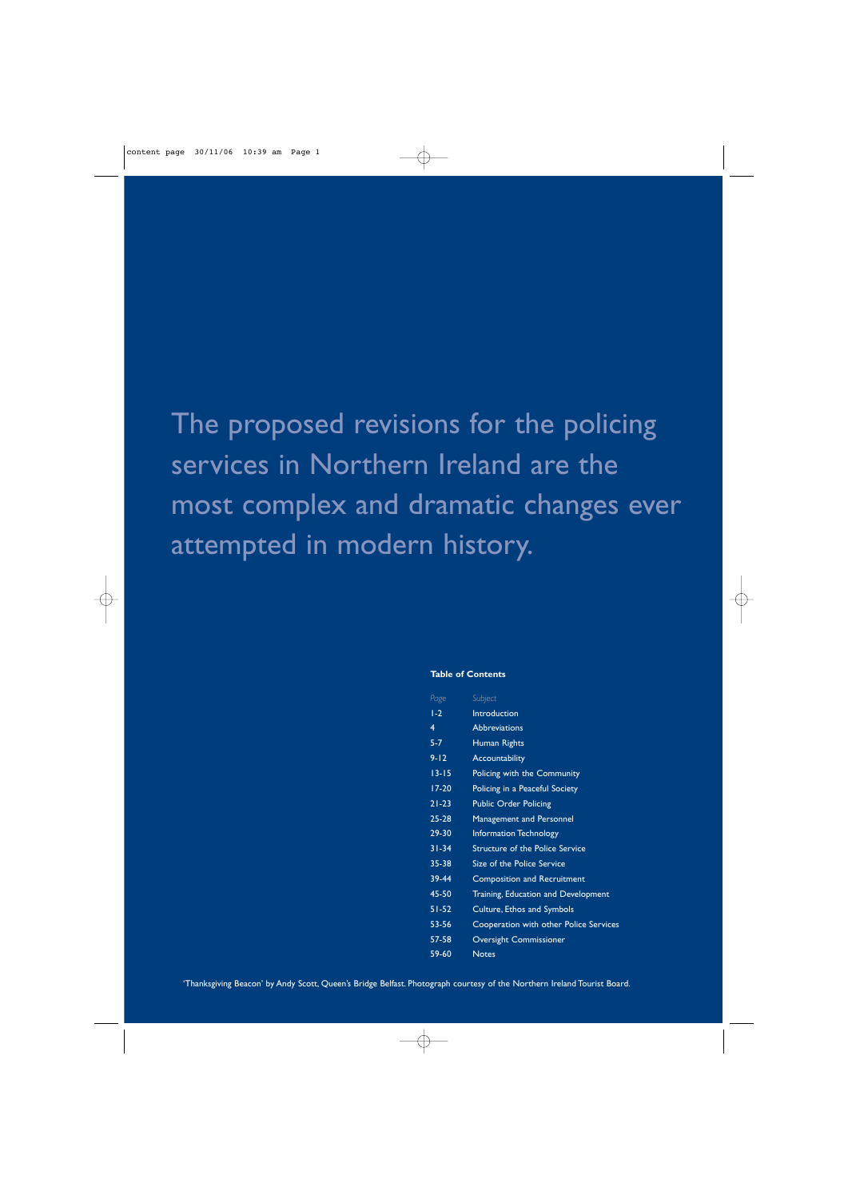The proposed revisions for the policing services in Northern Ireland are the most complex and dramatic changes ever attempted in modern history.

**Table of Contents**

| Page | Subject |
| --- | --- |
| 1-2 | Introduction |
| 4 | Abbreviations |
| 5-7 | Human Rights |
| 9-12 | Accountability |
| 13-15 | Policing with the Community |
| 17-20 | Policing in a Peaceful Society |
| 21-23 | Public Order Policing |
| 25-28 | Management and Personnel |
| 29-30 | Information Technology |
| 31-34 | Structure of the Police Service |
| 35-38 | Size of the Police Service |
| 39-44 | Composition and Recruitment |
| 45-50 | Training, Education and Development |
| 51-52 | Culture, Ethos and Symbols |
| 53-56 | Cooperation with other Police Services |
| 57-58 | Oversight Commissioner |
| 59-60 | Notes |

'Thanksgiving Beacon' by Andy Scott, Queen's Bridge Belfast. Photograph courtesy of the Northern Ireland Tourist Board.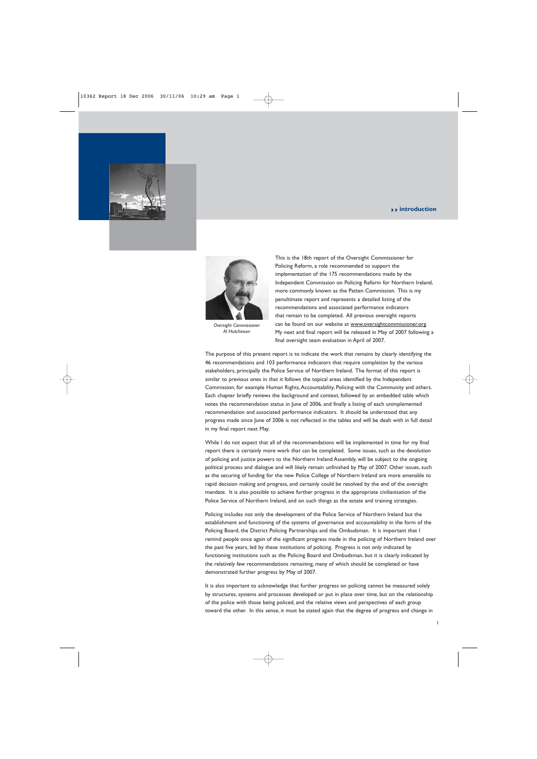# introduction

*Oversight Commissioner Al Hutchinson*

This is the 18th report of the Oversight Commissioner for Policing Reform, a role recommended to support the implementation of the 175 recommendations made by the Independent Commission on Policing Reform for Northern Ireland, more commonly known as the Patten Commission. This is my penultimate report and represents a detailed listing of the recommendations and associated performance indicators that remain to be completed. All previous oversight reports can be found on our website at www.oversightcommissioner.org. My next and final report will be released in May of 2007 following a final oversight team evaluation in April of 2007.

The purpose of this present report is to indicate the work that remains by clearly identifying the 46 recommendations and 103 performance indicators that require completion by the various stakeholders, principally the Police Service of Northern Ireland. The format of this report is similar to previous ones in that it follows the topical areas identified by the Independent Commission, for example Human Rights, Accountability, Policing with the Community and others. Each chapter briefly reviews the background and context, followed by an embedded table which notes the recommendation status in June of 2006, and finally a listing of each unimplemented recommendation and associated performance indicators. It should be understood that any progress made since June of 2006 is not reflected in the tables and will be dealt with in full detail in my final report next May.

While I do not expect that all of the recommendations will be implemented in time for my final report there is certainly more work that can be completed. Some issues, such as the devolution of policing and justice powers to the Northern Ireland Assembly, will be subject to the ongoing political process and dialogue and will likely remain unfinished by May of 2007. Other issues, such as the securing of funding for the new Police College of Northern Ireland are more amenable to rapid decision making and progress, and certainly could be resolved by the end of the oversight mandate. It is also possible to achieve further progress in the appropriate civilianisation of the Police Service of Northern Ireland, and on such things as the estate and training strategies.

Policing includes not only the development of the Police Service of Northern Ireland but the establishment and functioning of the systems of governance and accountability in the form of the Policing Board, the District Policing Partnerships and the Ombudsman. It is important that I remind people once again of the significant progress made in the policing of Northern Ireland over the past five years, led by these institutions of policing. Progress is not only indicated by functioning institutions such as the Policing Board and Ombudsman, but it is clearly indicated by the relatively few recommendations remaining, many of which should be completed or have demonstrated further progress by May of 2007.

It is also important to acknowledge that further progress on policing cannot be measured solely by structures, systems and processes developed or put in place over time, but on the relationship of the police with those being policed, and the relative views and perspectives of each group toward the other. In this sense, it must be stated again that the degree of progress and change in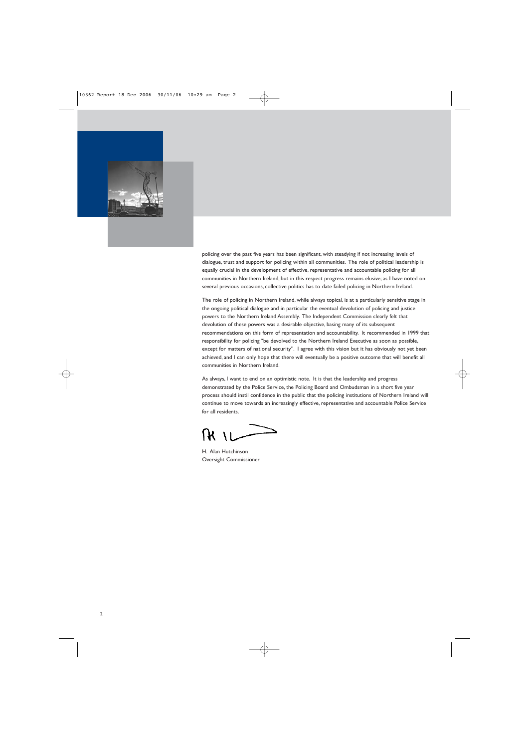policing over the past five years has been significant, with steadying if not increasing levels of dialogue, trust and support for policing within all communities. The role of political leadership is equally crucial in the development of effective, representative and accountable policing for all communities in Northern Ireland, but in this respect progress remains elusive; as I have noted on several previous occasions, collective politics has to date failed policing in Northern Ireland.

The role of policing in Northern Ireland, while always topical, is at a particularly sensitive stage in the ongoing political dialogue and in particular the eventual devolution of policing and justice powers to the Northern Ireland Assembly. The Independent Commission clearly felt that devolution of these powers was a desirable objective, basing many of its subsequent recommendations on this form of representation and accountability. It recommended in 1999 that responsibility for policing "be devolved to the Northern Ireland Executive as soon as possible, except for matters of national security". I agree with this vision but it has obviously not yet been achieved, and I can only hope that there will eventually be a positive outcome that will benefit all communities in Northern Ireland.

As always, I want to end on an optimistic note. It is that the leadership and progress demonstrated by the Police Service, the Policing Board and Ombudsman in a short five year process should instil confidence in the public that the policing institutions of Northern Ireland will continue to move towards an increasingly effective, representative and accountable Police Service for all residents.

H. Alan Hutchinson
Oversight Commissioner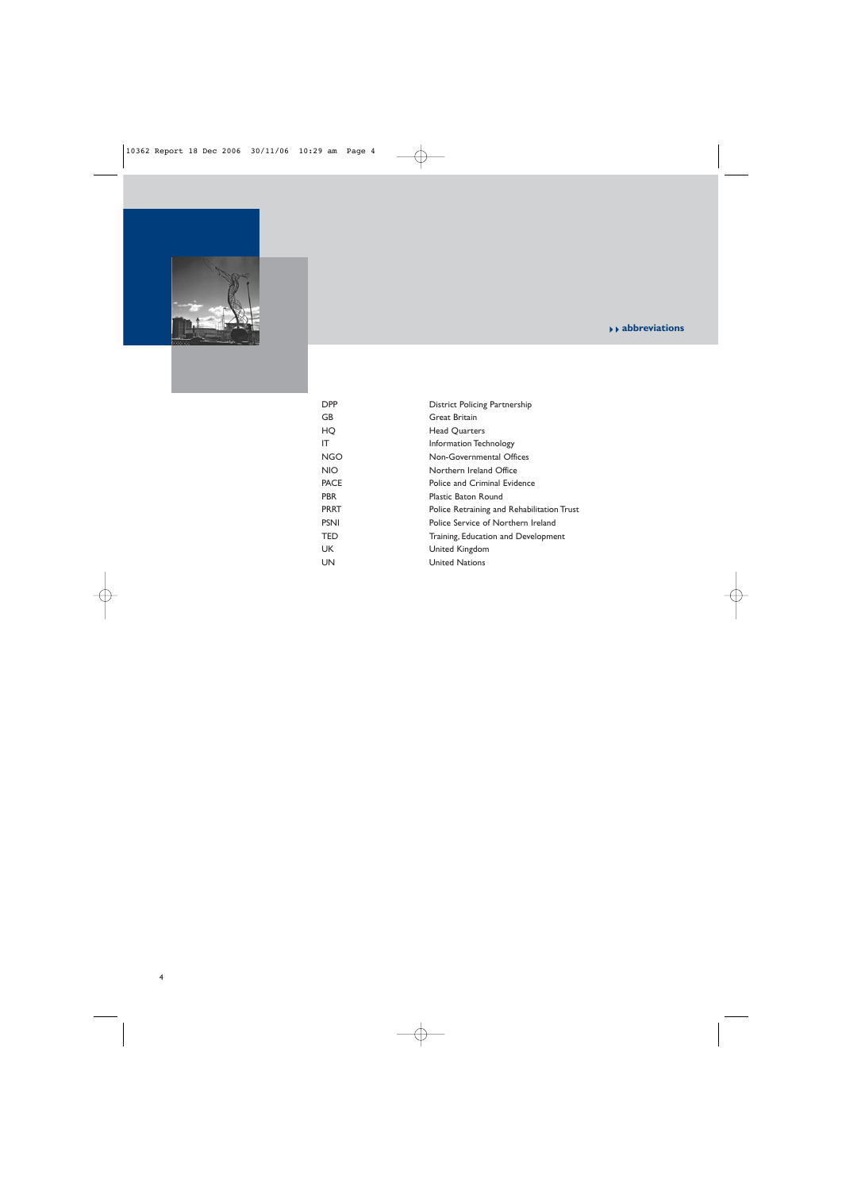## abbreviations

| | |
|---|---|
| DPP | District Policing Partnership |
| GB | Great Britain |
| HQ | Head Quarters |
| IT | Information Technology |
| NGO | Non-Governmental Offices |
| NIO | Northern Ireland Office |
| PACE | Police and Criminal Evidence |
| PBR | Plastic Baton Round |
| PRRT | Police Retraining and Rehabilitation Trust |
| PSNI | Police Service of Northern Ireland |
| TED | Training, Education and Development |
| UK | United Kingdom |
| UN | United Nations |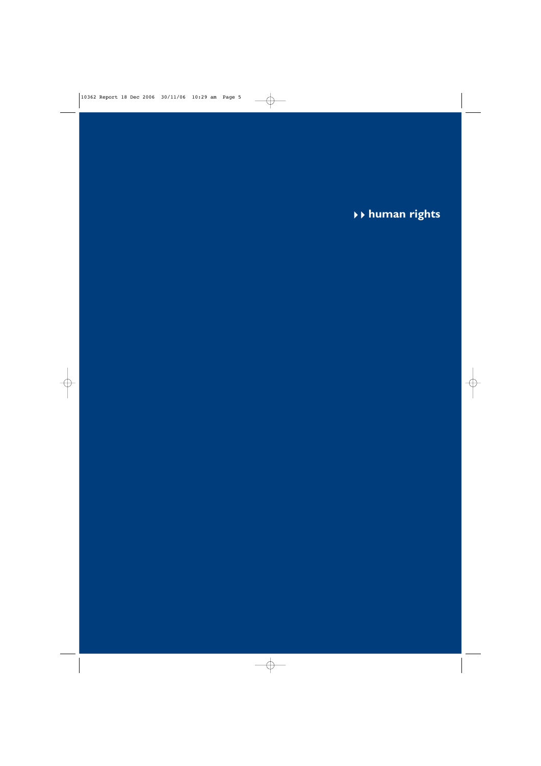# ▸▸ human rights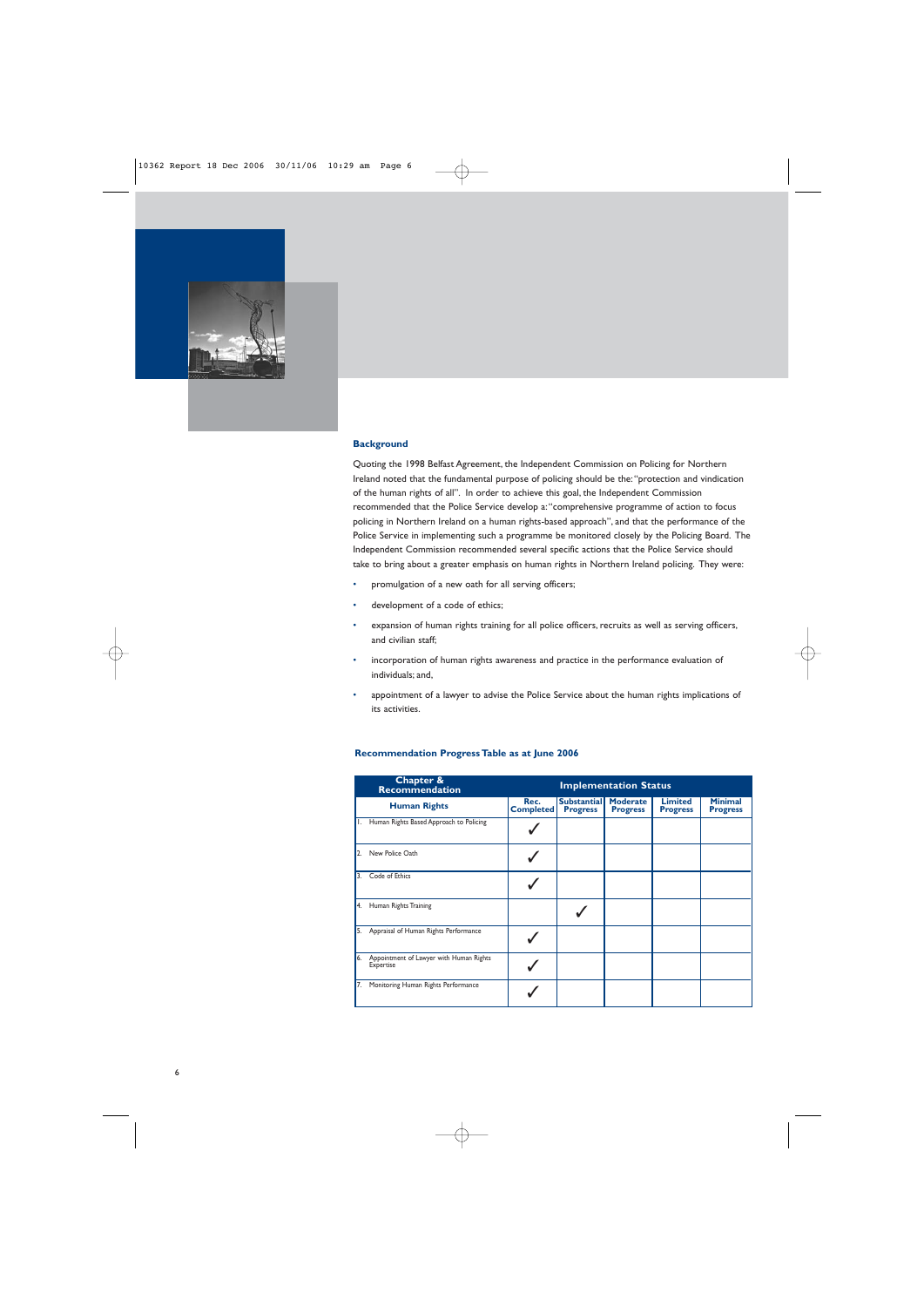### Background

Quoting the 1998 Belfast Agreement, the Independent Commission on Policing for Northern Ireland noted that the fundamental purpose of policing should be the: "protection and vindication of the human rights of all". In order to achieve this goal, the Independent Commission recommended that the Police Service develop a: "comprehensive programme of action to focus policing in Northern Ireland on a human rights-based approach", and that the performance of the Police Service in implementing such a programme be monitored closely by the Policing Board. The Independent Commission recommended several specific actions that the Police Service should take to bring about a greater emphasis on human rights in Northern Ireland policing. They were:

- promulgation of a new oath for all serving officers;
- development of a code of ethics;
- expansion of human rights training for all police officers, recruits as well as serving officers, and civilian staff;
- incorporation of human rights awareness and practice in the performance evaluation of individuals; and,
- appointment of a lawyer to advise the Police Service about the human rights implications of its activities.

### Recommendation Progress Table as at June 2006

| Chapter & Recommendation | Implementation Status | | | | |
|---|---|---|---|---|---|
| Human Rights | Rec. Completed | Substantial Progress | Moderate Progress | Limited Progress | Minimal Progress |
| 1. Human Rights Based Approach to Policing | ✓ | | | | |
| 2. New Police Oath | ✓ | | | | |
| 3. Code of Ethics | ✓ | | | | |
| 4. Human Rights Training | | ✓ | | | |
| 5. Appraisal of Human Rights Performance | ✓ | | | | |
| 6. Appointment of Lawyer with Human Rights Expertise | ✓ | | | | |
| 7. Monitoring Human Rights Performance | ✓ | | | | |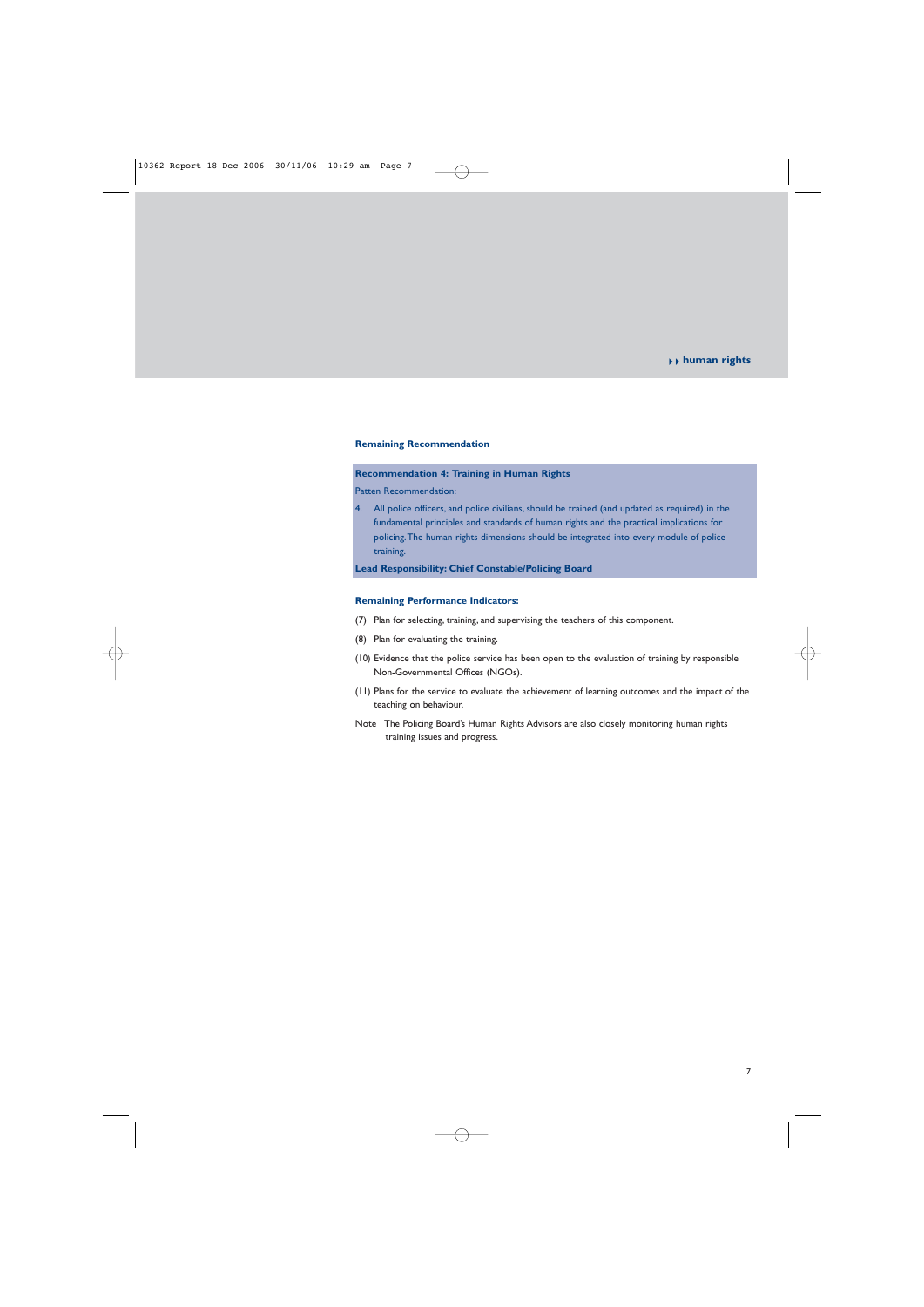## Remaining Recommendation

**Recommendation 4: Training in Human Rights**

Patten Recommendation:

4. All police officers, and police civilians, should be trained (and updated as required) in the fundamental principles and standards of human rights and the practical implications for policing. The human rights dimensions should be integrated into every module of police training.

**Lead Responsibility: Chief Constable/Policing Board**

**Remaining Performance Indicators:**

(7) Plan for selecting, training, and supervising the teachers of this component.

(8) Plan for evaluating the training.

(10) Evidence that the police service has been open to the evaluation of training by responsible Non-Governmental Offices (NGOs).

(11) Plans for the service to evaluate the achievement of learning outcomes and the impact of the teaching on behaviour.

Note The Policing Board's Human Rights Advisors are also closely monitoring human rights training issues and progress.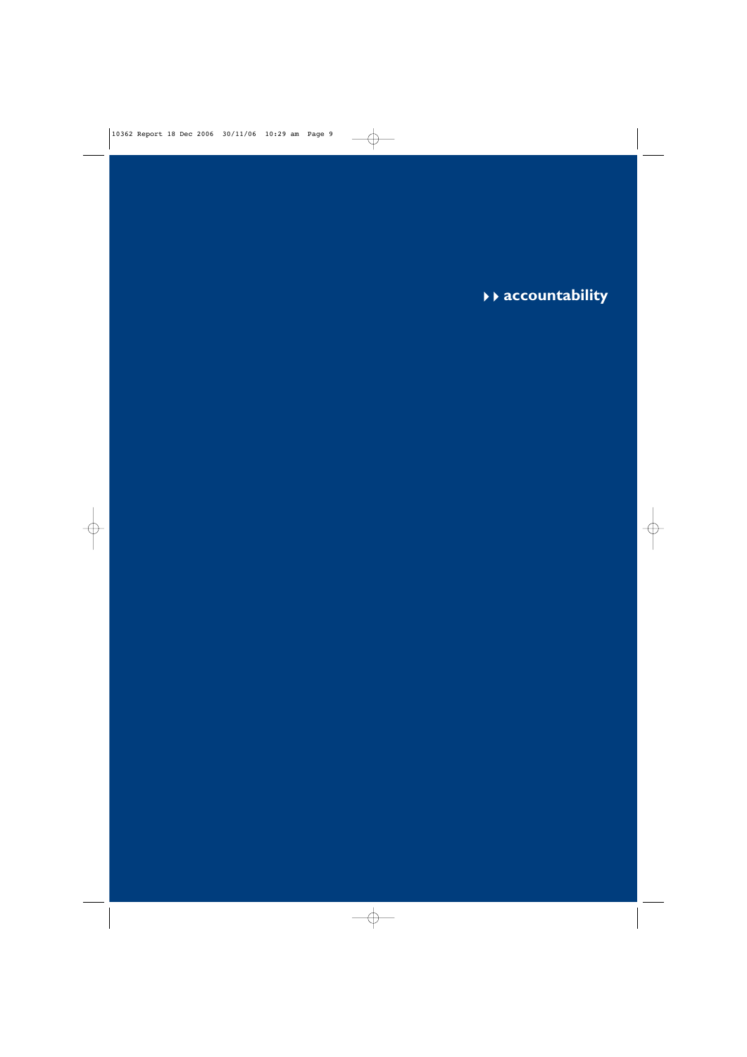# accountability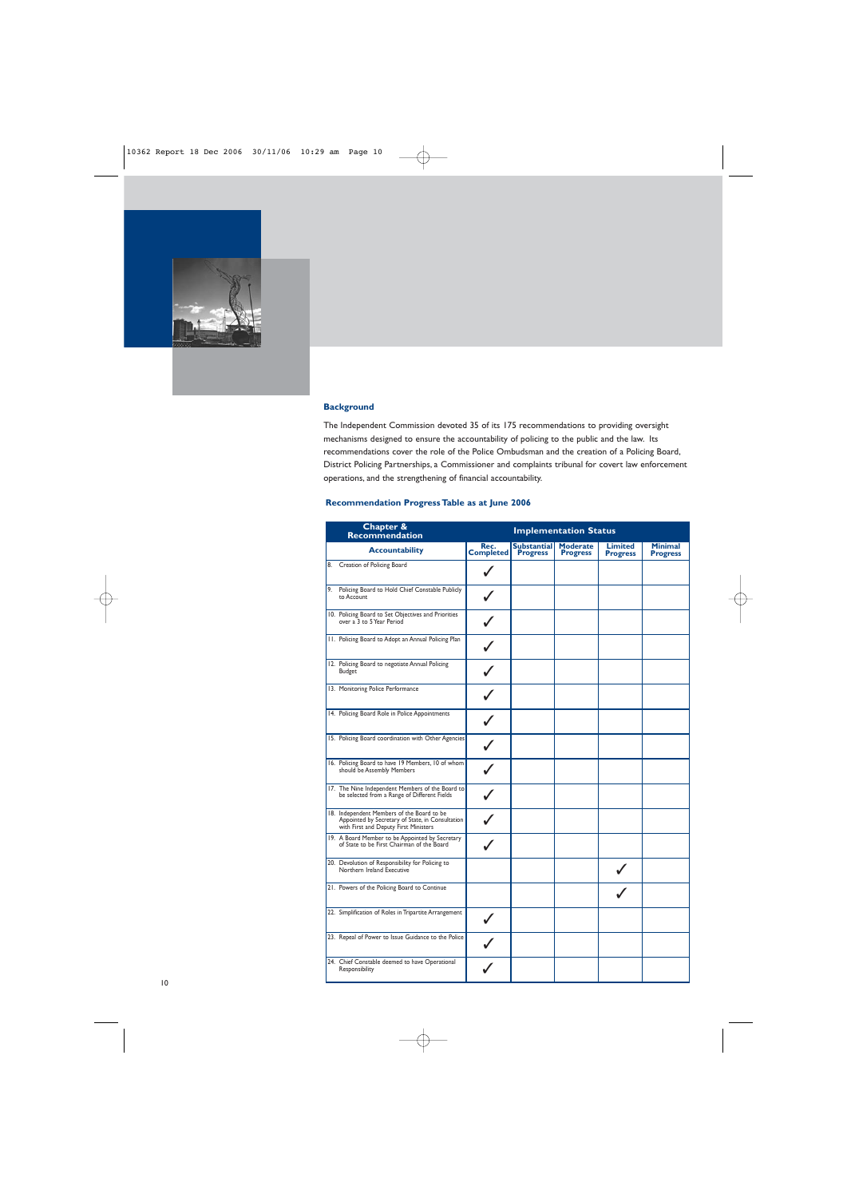### Background

The Independent Commission devoted 35 of its 175 recommendations to providing oversight mechanisms designed to ensure the accountability of policing to the public and the law. Its recommendations cover the role of the Police Ombudsman and the creation of a Policing Board, District Policing Partnerships, a Commissioner and complaints tribunal for covert law enforcement operations, and the strengthening of financial accountability.

### Recommendation Progress Table as at June 2006

| Chapter & Recommendation | Implementation Status | | | | |
|---|---|---|---|---|---|
| **Accountability** | **Rec. Completed** | **Substantial Progress** | **Moderate Progress** | **Limited Progress** | **Minimal Progress** |
| 8. Creation of Policing Board | ✓ | | | | |
| 9. Policing Board to Hold Chief Constable Publicly to Account | ✓ | | | | |
| 10. Policing Board to Set Objectives and Priorities over a 3 to 5 Year Period | ✓ | | | | |
| 11. Policing Board to Adopt an Annual Policing Plan | ✓ | | | | |
| 12. Policing Board to negotiate Annual Policing Budget | ✓ | | | | |
| 13. Monitoring Police Performance | ✓ | | | | |
| 14. Policing Board Role in Police Appointments | ✓ | | | | |
| 15. Policing Board coordination with Other Agencies | ✓ | | | | |
| 16. Policing Board to have 19 Members, 10 of whom should be Assembly Members | ✓ | | | | |
| 17. The Nine Independent Members of the Board to be selected from a Range of Different Fields | ✓ | | | | |
| 18. Independent Members of the Board to be Appointed by Secretary of State, in Consultation with First and Deputy First Ministers | ✓ | | | | |
| 19. A Board Member to be Appointed by Secretary of State to be First Chairman of the Board | ✓ | | | | |
| 20. Devolution of Responsibility for Policing to Northern Ireland Executive | | | | ✓ | |
| 21. Powers of the Policing Board to Continue | | | | ✓ | |
| 22. Simplification of Roles in Tripartite Arrangement | ✓ | | | | |
| 23. Repeal of Power to Issue Guidance to the Police | ✓ | | | | |
| 24. Chief Constable deemed to have Operational Responsibility | ✓ | | | | |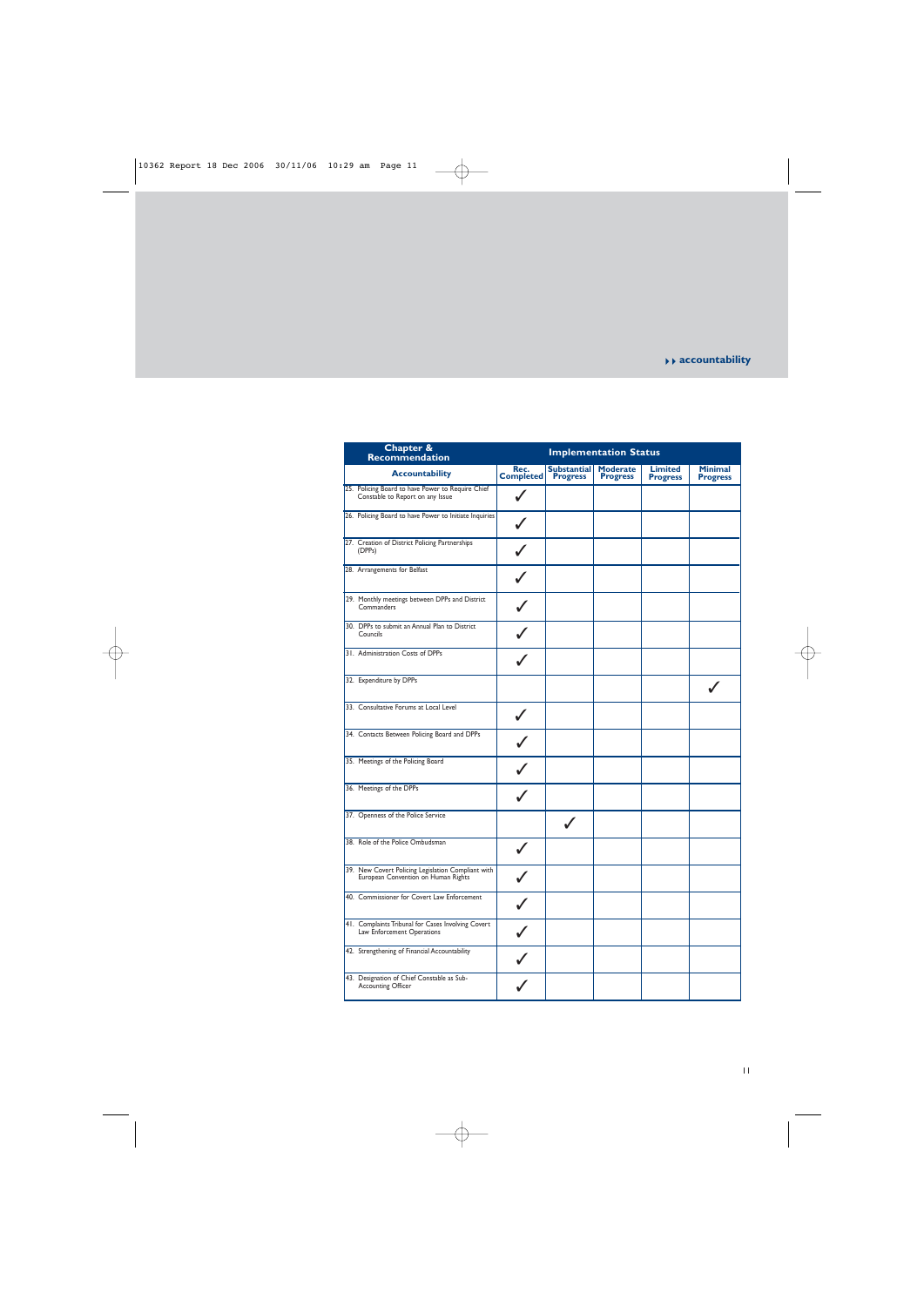▸▸ accountability

| Chapter & Recommendation | Implementation Status | | | | |
|---|---|---|---|---|---|
| Accountability | Rec. Completed | Substantial Progress | Moderate Progress | Limited Progress | Minimal Progress |
| 25. Policing Board to have Power to Require Chief Constable to Report on any Issue | ✓ | | | | |
| 26. Policing Board to have Power to Initiate Inquiries | ✓ | | | | |
| 27. Creation of District Policing Partnerships (DPPs) | ✓ | | | | |
| 28. Arrangements for Belfast | ✓ | | | | |
| 29. Monthly meetings between DPPs and District Commanders | ✓ | | | | |
| 30. DPPs to submit an Annual Plan to District Councils | ✓ | | | | |
| 31. Administration Costs of DPPs | ✓ | | | | |
| 32. Expenditure by DPPs | | | | | ✓ |
| 33. Consultative Forums at Local Level | ✓ | | | | |
| 34. Contacts Between Policing Board and DPPs | ✓ | | | | |
| 35. Meetings of the Policing Board | ✓ | | | | |
| 36. Meetings of the DPPs | ✓ | | | | |
| 37. Openness of the Police Service | | ✓ | | | |
| 38. Role of the Police Ombudsman | ✓ | | | | |
| 39. New Covert Policing Legislation Compliant with European Convention on Human Rights | ✓ | | | | |
| 40. Commissioner for Covert Law Enforcement | ✓ | | | | |
| 41. Complaints Tribunal for Cases Involving Covert Law Enforcement Operations | ✓ | | | | |
| 42. Strengthening of Financial Accountability | ✓ | | | | |
| 43. Designation of Chief Constable as Sub-Accounting Officer | ✓ | | | | |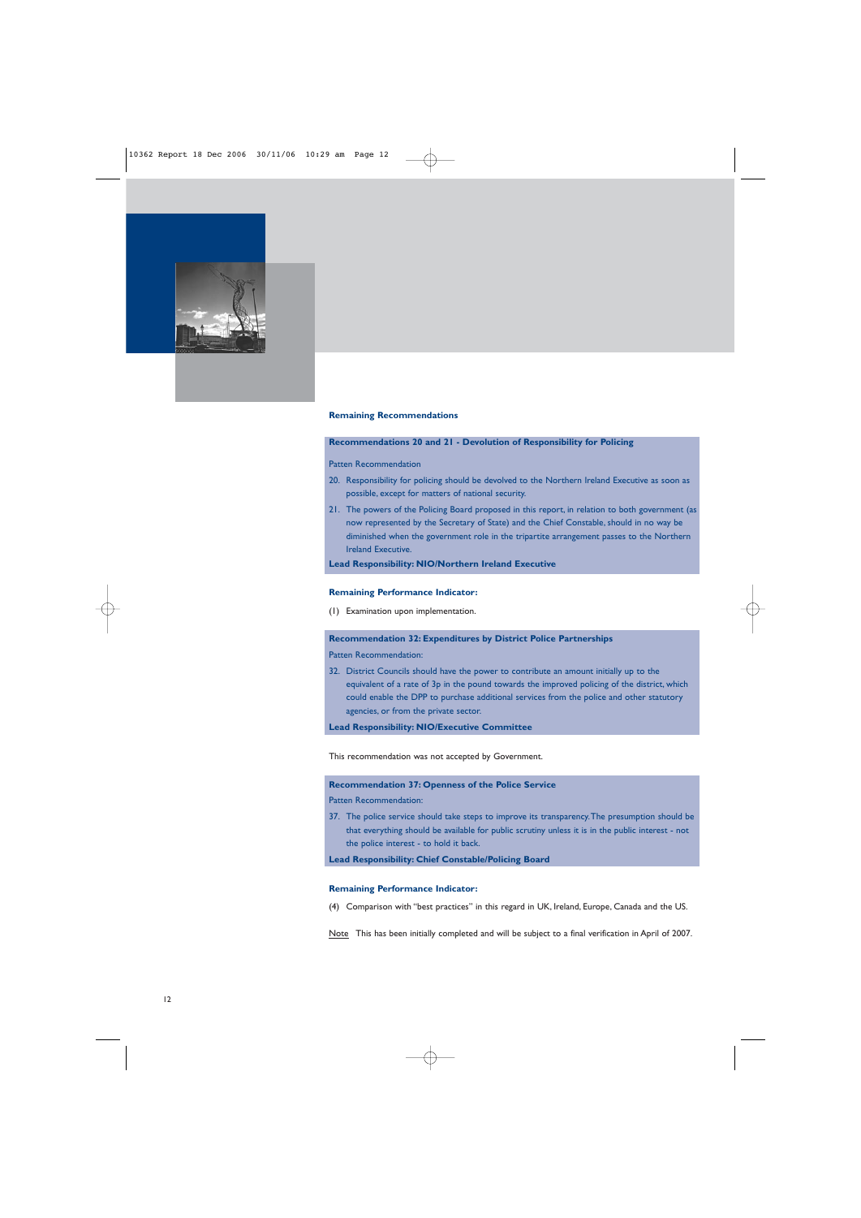## Remaining Recommendations

**Recommendations 20 and 21 - Devolution of Responsibility for Policing**

Patten Recommendation

20. Responsibility for policing should be devolved to the Northern Ireland Executive as soon as possible, except for matters of national security.
21. The powers of the Policing Board proposed in this report, in relation to both government (as now represented by the Secretary of State) and the Chief Constable, should in no way be diminished when the government role in the tripartite arrangement passes to the Northern Ireland Executive.

**Lead Responsibility: NIO/Northern Ireland Executive**

**Remaining Performance Indicator:**

(1) Examination upon implementation.

**Recommendation 32: Expenditures by District Police Partnerships**

Patten Recommendation:

32. District Councils should have the power to contribute an amount initially up to the equivalent of a rate of 3p in the pound towards the improved policing of the district, which could enable the DPP to purchase additional services from the police and other statutory agencies, or from the private sector.

**Lead Responsibility: NIO/Executive Committee**

This recommendation was not accepted by Government.

**Recommendation 37: Openness of the Police Service**

Patten Recommendation:

37. The police service should take steps to improve its transparency. The presumption should be that everything should be available for public scrutiny unless it is in the public interest - not the police interest - to hold it back.

**Lead Responsibility: Chief Constable/Policing Board**

**Remaining Performance Indicator:**

(4) Comparison with "best practices" in this regard in UK, Ireland, Europe, Canada and the US.

Note This has been initially completed and will be subject to a final verification in April of 2007.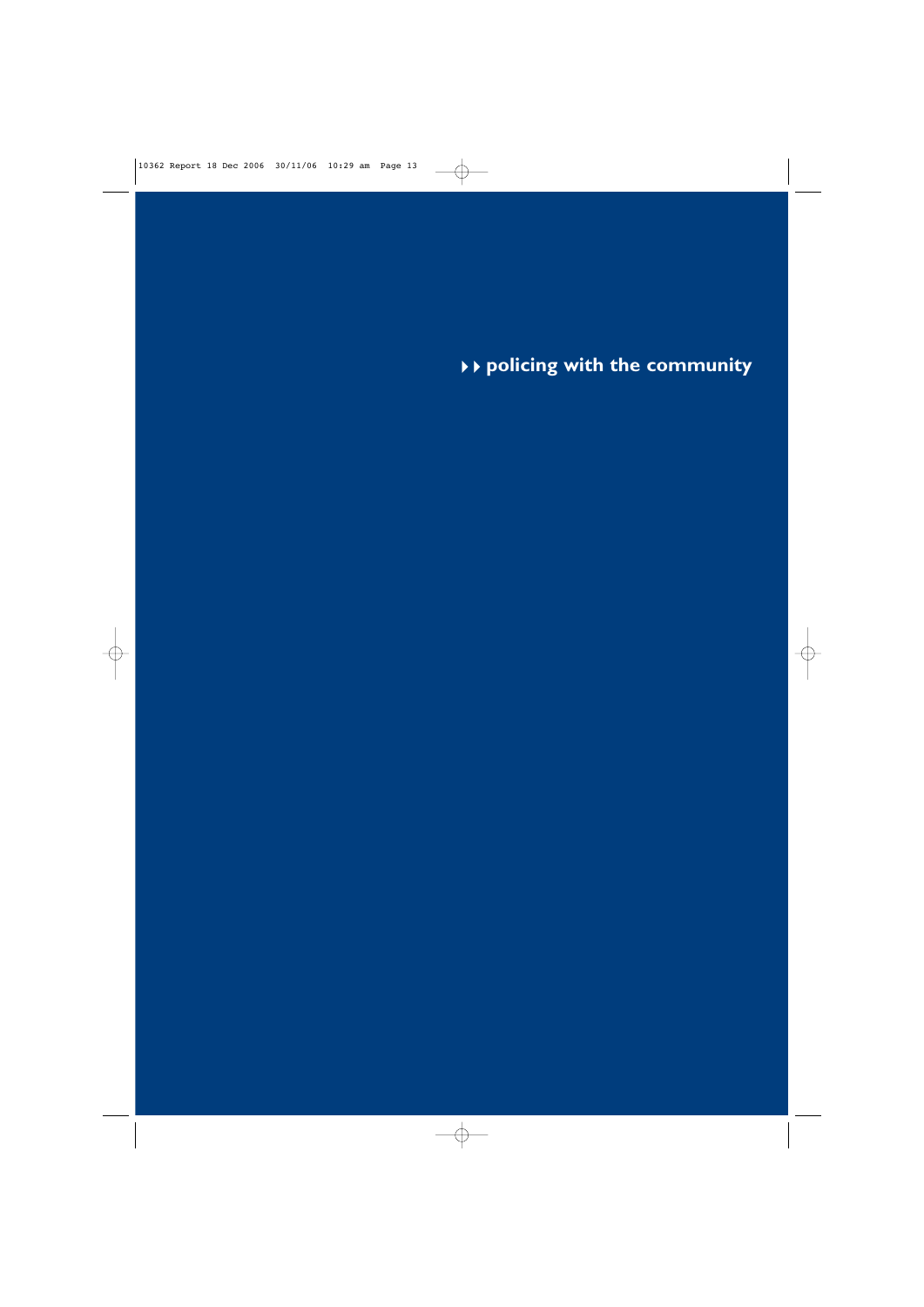# policing with the community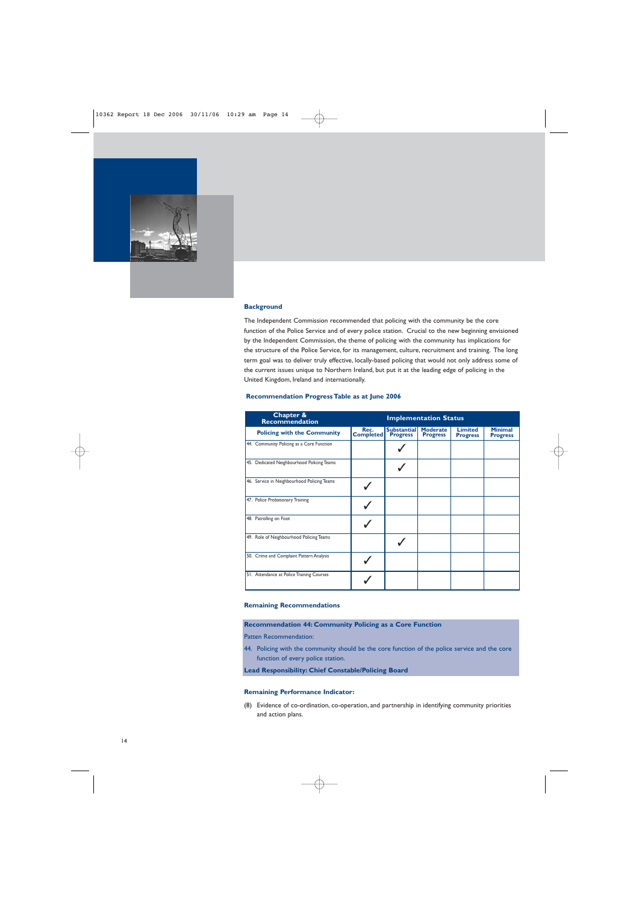### Background

The Independent Commission recommended that policing with the community be the core function of the Police Service and of every police station. Crucial to the new beginning envisioned by the Independent Commission, the theme of policing with the community has implications for the structure of the Police Service, for its management, culture, recruitment and training. The long term goal was to deliver truly effective, locally-based policing that would not only address some of the current issues unique to Northern Ireland, but put it at the leading edge of policing in the United Kingdom, Ireland and internationally.

### Recommendation Progress Table as at June 2006

| Chapter & Recommendation | Implementation Status | | | | |
|---|---|---|---|---|---|
| **Policing with the Community** | **Rec. Completed** | **Substantial Progress** | **Moderate Progress** | **Limited Progress** | **Minimal Progress** |
| 44. Community Policing as a Core Function | | ✓ | | | |
| 45. Dedicated Neighbourhood Policing Teams | | ✓ | | | |
| 46. Service in Neighbourhood Policing Teams | ✓ | | | | |
| 47. Police Probationary Training | ✓ | | | | |
| 48. Patrolling on Foot | ✓ | | | | |
| 49. Role of Neighbourhood Policing Teams | | ✓ | | | |
| 50. Crime and Complaint Pattern Analysis | ✓ | | | | |
| 51. Attendance at Police Training Courses | ✓ | | | | |

### Remaining Recommendations

**Recommendation 44: Community Policing as a Core Function**

Patten Recommendation:

44. Policing with the community should be the core function of the police service and the core function of every police station.

**Lead Responsibility: Chief Constable/Policing Board**

### Remaining Performance Indicator:

(8) Evidence of co-ordination, co-operation, and partnership in identifying community priorities and action plans.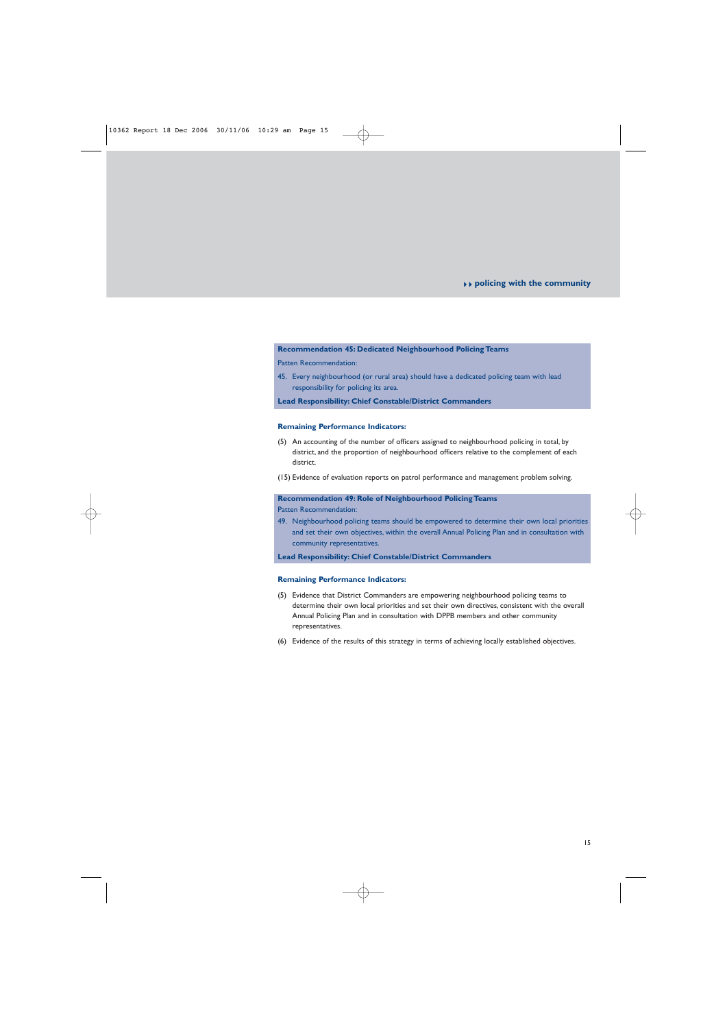**policing with the community**

**Recommendation 45: Dedicated Neighbourhood Policing Teams**

Patten Recommendation:

45. Every neighbourhood (or rural area) should have a dedicated policing team with lead responsibility for policing its area.

**Lead Responsibility: Chief Constable/District Commanders**

**Remaining Performance Indicators:**

(5) An accounting of the number of officers assigned to neighbourhood policing in total, by district, and the proportion of neighbourhood officers relative to the complement of each district.

(15) Evidence of evaluation reports on patrol performance and management problem solving.

**Recommendation 49: Role of Neighbourhood Policing Teams**

Patten Recommendation:

49. Neighbourhood policing teams should be empowered to determine their own local priorities and set their own objectives, within the overall Annual Policing Plan and in consultation with community representatives.

**Lead Responsibility: Chief Constable/District Commanders**

**Remaining Performance Indicators:**

(5) Evidence that District Commanders are empowering neighbourhood policing teams to determine their own local priorities and set their own directives, consistent with the overall Annual Policing Plan and in consultation with DPPB members and other community representatives.

(6) Evidence of the results of this strategy in terms of achieving locally established objectives.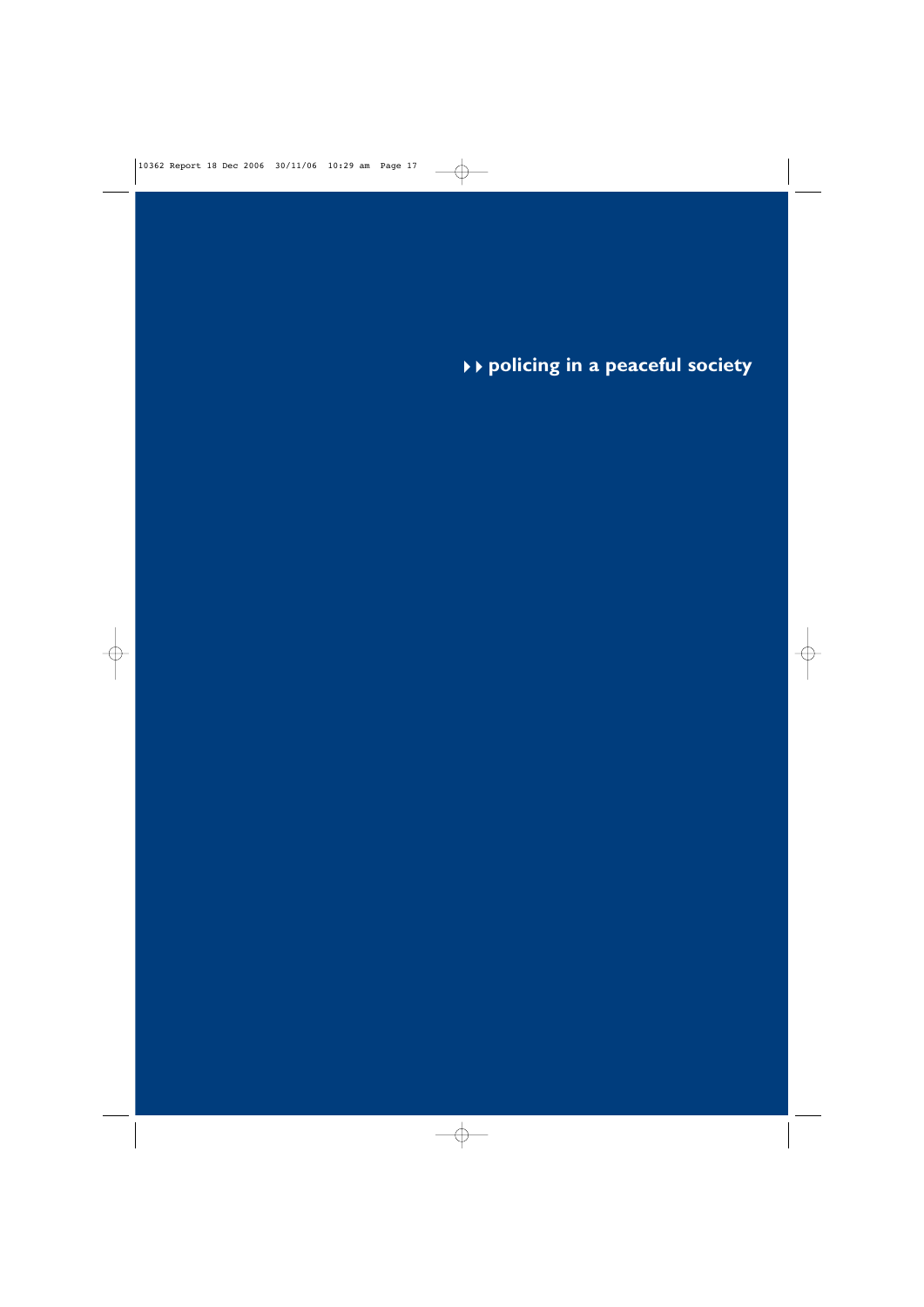# ▸▸ policing in a peaceful society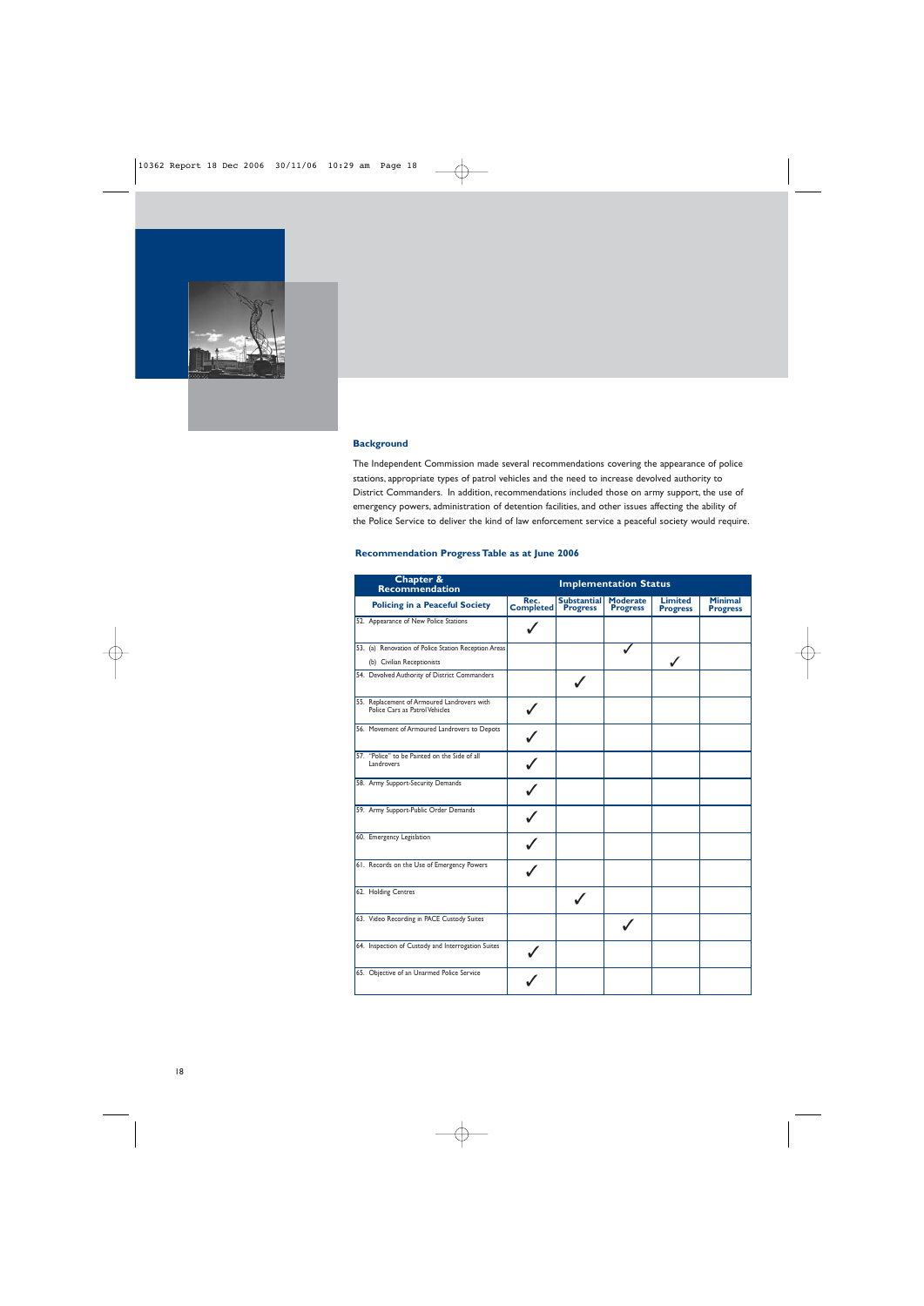### Background

The Independent Commission made several recommendations covering the appearance of police stations, appropriate types of patrol vehicles and the need to increase devolved authority to District Commanders. In addition, recommendations included those on army support, the use of emergency powers, administration of detention facilities, and other issues affecting the ability of the Police Service to deliver the kind of law enforcement service a peaceful society would require.

### Recommendation Progress Table as at June 2006

| Chapter & Recommendation | Implementation Status | | | | |
|---|---|---|---|---|---|
| **Policing in a Peaceful Society** | **Rec. Completed** | **Substantial Progress** | **Moderate Progress** | **Limited Progress** | **Minimal Progress** |
| 52. Appearance of New Police Stations | ✓ | | | | |
| 53. (a) Renovation of Police Station Reception Areas | | | ✓ | | |
| (b) Civilian Receptionists | | | | ✓ | |
| 54. Devolved Authority of District Commanders | | ✓ | | | |
| 55. Replacement of Armoured Landrovers with Police Cars as Patrol Vehicles | ✓ | | | | |
| 56. Movement of Armoured Landrovers to Depots | ✓ | | | | |
| 57. "Police" to be Painted on the Side of all Landrovers | ✓ | | | | |
| 58. Army Support-Security Demands | ✓ | | | | |
| 59. Army Support-Public Order Demands | ✓ | | | | |
| 60. Emergency Legislation | ✓ | | | | |
| 61. Records on the Use of Emergency Powers | ✓ | | | | |
| 62. Holding Centres | | ✓ | | | |
| 63. Video Recording in PACE Custody Suites | | | ✓ | | |
| 64. Inspection of Custody and Interrogation Suites | ✓ | | | | |
| 65. Objective of an Unarmed Police Service | ✓ | | | | |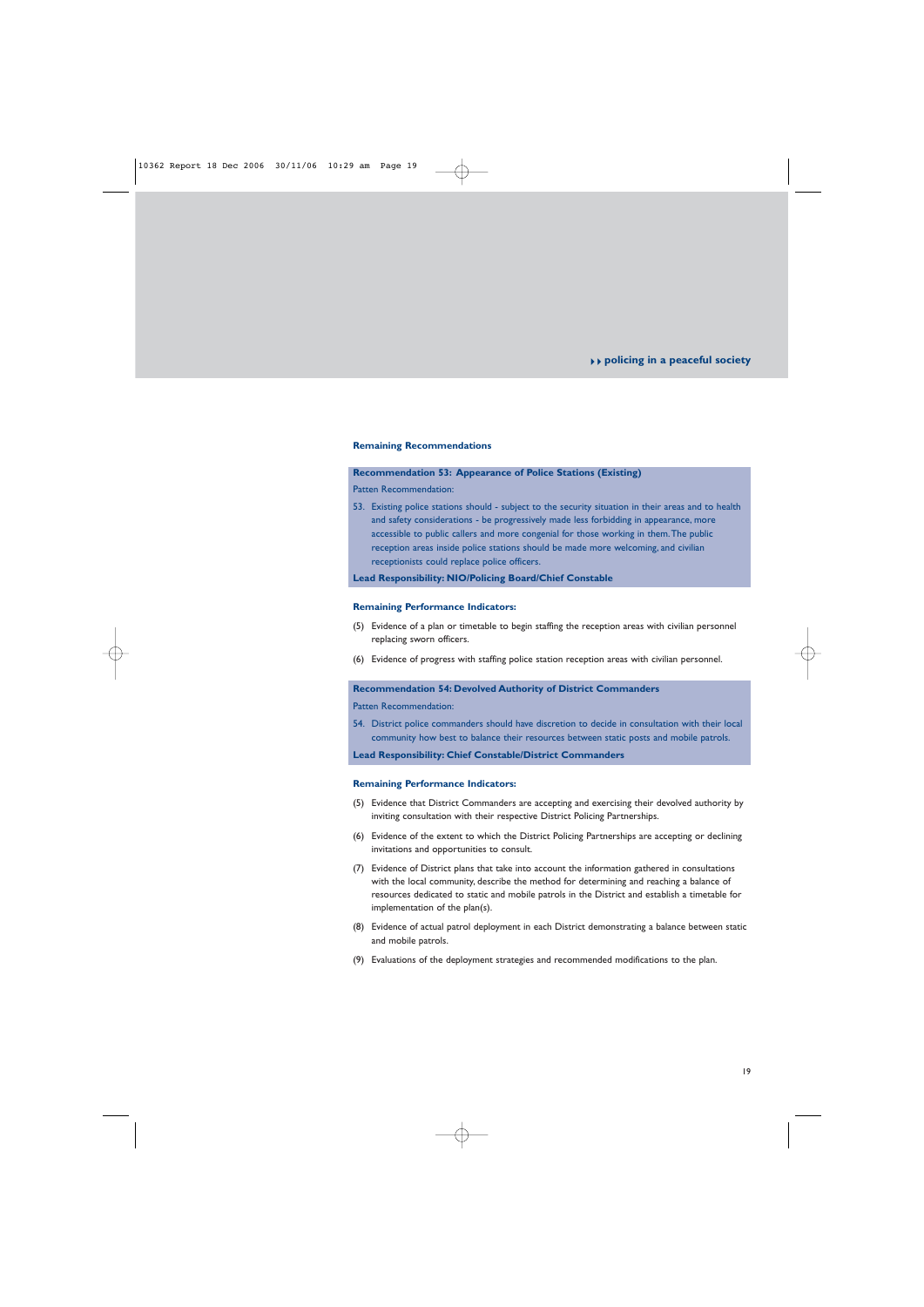## Remaining Recommendations

**Recommendation 53: Appearance of Police Stations (Existing)**

Patten Recommendation:

53. Existing police stations should - subject to the security situation in their areas and to health and safety considerations - be progressively made less forbidding in appearance, more accessible to public callers and more congenial for those working in them. The public reception areas inside police stations should be made more welcoming, and civilian receptionists could replace police officers.

**Lead Responsibility: NIO/Policing Board/Chief Constable**

**Remaining Performance Indicators:**

(5) Evidence of a plan or timetable to begin staffing the reception areas with civilian personnel replacing sworn officers.

(6) Evidence of progress with staffing police station reception areas with civilian personnel.

**Recommendation 54: Devolved Authority of District Commanders**

Patten Recommendation:

54. District police commanders should have discretion to decide in consultation with their local community how best to balance their resources between static posts and mobile patrols.

**Lead Responsibility: Chief Constable/District Commanders**

**Remaining Performance Indicators:**

(5) Evidence that District Commanders are accepting and exercising their devolved authority by inviting consultation with their respective District Policing Partnerships.

(6) Evidence of the extent to which the District Policing Partnerships are accepting or declining invitations and opportunities to consult.

(7) Evidence of District plans that take into account the information gathered in consultations with the local community, describe the method for determining and reaching a balance of resources dedicated to static and mobile patrols in the District and establish a timetable for implementation of the plan(s).

(8) Evidence of actual patrol deployment in each District demonstrating a balance between static and mobile patrols.

(9) Evaluations of the deployment strategies and recommended modifications to the plan.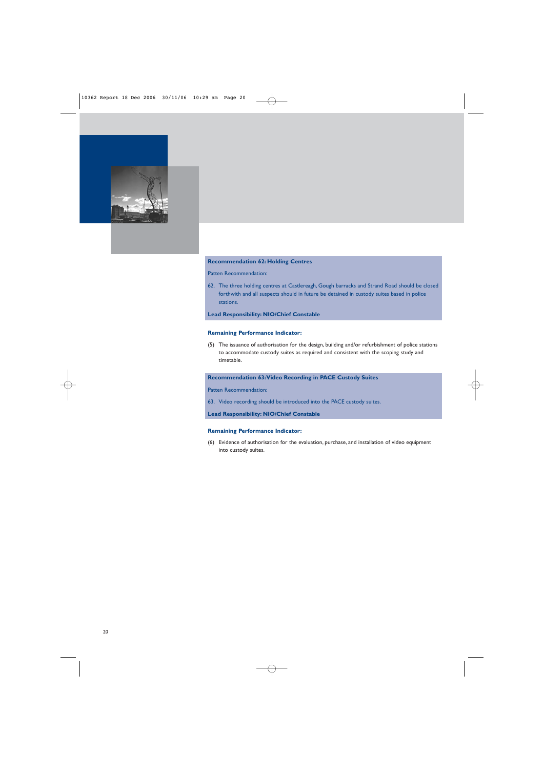**Recommendation 62: Holding Centres**

Patten Recommendation:

62. The three holding centres at Castlereagh, Gough barracks and Strand Road should be closed forthwith and all suspects should in future be detained in custody suites based in police stations.

**Lead Responsibility: NIO/Chief Constable**

**Remaining Performance Indicator:**

(5) The issuance of authorisation for the design, building and/or refurbishment of police stations to accommodate custody suites as required and consistent with the scoping study and timetable.

**Recommendation 63: Video Recording in PACE Custody Suites**

Patten Recommendation:

63. Video recording should be introduced into the PACE custody suites.

**Lead Responsibility: NIO/Chief Constable**

**Remaining Performance Indicator:**

(6) Evidence of authorisation for the evaluation, purchase, and installation of video equipment into custody suites.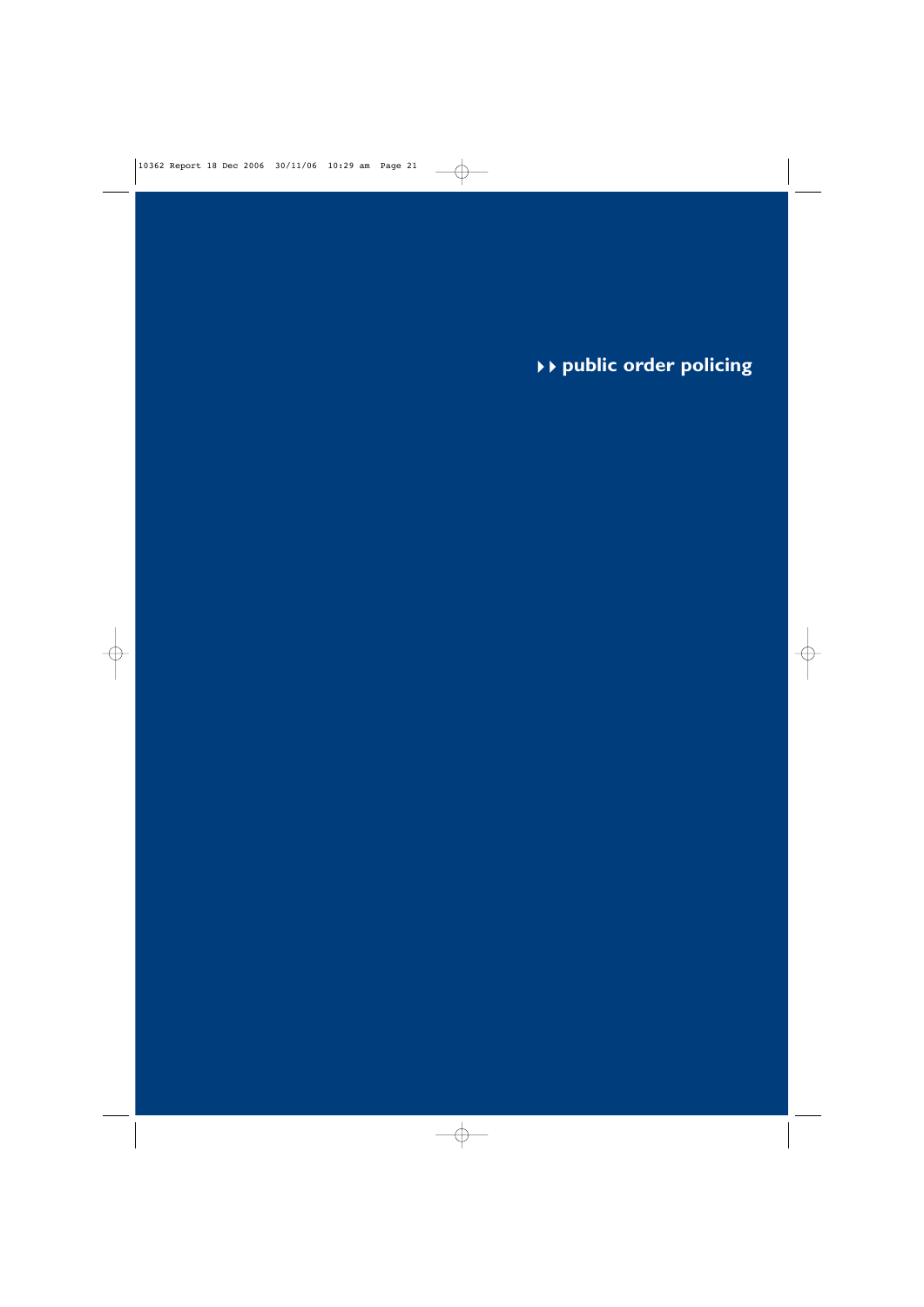# ▸▸ public order policing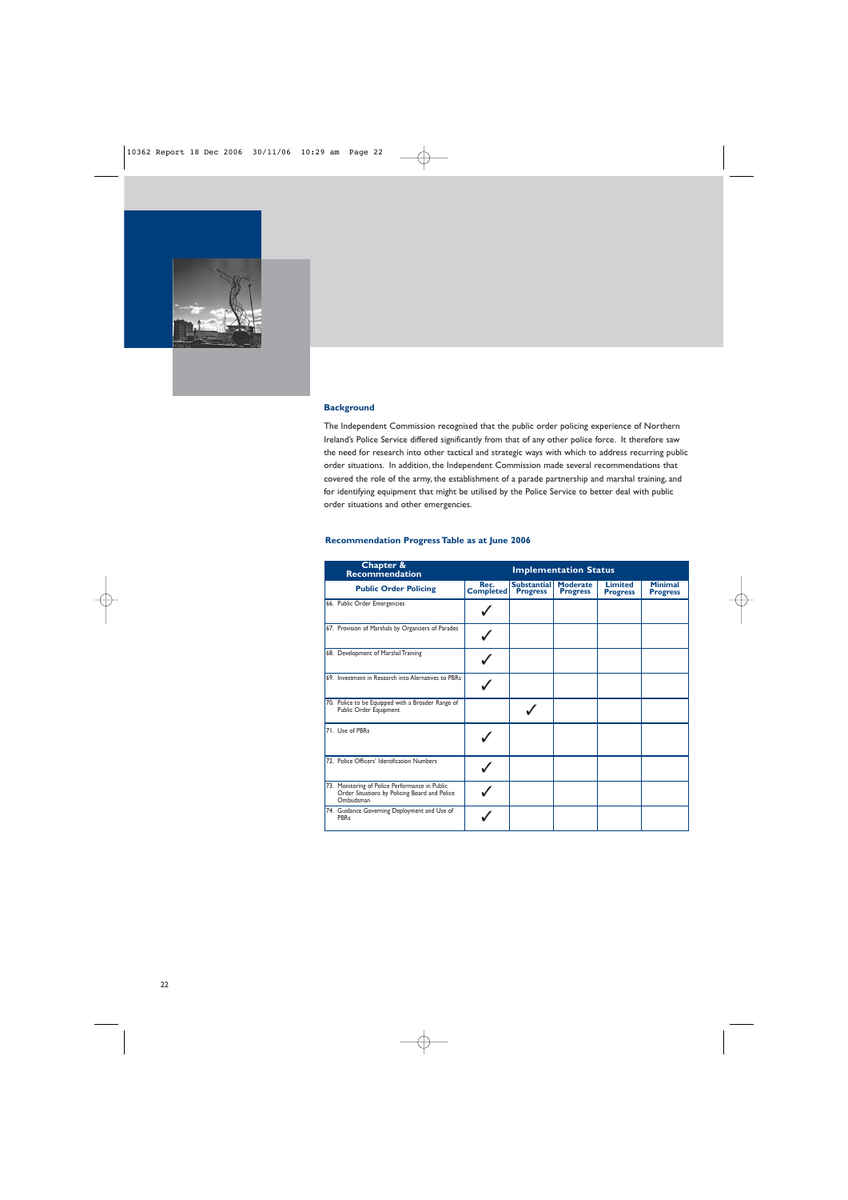### Background

The Independent Commission recognised that the public order policing experience of Northern Ireland's Police Service differed significantly from that of any other police force. It therefore saw the need for research into other tactical and strategic ways with which to address recurring public order situations. In addition, the Independent Commission made several recommendations that covered the role of the army, the establishment of a parade partnership and marshal training, and for identifying equipment that might be utilised by the Police Service to better deal with public order situations and other emergencies.

### Recommendation Progress Table as at June 2006

| Chapter & Recommendation | Implementation Status | | | | |
|---|---|---|---|---|---|
| **Public Order Policing** | **Rec. Completed** | **Substantial Progress** | **Moderate Progress** | **Limited Progress** | **Minimal Progress** |
| 66. Public Order Emergencies | ✓ | | | | |
| 67. Provision of Marshals by Organisers of Parades | ✓ | | | | |
| 68. Development of Marshal Training | ✓ | | | | |
| 69. Investment in Research into Alternatives to PBRs | ✓ | | | | |
| 70. Police to be Equipped with a Broader Range of Public Order Equipment | | ✓ | | | |
| 71. Use of PBRs | ✓ | | | | |
| 72. Police Officers' Identification Numbers | ✓ | | | | |
| 73. Monitoring of Police Performance in Public Order Situations by Policing Board and Police Ombudsman | ✓ | | | | |
| 74. Guidance Governing Deployment and Use of PBRs | ✓ | | | | |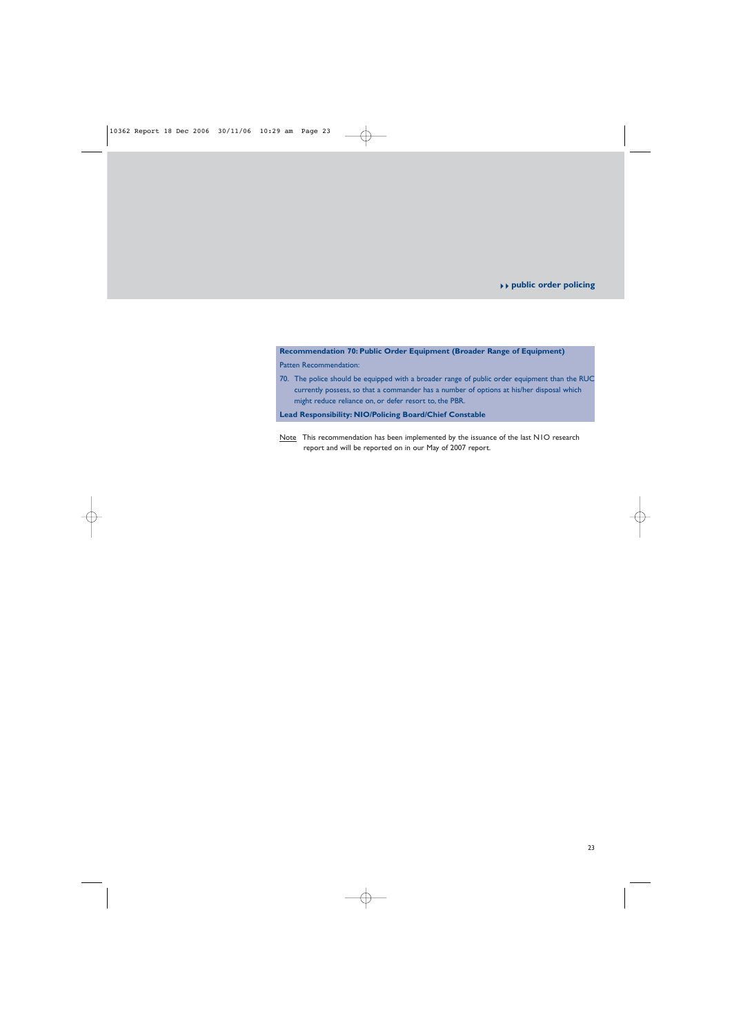**Recommendation 70: Public Order Equipment (Broader Range of Equipment)**

Patten Recommendation:

70. The police should be equipped with a broader range of public order equipment than the RUC currently possess, so that a commander has a number of options at his/her disposal which might reduce reliance on, or defer resort to, the PBR.

**Lead Responsibility: NIO/Policing Board/Chief Constable**

Note This recommendation has been implemented by the issuance of the last N1O research report and will be reported on in our May of 2007 report.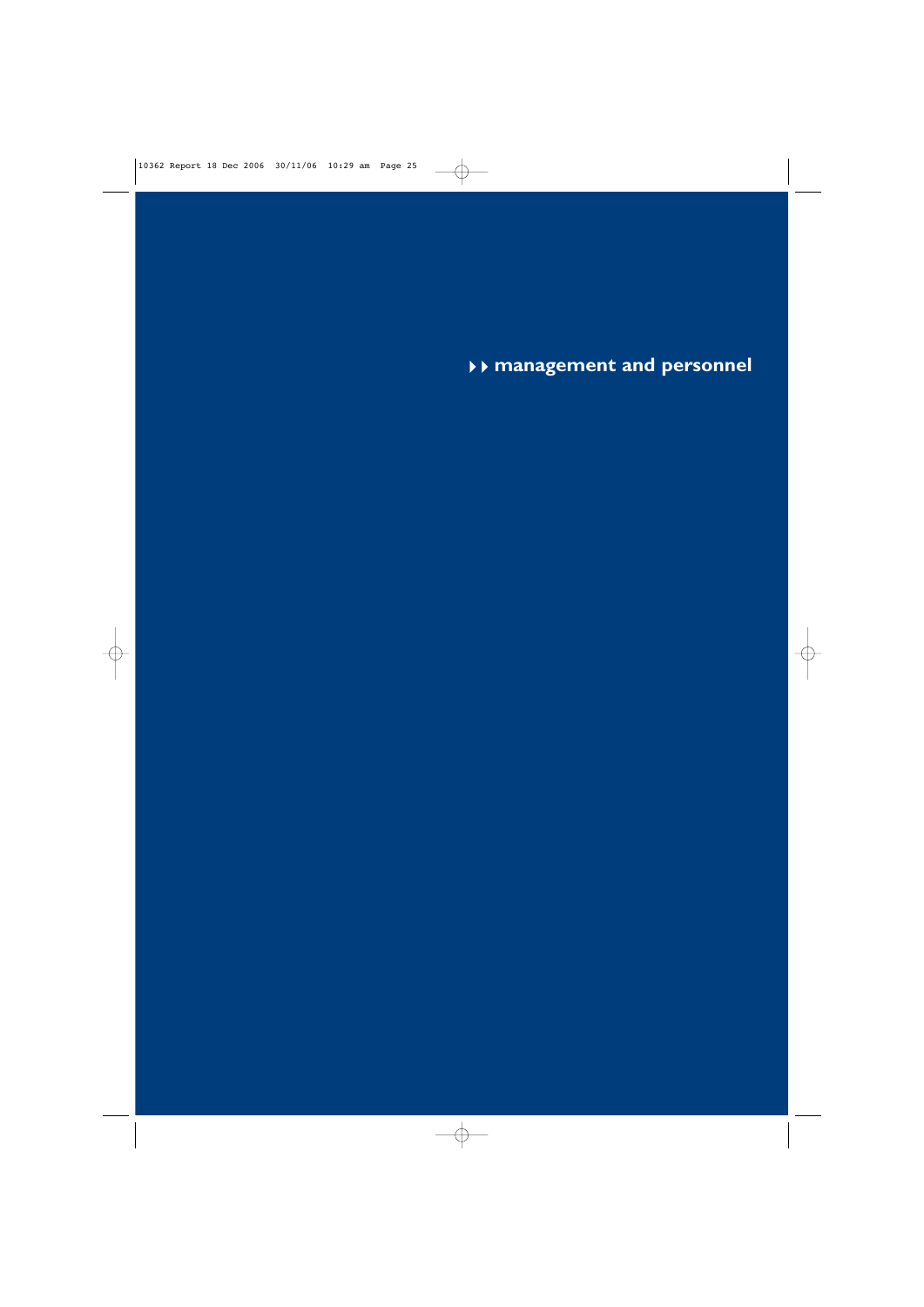# management and personnel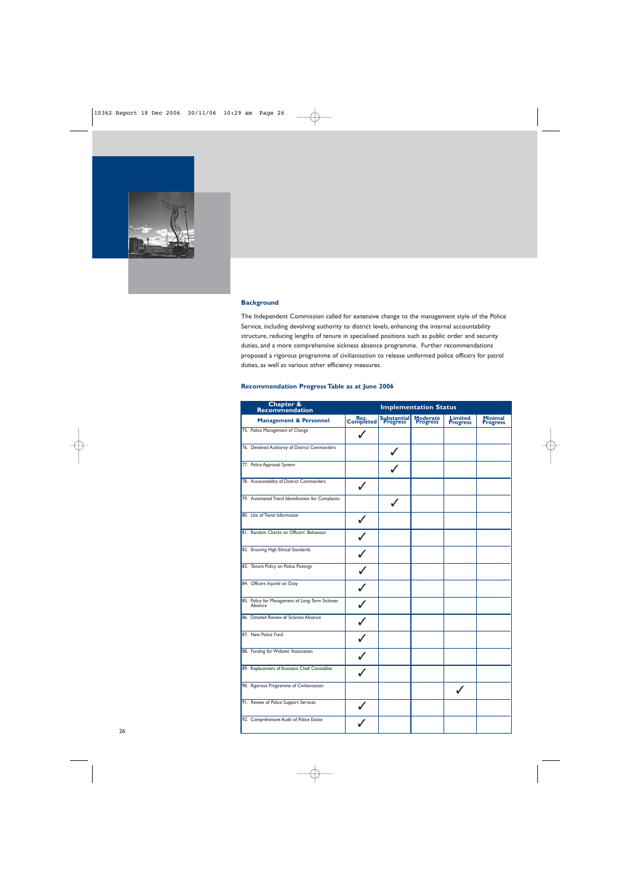### Background

The Independent Commission called for extensive change to the management style of the Police Service, including devolving authority to district levels, enhancing the internal accountability structure, reducing lengths of tenure in specialised positions such as public order and security duties, and a more comprehensive sickness absence programme. Further recommendations proposed a rigorous programme of civilianisation to release uniformed police officers for patrol duties, as well as various other efficiency measures.

### Recommendation Progress Table as at June 2006

| Chapter & Recommendation | Implementation Status | | | | |
|---|---|---|---|---|---|
| **Management & Personnel** | Rec. Completed | Substantial Progress | Moderate Progress | Limited Progress | Minimal Progress |
| 75. Police Management of Change | ✓ | | | | |
| 76. Devolved Authority of District Commanders | | ✓ | | | |
| 77. Police Appraisal System | | ✓ | | | |
| 78. Accountability of District Commanders | ✓ | | | | |
| 79. Automated Trend Identification for Complaints | | ✓ | | | |
| 80. Use of Trend Information | ✓ | | | | |
| 81. Random Checks on Officers' Behaviour | ✓ | | | | |
| 82. Ensuring High Ethical Standards | ✓ | | | | |
| 83. Tenure Policy on Police Postings | ✓ | | | | |
| 84. Officers Injured on Duty | ✓ | | | | |
| 85. Policy for Management of Long-Term Sickness Absence | ✓ | | | | |
| 86. Detailed Review of Sickness Absence | ✓ | | | | |
| 87. New Police Fund | ✓ | | | | |
| 88. Funding for Widows' Association | ✓ | | | | |
| 89. Replacement of Assistant Chief Constables | ✓ | | | | |
| 90. Rigorous Programme of Civilianisation | | | | ✓ | |
| 91. Review of Police Support Services | ✓ | | | | |
| 92. Comprehensive Audit of Police Estate | ✓ | | | | |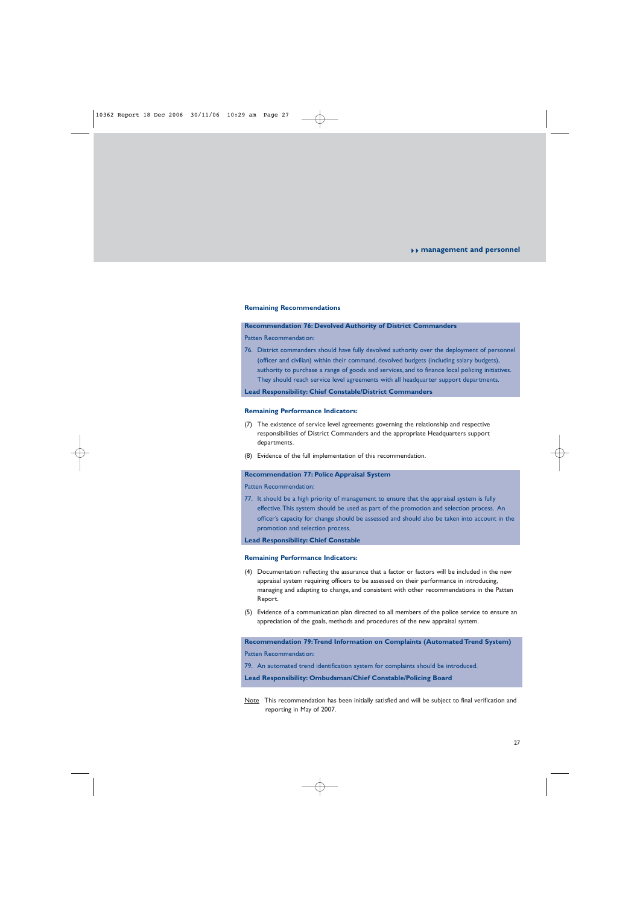## Remaining Recommendations

**Recommendation 76: Devolved Authority of District Commanders**

Patten Recommendation:

76. District commanders should have fully devolved authority over the deployment of personnel (officer and civilian) within their command, devolved budgets (including salary budgets), authority to purchase a range of goods and services, and to finance local policing initiatives. They should reach service level agreements with all headquarter support departments.

**Lead Responsibility: Chief Constable/District Commanders**

**Remaining Performance Indicators:**

(7) The existence of service level agreements governing the relationship and respective responsibilities of District Commanders and the appropriate Headquarters support departments.

(8) Evidence of the full implementation of this recommendation.

**Recommendation 77: Police Appraisal System**

Patten Recommendation:

77. It should be a high priority of management to ensure that the appraisal system is fully effective. This system should be used as part of the promotion and selection process. An officer's capacity for change should be assessed and should also be taken into account in the promotion and selection process.

**Lead Responsibility: Chief Constable**

**Remaining Performance Indicators:**

(4) Documentation reflecting the assurance that a factor or factors will be included in the new appraisal system requiring officers to be assessed on their performance in introducing, managing and adapting to change, and consistent with other recommendations in the Patten Report.

(5) Evidence of a communication plan directed to all members of the police service to ensure an appreciation of the goals, methods and procedures of the new appraisal system.

**Recommendation 79: Trend Information on Complaints (Automated Trend System)**

Patten Recommendation:

79. An automated trend identification system for complaints should be introduced.

**Lead Responsibility: Ombudsman/Chief Constable/Policing Board**

Note This recommendation has been initially satisfied and will be subject to final verification and reporting in May of 2007.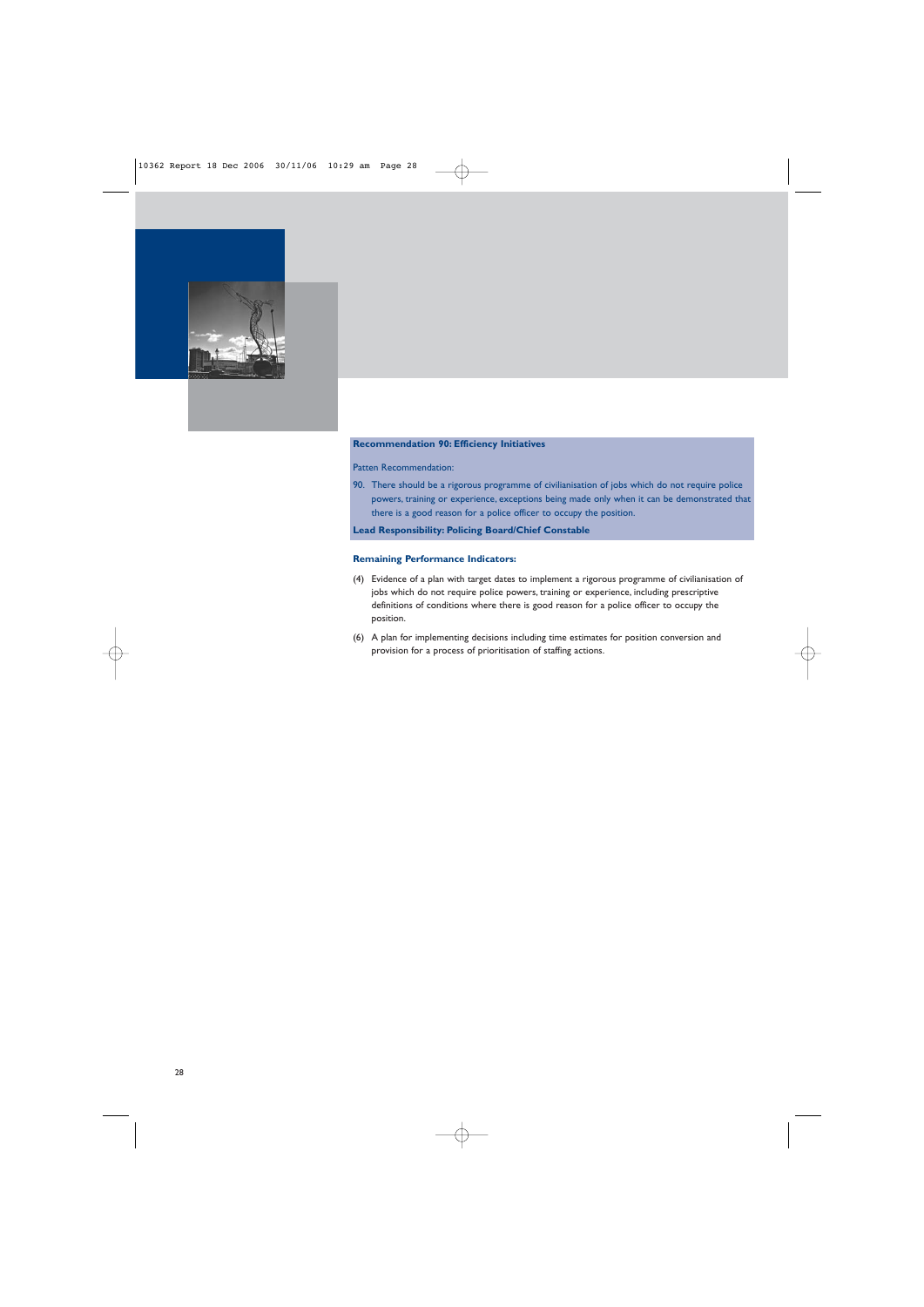**Recommendation 90: Efficiency Initiatives**

Patten Recommendation:

90. There should be a rigorous programme of civilianisation of jobs which do not require police powers, training or experience, exceptions being made only when it can be demonstrated that there is a good reason for a police officer to occupy the position.

**Lead Responsibility: Policing Board/Chief Constable**

**Remaining Performance Indicators:**

(4) Evidence of a plan with target dates to implement a rigorous programme of civilianisation of jobs which do not require police powers, training or experience, including prescriptive definitions of conditions where there is good reason for a police officer to occupy the position.

(6) A plan for implementing decisions including time estimates for position conversion and provision for a process of prioritisation of staffing actions.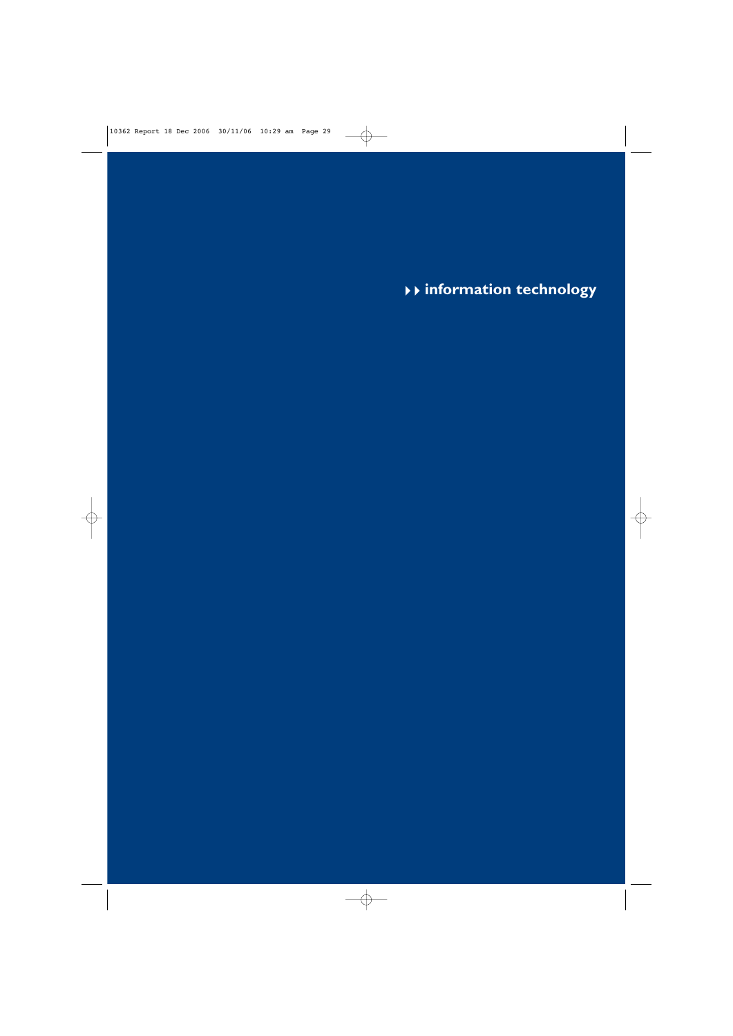# information technology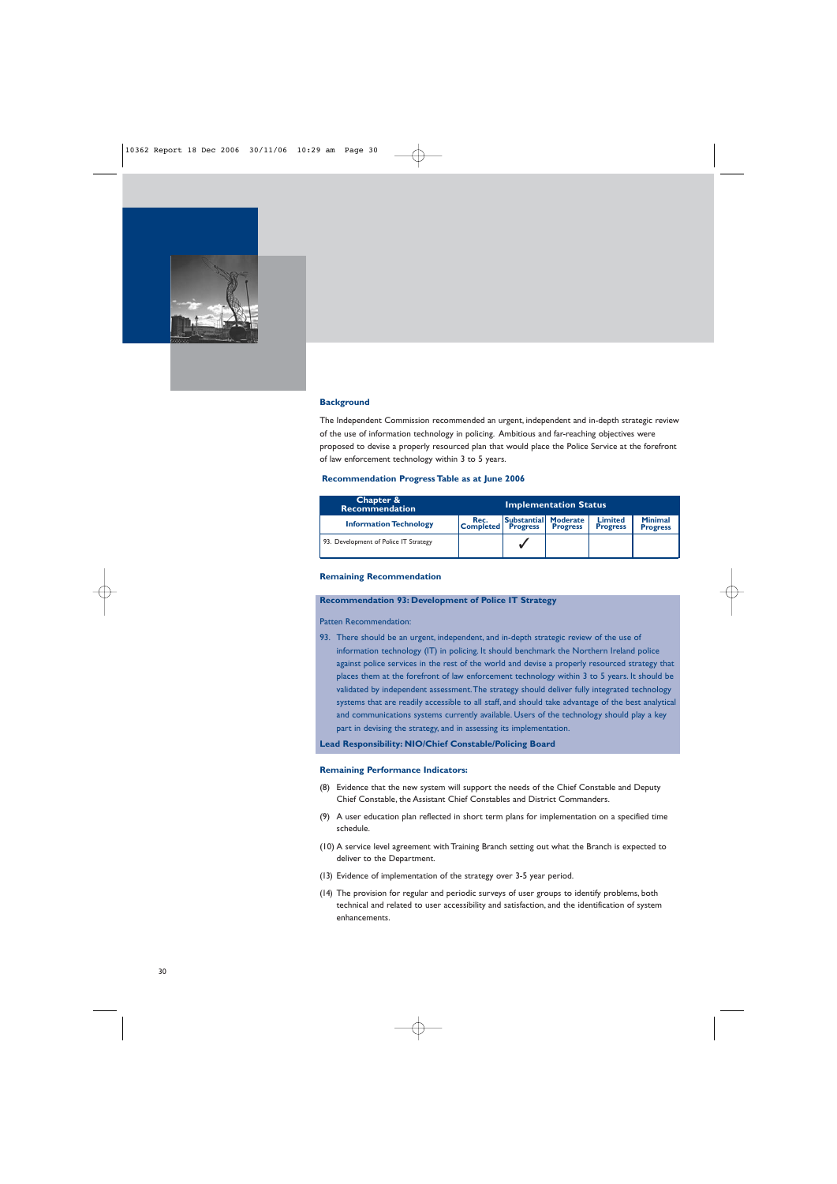### Background

The Independent Commission recommended an urgent, independent and in-depth strategic review of the use of information technology in policing. Ambitious and far-reaching objectives were proposed to devise a properly resourced plan that would place the Police Service at the forefront of law enforcement technology within 3 to 5 years.

### Recommendation Progress Table as at June 2006

| Chapter & Recommendation | Implementation Status | | | | |
|---|---|---|---|---|---|
| **Information Technology** | **Rec. Completed** | **Substantial Progress** | **Moderate Progress** | **Limited Progress** | **Minimal Progress** |
| 93. Development of Police IT Strategy | | ✓ | | | |

### Remaining Recommendation

**Recommendation 93: Development of Police IT Strategy**

Patten Recommendation:

93. There should be an urgent, independent, and in-depth strategic review of the use of information technology (IT) in policing. It should benchmark the Northern Ireland police against police services in the rest of the world and devise a properly resourced strategy that places them at the forefront of law enforcement technology within 3 to 5 years. It should be validated by independent assessment. The strategy should deliver fully integrated technology systems that are readily accessible to all staff, and should take advantage of the best analytical and communications systems currently available. Users of the technology should play a key part in devising the strategy, and in assessing its implementation.

**Lead Responsibility: NIO/Chief Constable/Policing Board**

### Remaining Performance Indicators:

(8) Evidence that the new system will support the needs of the Chief Constable and Deputy Chief Constable, the Assistant Chief Constables and District Commanders.

(9) A user education plan reflected in short term plans for implementation on a specified time schedule.

(10) A service level agreement with Training Branch setting out what the Branch is expected to deliver to the Department.

(13) Evidence of implementation of the strategy over 3-5 year period.

(14) The provision for regular and periodic surveys of user groups to identify problems, both technical and related to user accessibility and satisfaction, and the identification of system enhancements.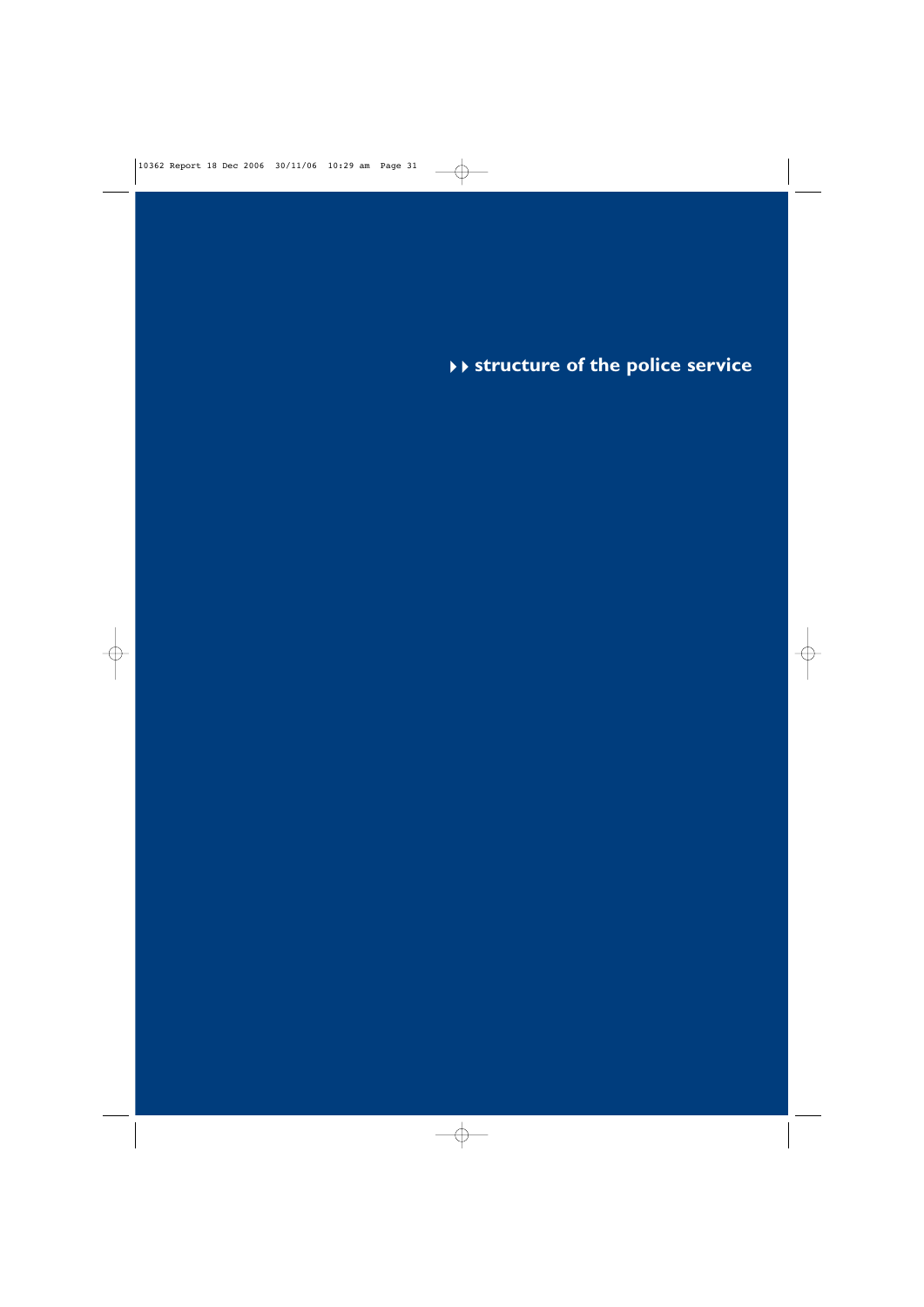# ▸▸ structure of the police service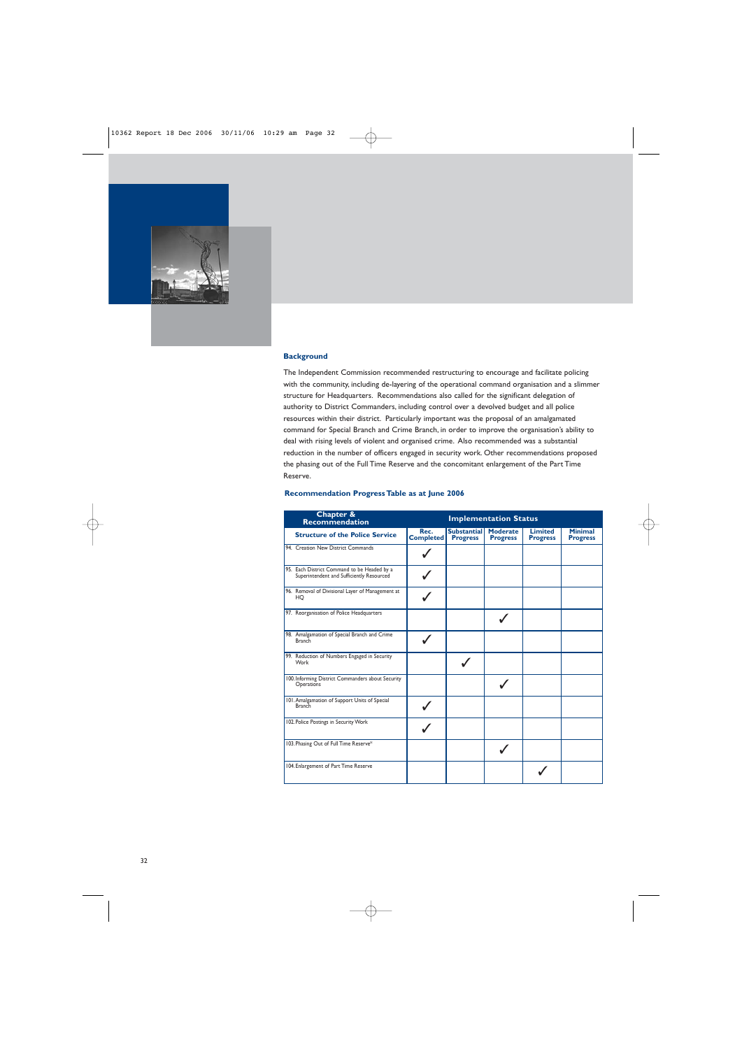### Background

The Independent Commission recommended restructuring to encourage and facilitate policing with the community, including de-layering of the operational command organisation and a slimmer structure for Headquarters. Recommendations also called for the significant delegation of authority to District Commanders, including control over a devolved budget and all police resources within their district. Particularly important was the proposal of an amalgamated command for Special Branch and Crime Branch, in order to improve the organisation's ability to deal with rising levels of violent and organised crime. Also recommended was a substantial reduction in the number of officers engaged in security work. Other recommendations proposed the phasing out of the Full Time Reserve and the concomitant enlargement of the Part Time Reserve.

### Recommendation Progress Table as at June 2006

| Chapter & Recommendation | Implementation Status | | | | |
|---|---|---|---|---|---|
| **Structure of the Police Service** | **Rec. Completed** | **Substantial Progress** | **Moderate Progress** | **Limited Progress** | **Minimal Progress** |
| 94. Creation New District Commands | ✓ | | | | |
| 95. Each District Command to be Headed by a Superintendent and Sufficiently Resourced | ✓ | | | | |
| 96. Removal of Divisional Layer of Management at HQ | ✓ | | | | |
| 97. Reorganisation of Police Headquarters | | | ✓ | | |
| 98. Amalgamation of Special Branch and Crime Branch | ✓ | | | | |
| 99. Reduction of Numbers Engaged in Security Work | | ✓ | | | |
| 100. Informing District Commanders about Security Operations | | | ✓ | | |
| 101. Amalgamation of Support Units of Special Branch | ✓ | | | | |
| 102. Police Postings in Security Work | ✓ | | | | |
| 103. Phasing Out of Full Time Reserve* | | | ✓ | | |
| 104. Enlargement of Part Time Reserve | | | | ✓ | |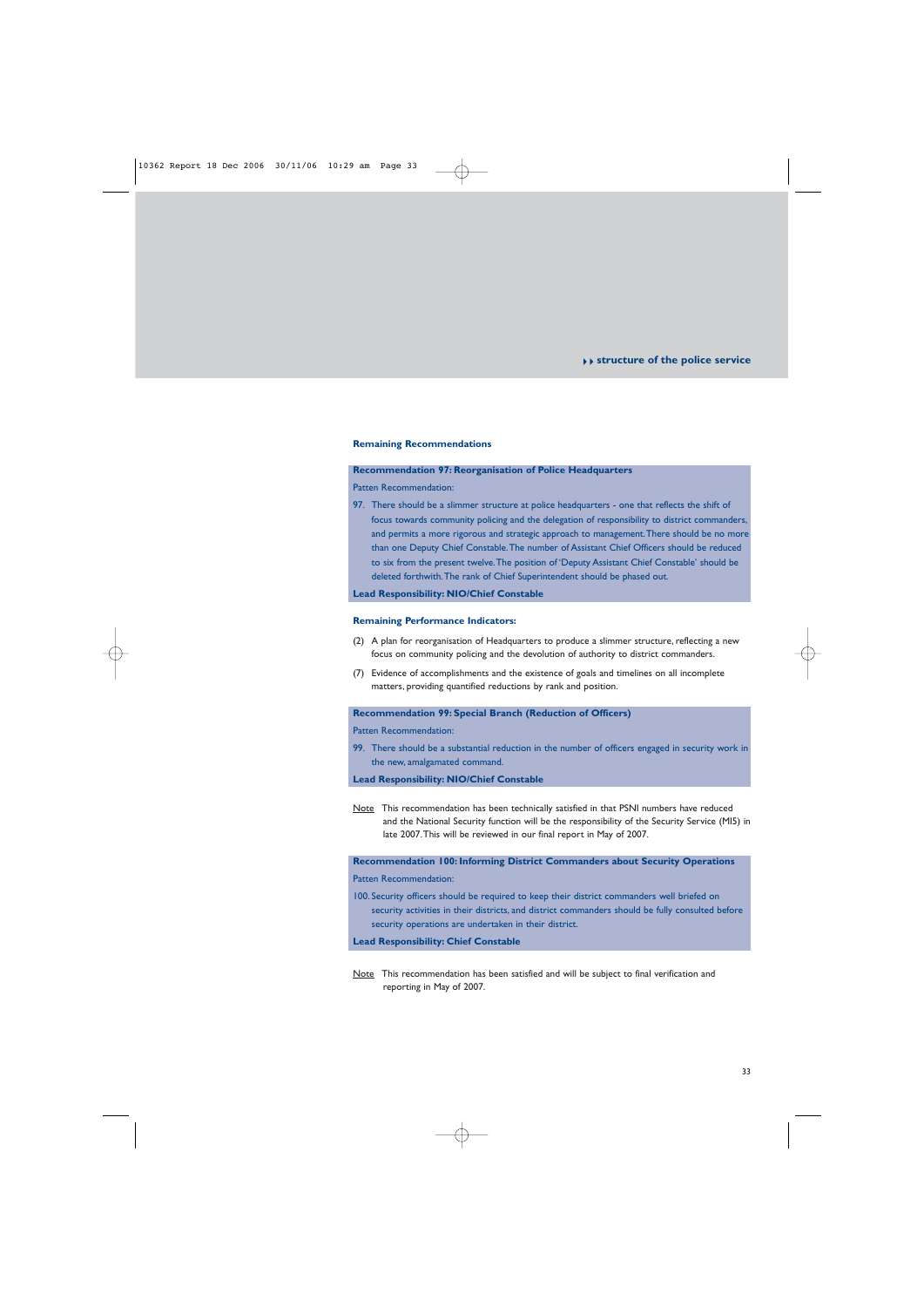### Remaining Recommendations

**Recommendation 97: Reorganisation of Police Headquarters**

Patten Recommendation:

97. There should be a slimmer structure at police headquarters - one that reflects the shift of focus towards community policing and the delegation of responsibility to district commanders, and permits a more rigorous and strategic approach to management. There should be no more than one Deputy Chief Constable. The number of Assistant Chief Officers should be reduced to six from the present twelve. The position of 'Deputy Assistant Chief Constable' should be deleted forthwith. The rank of Chief Superintendent should be phased out.

**Lead Responsibility: NIO/Chief Constable**

**Remaining Performance Indicators:**

(2) A plan for reorganisation of Headquarters to produce a slimmer structure, reflecting a new focus on community policing and the devolution of authority to district commanders.

(7) Evidence of accomplishments and the existence of goals and timelines on all incomplete matters, providing quantified reductions by rank and position.

**Recommendation 99: Special Branch (Reduction of Officers)**

Patten Recommendation:

99. There should be a substantial reduction in the number of officers engaged in security work in the new, amalgamated command.

**Lead Responsibility: NIO/Chief Constable**

Note This recommendation has been technically satisfied in that PSNI numbers have reduced and the National Security function will be the responsibility of the Security Service (MI5) in late 2007. This will be reviewed in our final report in May of 2007.

**Recommendation 100: Informing District Commanders about Security Operations**

Patten Recommendation:

100. Security officers should be required to keep their district commanders well briefed on security activities in their districts, and district commanders should be fully consulted before security operations are undertaken in their district.

**Lead Responsibility: Chief Constable**

Note This recommendation has been satisfied and will be subject to final verification and reporting in May of 2007.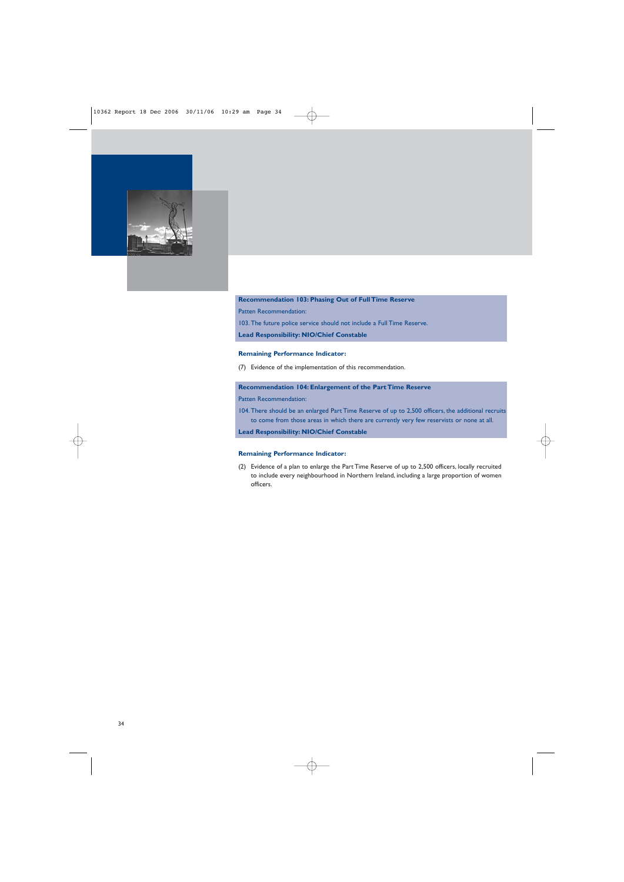**Recommendation 103: Phasing Out of Full Time Reserve**

Patten Recommendation:

103. The future police service should not include a Full Time Reserve.

**Lead Responsibility: NIO/Chief Constable**

**Remaining Performance Indicator:**

(7) Evidence of the implementation of this recommendation.

**Recommendation 104: Enlargement of the Part Time Reserve**

Patten Recommendation:

104. There should be an enlarged Part Time Reserve of up to 2,500 officers, the additional recruits to come from those areas in which there are currently very few reservists or none at all.

**Lead Responsibility: NIO/Chief Constable**

**Remaining Performance Indicator:**

(2) Evidence of a plan to enlarge the Part Time Reserve of up to 2,500 officers, locally recruited to include every neighbourhood in Northern Ireland, including a large proportion of women officers.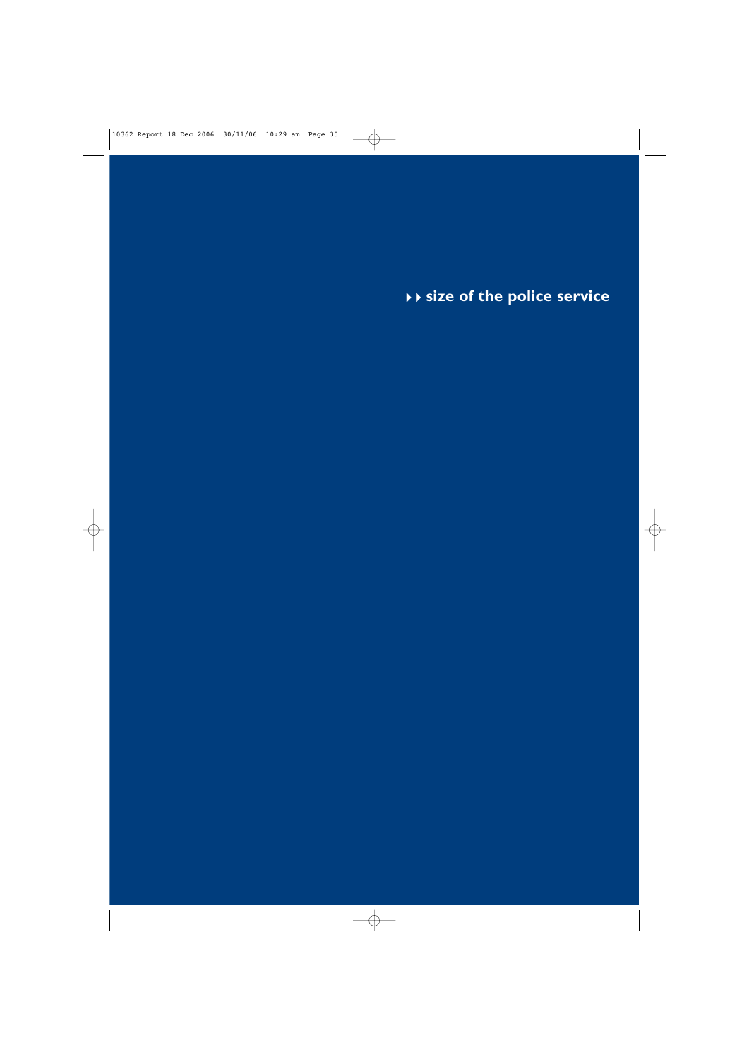# size of the police service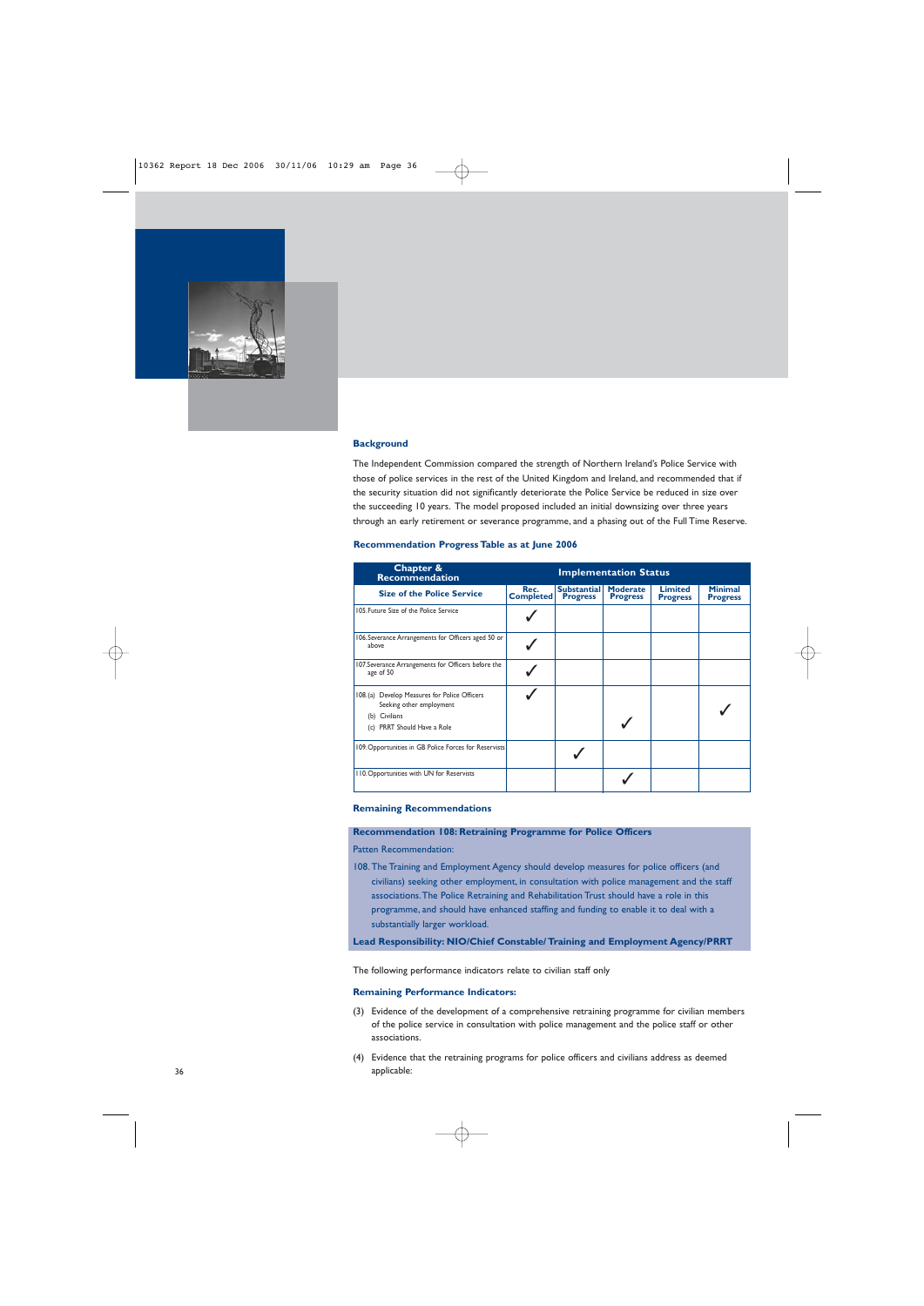## Background

The Independent Commission compared the strength of Northern Ireland's Police Service with those of police services in the rest of the United Kingdom and Ireland, and recommended that if the security situation did not significantly deteriorate the Police Service be reduced in size over the succeeding 10 years. The model proposed included an initial downsizing over three years through an early retirement or severance programme, and a phasing out of the Full Time Reserve.

### Recommendation Progress Table as at June 2006

| Chapter & Recommendation | Implementation Status | | | | |
|---|---|---|---|---|---|
| Size of the Police Service | Rec. Completed | Substantial Progress | Moderate Progress | Limited Progress | Minimal Progress |
| 105. Future Size of the Police Service | ✓ | | | | |
| 106. Severance Arrangements for Officers aged 50 or above | ✓ | | | | |
| 107. Severance Arrangements for Officers before the age of 50 | ✓ | | | | |
| 108. (a) Develop Measures for Police Officers Seeking other employment | ✓ | | | | |
| (b) Civilians | | | | | ✓ |
| (c) PRRT Should Have a Role | | | ✓ | | |
| 109. Opportunities in GB Police Forces for Reservists | | ✓ | | | |
| 110. Opportunities with UN for Reservists | | | ✓ | | |

### Remaining Recommendations

**Recommendation 108: Retraining Programme for Police Officers**

Patten Recommendation:

108. The Training and Employment Agency should develop measures for police officers (and civilians) seeking other employment, in consultation with police management and the staff associations. The Police Retraining and Rehabilitation Trust should have a role in this programme, and should have enhanced staffing and funding to enable it to deal with a substantially larger workload.

**Lead Responsibility: NIO/Chief Constable/ Training and Employment Agency/PRRT**

The following performance indicators relate to civilian staff only

**Remaining Performance Indicators:**

(3) Evidence of the development of a comprehensive retraining programme for civilian members of the police service in consultation with police management and the police staff or other associations.

(4) Evidence that the retraining programs for police officers and civilians address as deemed applicable: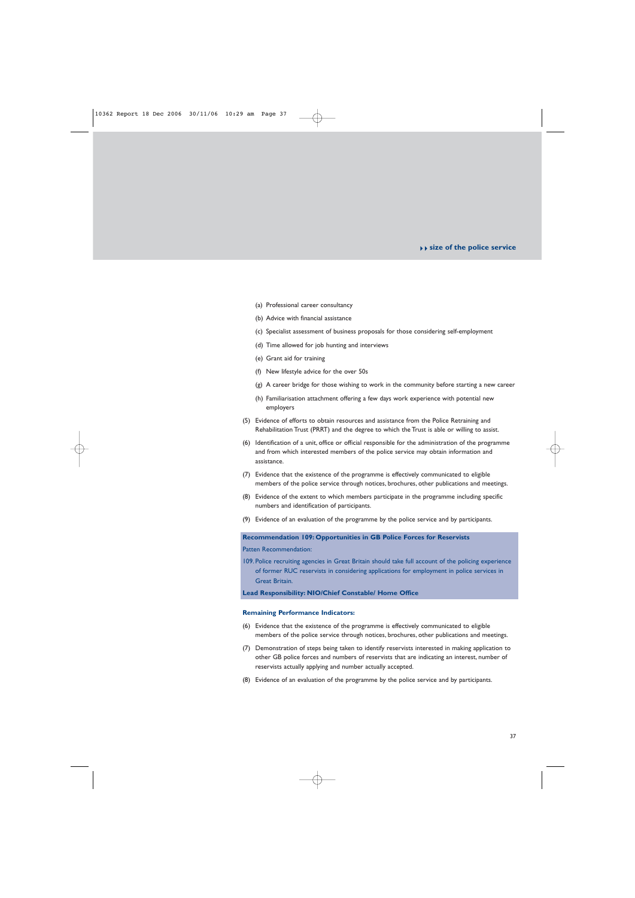(a) Professional career consultancy

(b) Advice with financial assistance

(c) Specialist assessment of business proposals for those considering self-employment

(d) Time allowed for job hunting and interviews

(e) Grant aid for training

(f) New lifestyle advice for the over 50s

(g) A career bridge for those wishing to work in the community before starting a new career

(h) Familiarisation attachment offering a few days work experience with potential new employers

(5) Evidence of efforts to obtain resources and assistance from the Police Retraining and Rehabilitation Trust (PRRT) and the degree to which the Trust is able or willing to assist.

(6) Identification of a unit, office or official responsible for the administration of the programme and from which interested members of the police service may obtain information and assistance.

(7) Evidence that the existence of the programme is effectively communicated to eligible members of the police service through notices, brochures, other publications and meetings.

(8) Evidence of the extent to which members participate in the programme including specific numbers and identification of participants.

(9) Evidence of an evaluation of the programme by the police service and by participants.

**Recommendation 109: Opportunities in GB Police Forces for Reservists**

Patten Recommendation:

109. Police recruiting agencies in Great Britain should take full account of the policing experience of former RUC reservists in considering applications for employment in police services in Great Britain.

**Lead Responsibility: NIO/Chief Constable/ Home Office**

**Remaining Performance Indicators:**

(6) Evidence that the existence of the programme is effectively communicated to eligible members of the police service through notices, brochures, other publications and meetings.

(7) Demonstration of steps being taken to identify reservists interested in making application to other GB police forces and numbers of reservists that are indicating an interest, number of reservists actually applying and number actually accepted.

(8) Evidence of an evaluation of the programme by the police service and by participants.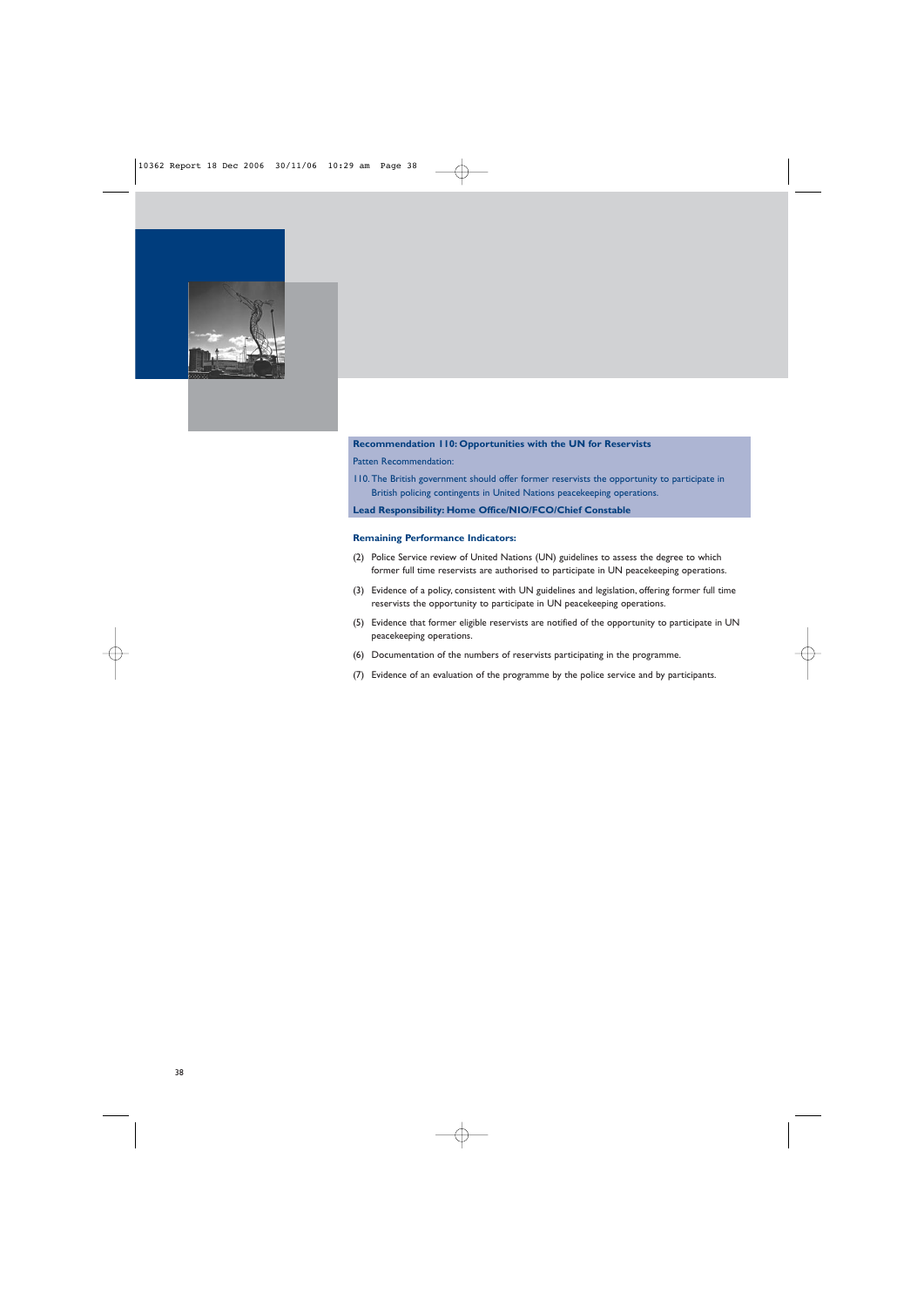**Recommendation 110: Opportunities with the UN for Reservists**

Patten Recommendation:

110. The British government should offer former reservists the opportunity to participate in British policing contingents in United Nations peacekeeping operations.

**Lead Responsibility: Home Office/NIO/FCO/Chief Constable**

**Remaining Performance Indicators:**

(2) Police Service review of United Nations (UN) guidelines to assess the degree to which former full time reservists are authorised to participate in UN peacekeeping operations.

(3) Evidence of a policy, consistent with UN guidelines and legislation, offering former full time reservists the opportunity to participate in UN peacekeeping operations.

(5) Evidence that former eligible reservists are notified of the opportunity to participate in UN peacekeeping operations.

(6) Documentation of the numbers of reservists participating in the programme.

(7) Evidence of an evaluation of the programme by the police service and by participants.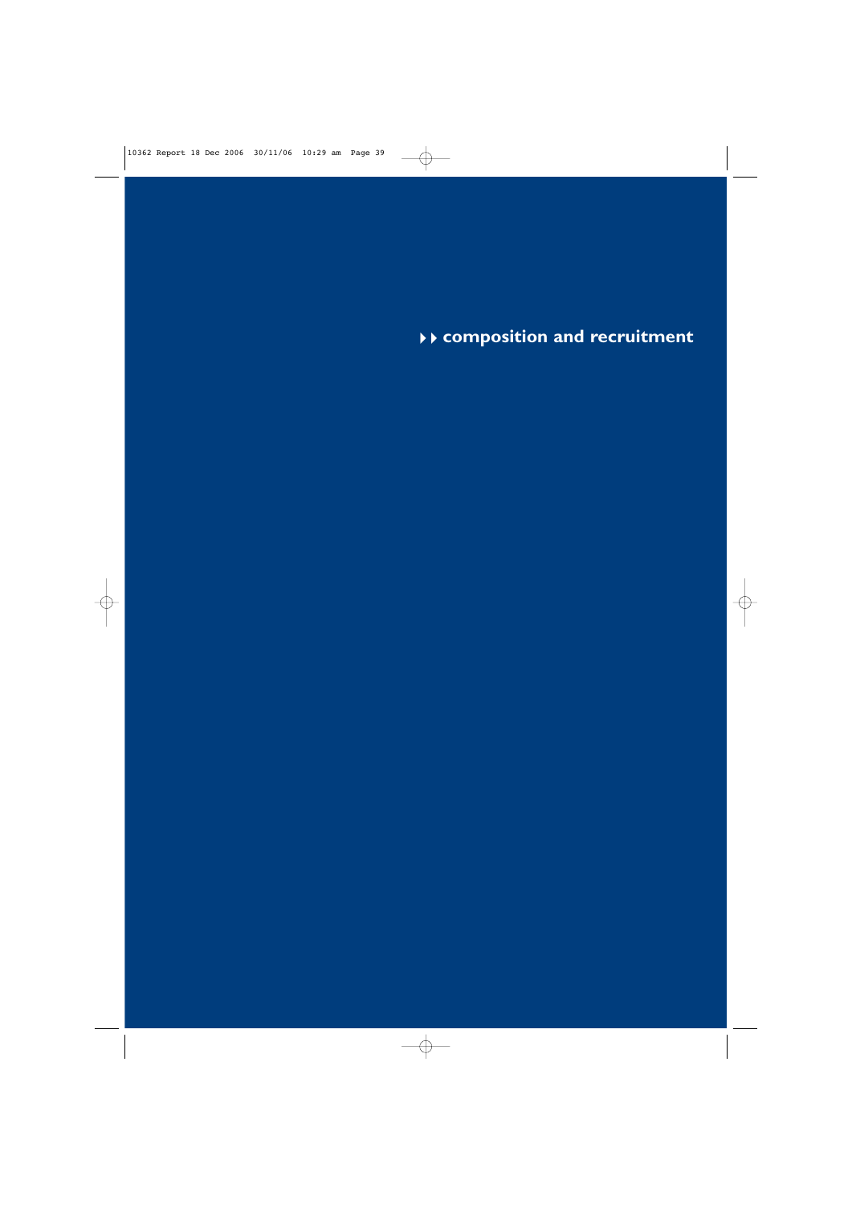## composition and recruitment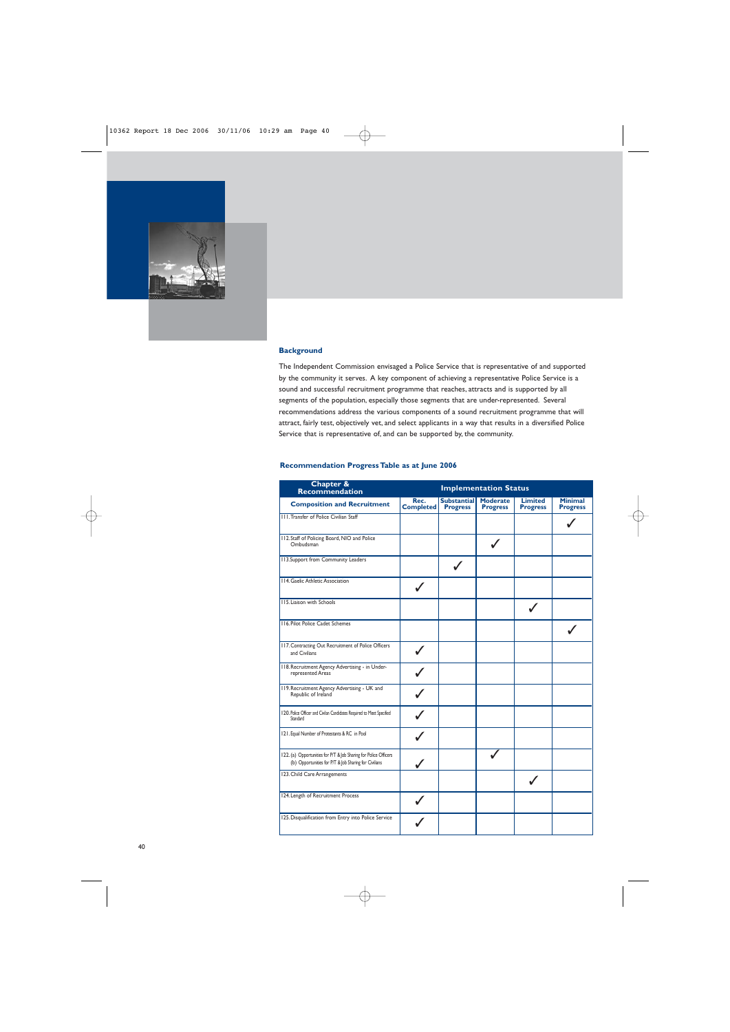### Background

The Independent Commission envisaged a Police Service that is representative of and supported by the community it serves. A key component of achieving a representative Police Service is a sound and successful recruitment programme that reaches, attracts and is supported by all segments of the population, especially those segments that are under-represented. Several recommendations address the various components of a sound recruitment programme that will attract, fairly test, objectively vet, and select applicants in a way that results in a diversified Police Service that is representative of, and can be supported by, the community.

### Recommendation Progress Table as at June 2006

| Chapter & Recommendation | Implementation Status | | | | |
|---|---|---|---|---|---|
| **Composition and Recruitment** | **Rec. Completed** | **Substantial Progress** | **Moderate Progress** | **Limited Progress** | **Minimal Progress** |
| 111. Transfer of Police Civilian Staff | | | | | ✓ |
| 112. Staff of Policing Board, NIO and Police Ombudsman | | | ✓ | | |
| 113. Support from Community Leaders | | ✓ | | | |
| 114. Gaelic Athletic Association | ✓ | | | | |
| 115. Liaison with Schools | | | | ✓ | |
| 116. Pilot Police Cadet Schemes | | | | | ✓ |
| 117. Contracting Out Recruitment of Police Officers and Civilians | ✓ | | | | |
| 118. Recruitment Agency Advertising - in Under-represented Areas | ✓ | | | | |
| 119. Recruitment Agency Advertising - UK and Republic of Ireland | ✓ | | | | |
| 120. Police Officer and Civilian Candidates Required to Meet Specified Standard | ✓ | | | | |
| 121. Equal Number of Protestants & RC in Pool | ✓ | | | | |
| 122. (a) Opportunities for P/T & Job Sharing for Police Officers (b) Opportunities for P/T & Job Sharing for Civilians | (b) ✓ | | (a) ✓ | | |
| 123. Child Care Arrangements | | | | ✓ | |
| 124. Length of Recruitment Process | ✓ | | | | |
| 125. Disqualification from Entry into Police Service | ✓ | | | | |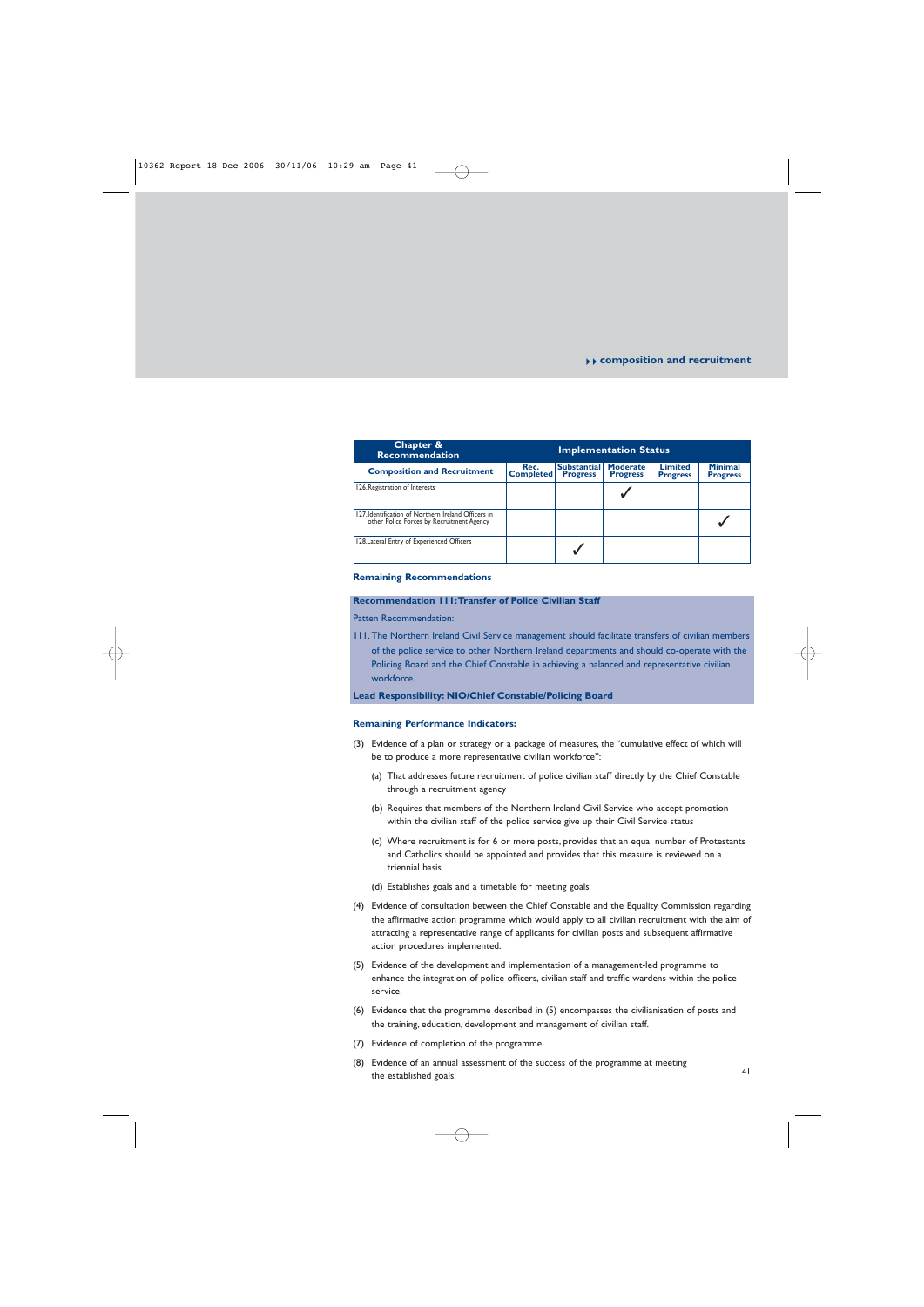## composition and recruitment

| Chapter & Recommendation | Implementation Status | | | | |
|---|---|---|---|---|---|
| **Composition and Recruitment** | **Rec. Completed** | **Substantial Progress** | **Moderate Progress** | **Limited Progress** | **Minimal Progress** |
| 126. Registration of Interests | | | ✓ | | |
| 127. Identification of Northern Ireland Officers in other Police Forces by Recruitment Agency | | | | | ✓ |
| 128. Lateral Entry of Experienced Officers | | ✓ | | | |

### Remaining Recommendations

**Recommendation 111: Transfer of Police Civilian Staff**

Patten Recommendation:

111. The Northern Ireland Civil Service management should facilitate transfers of civilian members of the police service to other Northern Ireland departments and should co-operate with the Policing Board and the Chief Constable in achieving a balanced and representative civilian workforce.

**Lead Responsibility: NIO/Chief Constable/Policing Board**

**Remaining Performance Indicators:**

(3) Evidence of a plan or strategy or a package of measures, the "cumulative effect of which will be to produce a more representative civilian workforce":

(a) That addresses future recruitment of police civilian staff directly by the Chief Constable through a recruitment agency

(b) Requires that members of the Northern Ireland Civil Service who accept promotion within the civilian staff of the police service give up their Civil Service status

(c) Where recruitment is for 6 or more posts, provides that an equal number of Protestants and Catholics should be appointed and provides that this measure is reviewed on a triennial basis

(d) Establishes goals and a timetable for meeting goals

(4) Evidence of consultation between the Chief Constable and the Equality Commission regarding the affirmative action programme which would apply to all civilian recruitment with the aim of attracting a representative range of applicants for civilian posts and subsequent affirmative action procedures implemented.

(5) Evidence of the development and implementation of a management-led programme to enhance the integration of police officers, civilian staff and traffic wardens within the police service.

(6) Evidence that the programme described in (5) encompasses the civilianisation of posts and the training, education, development and management of civilian staff.

(7) Evidence of completion of the programme.

(8) Evidence of an annual assessment of the success of the programme at meeting the established goals.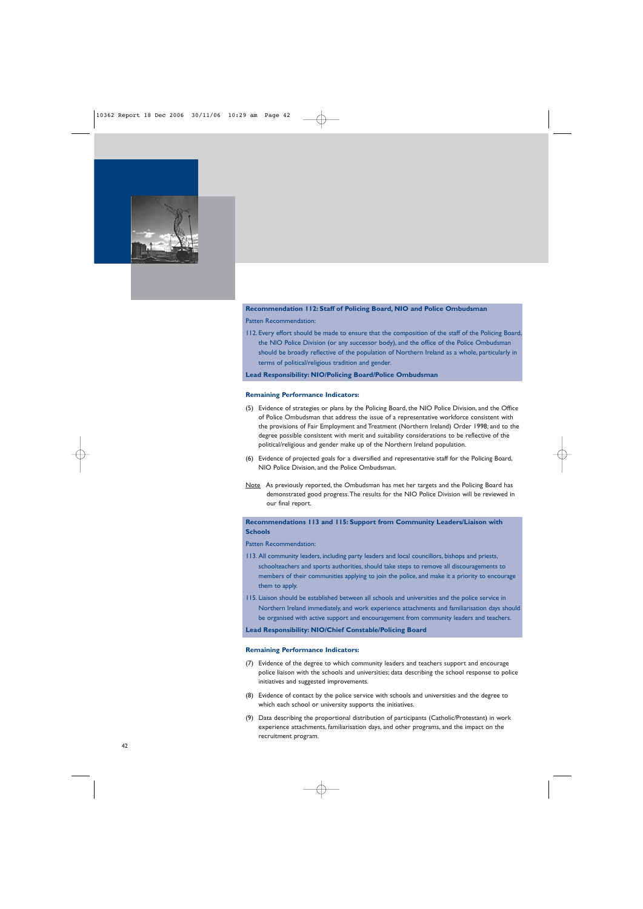**Recommendation 112: Staff of Policing Board, NIO and Police Ombudsman**

Patten Recommendation:

112. Every effort should be made to ensure that the composition of the staff of the Policing Board, the NIO Police Division (or any successor body), and the office of the Police Ombudsman should be broadly reflective of the population of Northern Ireland as a whole, particularly in terms of political/religious tradition and gender.

**Lead Responsibility: NIO/Policing Board/Police Ombudsman**

**Remaining Performance Indicators:**

(5) Evidence of strategies or plans by the Policing Board, the NIO Police Division, and the Office of Police Ombudsman that address the issue of a representative workforce consistent with the provisions of Fair Employment and Treatment (Northern Ireland) Order 1998; and to the degree possible consistent with merit and suitability considerations to be reflective of the political/religious and gender make up of the Northern Ireland population.

(6) Evidence of projected goals for a diversified and representative staff for the Policing Board, NIO Police Division, and the Police Ombudsman.

Note As previously reported, the Ombudsman has met her targets and the Policing Board has demonstrated good progress. The results for the NIO Police Division will be reviewed in our final report.

**Recommendations 113 and 115: Support from Community Leaders/Liaison with Schools**

Patten Recommendation:

113. All community leaders, including party leaders and local councillors, bishops and priests, schoolteachers and sports authorities, should take steps to remove all discouragements to members of their communities applying to join the police, and make it a priority to encourage them to apply.

115. Liaison should be established between all schools and universities and the police service in Northern Ireland immediately, and work experience attachments and familiarisation days should be organised with active support and encouragement from community leaders and teachers.

**Lead Responsibility: NIO/Chief Constable/Policing Board**

**Remaining Performance Indicators:**

(7) Evidence of the degree to which community leaders and teachers support and encourage police liaison with the schools and universities; data describing the school response to police initiatives and suggested improvements.

(8) Evidence of contact by the police service with schools and universities and the degree to which each school or university supports the initiatives.

(9) Data describing the proportional distribution of participants (Catholic/Protestant) in work experience attachments, familiarisation days, and other programs, and the impact on the recruitment program.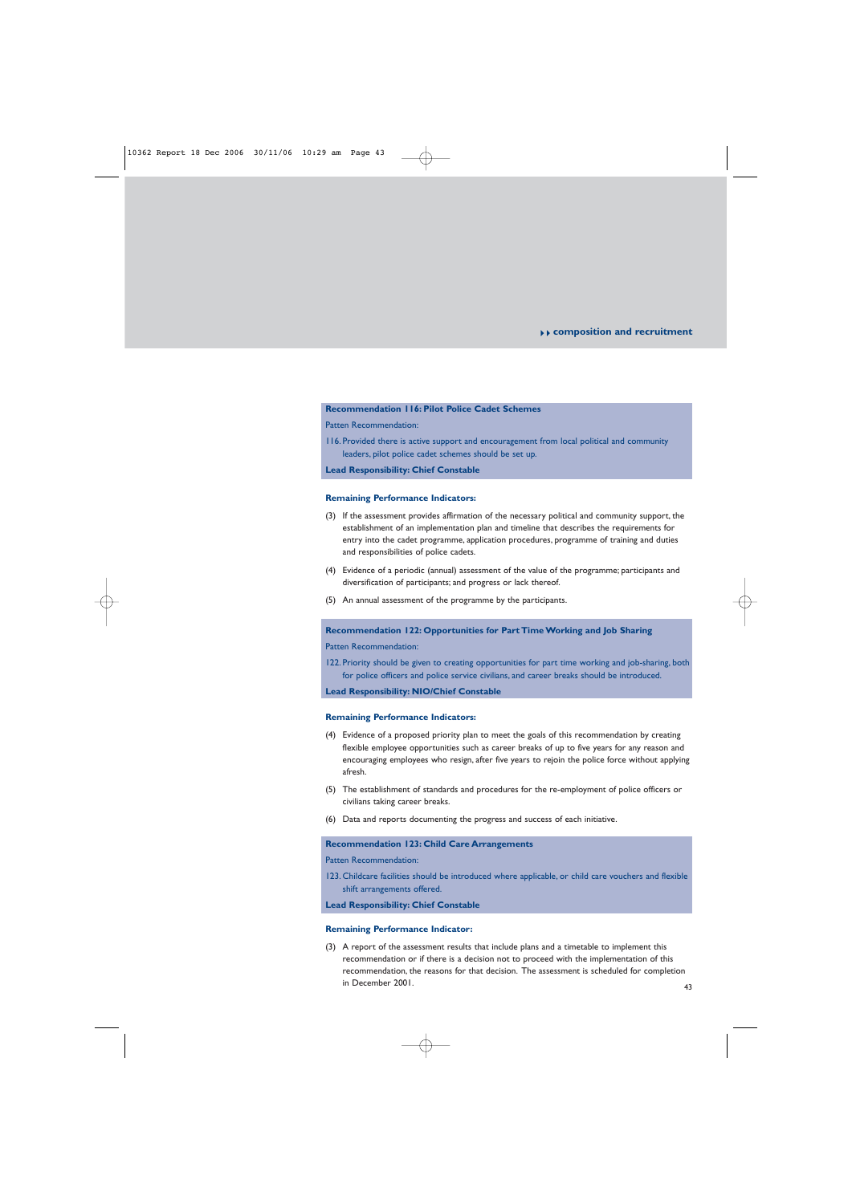**Recommendation 116: Pilot Police Cadet Schemes**

Patten Recommendation:

116. Provided there is active support and encouragement from local political and community leaders, pilot police cadet schemes should be set up.

**Lead Responsibility: Chief Constable**

### Remaining Performance Indicators:

(3) If the assessment provides affirmation of the necessary political and community support, the establishment of an implementation plan and timeline that describes the requirements for entry into the cadet programme, application procedures, programme of training and duties and responsibilities of police cadets.

(4) Evidence of a periodic (annual) assessment of the value of the programme; participants and diversification of participants; and progress or lack thereof.

(5) An annual assessment of the programme by the participants.

**Recommendation 122: Opportunities for Part Time Working and Job Sharing**

Patten Recommendation:

122. Priority should be given to creating opportunities for part time working and job-sharing, both for police officers and police service civilians, and career breaks should be introduced.

**Lead Responsibility: NIO/Chief Constable**

### Remaining Performance Indicators:

(4) Evidence of a proposed priority plan to meet the goals of this recommendation by creating flexible employee opportunities such as career breaks of up to five years for any reason and encouraging employees who resign, after five years to rejoin the police force without applying afresh.

(5) The establishment of standards and procedures for the re-employment of police officers or civilians taking career breaks.

(6) Data and reports documenting the progress and success of each initiative.

**Recommendation 123: Child Care Arrangements**

Patten Recommendation:

123. Childcare facilities should be introduced where applicable, or child care vouchers and flexible shift arrangements offered.

**Lead Responsibility: Chief Constable**

### Remaining Performance Indicator:

(3) A report of the assessment results that include plans and a timetable to implement this recommendation or if there is a decision not to proceed with the implementation of this recommendation, the reasons for that decision. The assessment is scheduled for completion in December 2001.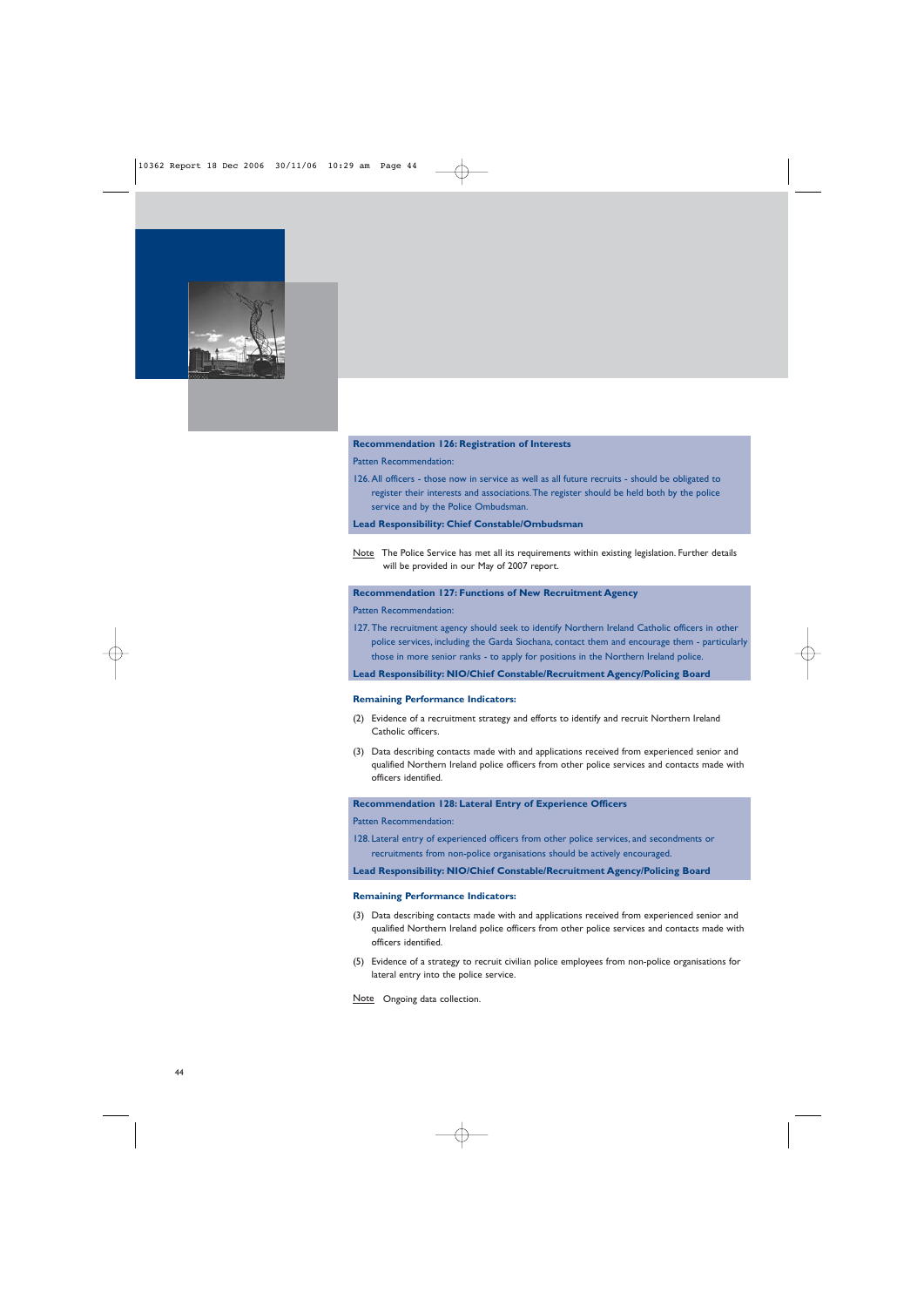### Recommendation 126: Registration of Interests

Patten Recommendation:

126. All officers - those now in service as well as all future recruits - should be obligated to register their interests and associations. The register should be held both by the police service and by the Police Ombudsman.

**Lead Responsibility: Chief Constable/Ombudsman**

Note The Police Service has met all its requirements within existing legislation. Further details will be provided in our May of 2007 report.

### Recommendation 127: Functions of New Recruitment Agency

Patten Recommendation:

127. The recruitment agency should seek to identify Northern Ireland Catholic officers in other police services, including the Garda Siochana, contact them and encourage them - particularly those in more senior ranks - to apply for positions in the Northern Ireland police.

**Lead Responsibility: NIO/Chief Constable/Recruitment Agency/Policing Board**

**Remaining Performance Indicators:**

(2) Evidence of a recruitment strategy and efforts to identify and recruit Northern Ireland Catholic officers.

(3) Data describing contacts made with and applications received from experienced senior and qualified Northern Ireland police officers from other police services and contacts made with officers identified.

### Recommendation 128: Lateral Entry of Experience Officers

Patten Recommendation:

128. Lateral entry of experienced officers from other police services, and secondments or recruitments from non-police organisations should be actively encouraged.

**Lead Responsibility: NIO/Chief Constable/Recruitment Agency/Policing Board**

**Remaining Performance Indicators:**

(3) Data describing contacts made with and applications received from experienced senior and qualified Northern Ireland police officers from other police services and contacts made with officers identified.

(5) Evidence of a strategy to recruit civilian police employees from non-police organisations for lateral entry into the police service.

Note Ongoing data collection.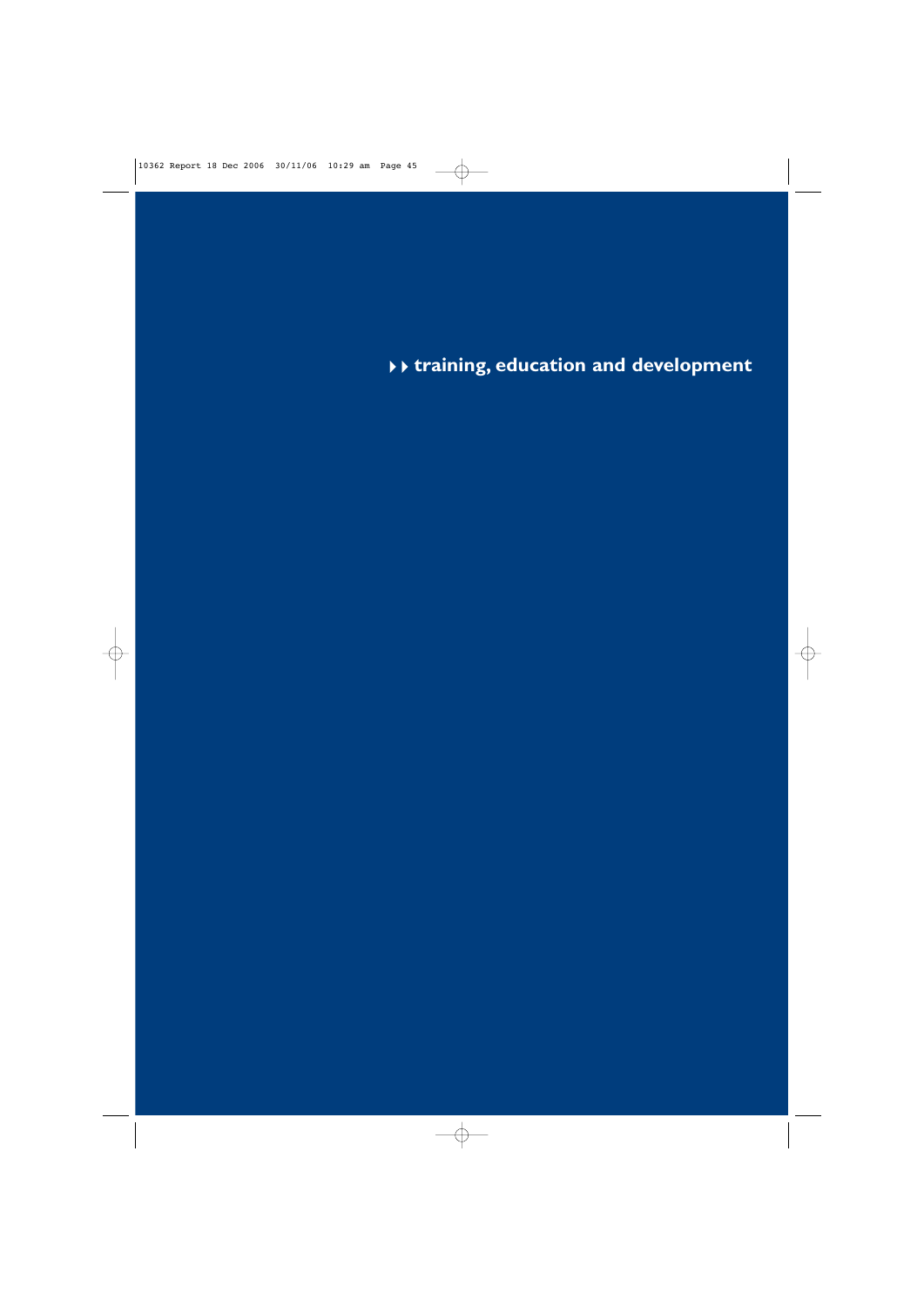# training, education and development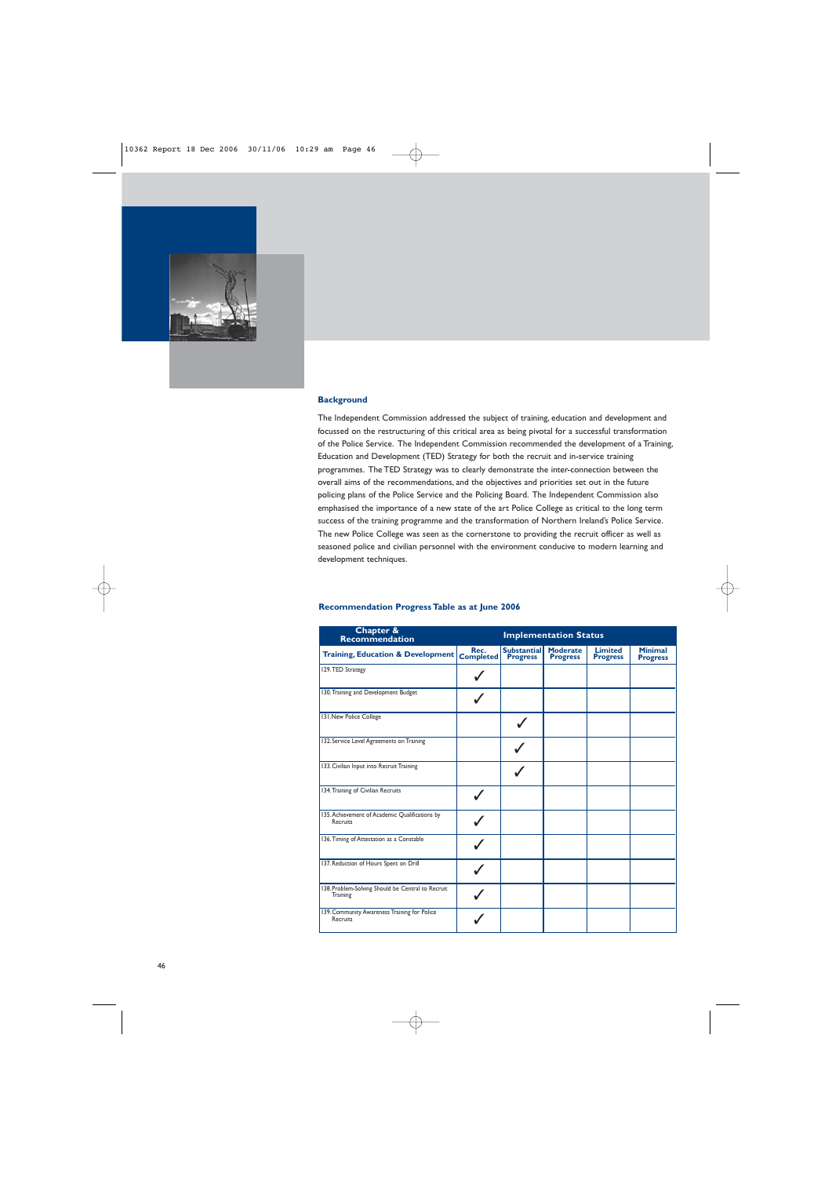### Background

The Independent Commission addressed the subject of training, education and development and focussed on the restructuring of this critical area as being pivotal for a successful transformation of the Police Service. The Independent Commission recommended the development of a Training, Education and Development (TED) Strategy for both the recruit and in-service training programmes. The TED Strategy was to clearly demonstrate the inter-connection between the overall aims of the recommendations, and the objectives and priorities set out in the future policing plans of the Police Service and the Policing Board. The Independent Commission also emphasised the importance of a new state of the art Police College as critical to the long term success of the training programme and the transformation of Northern Ireland's Police Service. The new Police College was seen as the cornerstone to providing the recruit officer as well as seasoned police and civilian personnel with the environment conducive to modern learning and development techniques.

### Recommendation Progress Table as at June 2006

| Chapter & Recommendation | Implementation Status | | | | |
|---|---|---|---|---|---|
| Training, Education & Development | Rec. Completed | Substantial Progress | Moderate Progress | Limited Progress | Minimal Progress |
| 129. TED Strategy | ✓ | | | | |
| 130. Training and Development Budget | ✓ | | | | |
| 131. New Police College | | ✓ | | | |
| 132. Service Level Agreements on Training | | ✓ | | | |
| 133. Civilian Input into Recruit Training | | ✓ | | | |
| 134. Training of Civilian Recruits | ✓ | | | | |
| 135. Achievement of Academic Qualifications by Recruits | ✓ | | | | |
| 136. Timing of Attestation as a Constable | ✓ | | | | |
| 137. Reduction of Hours Spent on Drill | ✓ | | | | |
| 138. Problem-Solving Should be Central to Recruit Training | ✓ | | | | |
| 139. Community Awareness Training for Police Recruits | ✓ | | | | |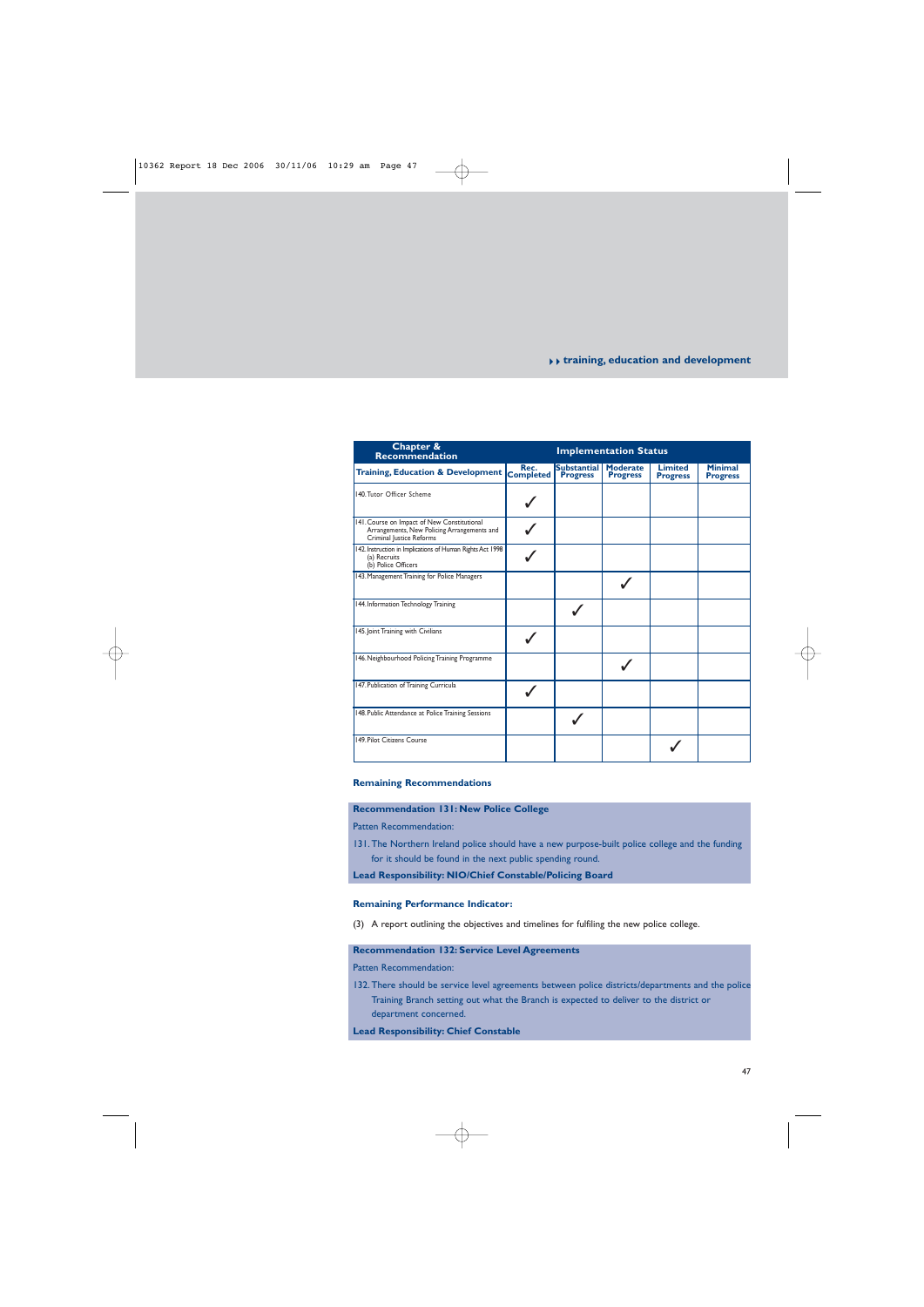## training, education and development

| Chapter & Recommendation | Implementation Status | | | | |
|---|---|---|---|---|---|
| **Training, Education & Development** | **Rec. Completed** | **Substantial Progress** | **Moderate Progress** | **Limited Progress** | **Minimal Progress** |
| 140. Tutor Officer Scheme | ✓ | | | | |
| 141. Course on Impact of New Constitutional Arrangements, New Policing Arrangements and Criminal Justice Reforms | ✓ | | | | |
| 142. Instruction in Implications of Human Rights Act 1998 (a) Recruits (b) Police Officers | ✓ | | | | |
| 143. Management Training for Police Managers | | | ✓ | | |
| 144. Information Technology Training | | ✓ | | | |
| 145. Joint Training with Civilians | ✓ | | | | |
| 146. Neighbourhood Policing Training Programme | | | ✓ | | |
| 147. Publication of Training Curricula | ✓ | | | | |
| 148. Public Attendance at Police Training Sessions | | ✓ | | | |
| 149. Pilot Citizens Course | | | | ✓ | |

### Remaining Recommendations

**Recommendation 131: New Police College**

Patten Recommendation:

131. The Northern Ireland police should have a new purpose-built police college and the funding for it should be found in the next public spending round.

**Lead Responsibility: NIO/Chief Constable/Policing Board**

### Remaining Performance Indicator:

(3) A report outlining the objectives and timelines for fulfiling the new police college.

**Recommendation 132: Service Level Agreements**

Patten Recommendation:

132. There should be service level agreements between police districts/departments and the police Training Branch setting out what the Branch is expected to deliver to the district or department concerned.

**Lead Responsibility: Chief Constable**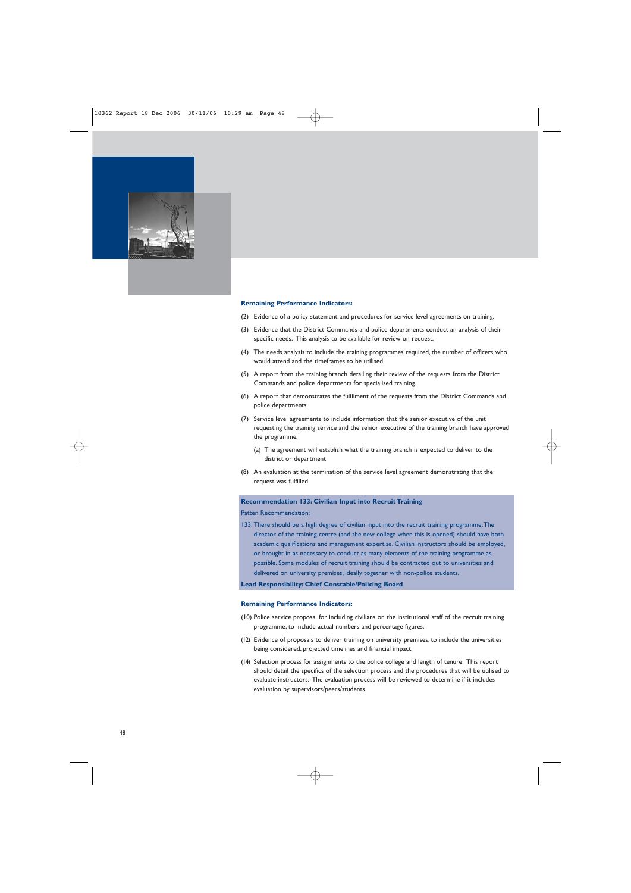### Remaining Performance Indicators:

(2) Evidence of a policy statement and procedures for service level agreements on training.

(3) Evidence that the District Commands and police departments conduct an analysis of their specific needs. This analysis to be available for review on request.

(4) The needs analysis to include the training programmes required, the number of officers who would attend and the timeframes to be utilised.

(5) A report from the training branch detailing their review of the requests from the District Commands and police departments for specialised training.

(6) A report that demonstrates the fulfilment of the requests from the District Commands and police departments.

(7) Service level agreements to include information that the senior executive of the unit requesting the training service and the senior executive of the training branch have approved the programme:

   (a) The agreement will establish what the training branch is expected to deliver to the district or department

(8) An evaluation at the termination of the service level agreement demonstrating that the request was fulfilled.

### Recommendation 133: Civilian Input into Recruit Training

Patten Recommendation:

133. There should be a high degree of civilian input into the recruit training programme. The director of the training centre (and the new college when this is opened) should have both academic qualifications and management expertise. Civilian instructors should be employed, or brought in as necessary to conduct as many elements of the training programme as possible. Some modules of recruit training should be contracted out to universities and delivered on university premises, ideally together with non-police students.

**Lead Responsibility: Chief Constable/Policing Board**

### Remaining Performance Indicators:

(10) Police service proposal for including civilians on the institutional staff of the recruit training programme, to include actual numbers and percentage figures.

(12) Evidence of proposals to deliver training on university premises, to include the universities being considered, projected timelines and financial impact.

(14) Selection process for assignments to the police college and length of tenure. This report should detail the specifics of the selection process and the procedures that will be utilised to evaluate instructors. The evaluation process will be reviewed to determine if it includes evaluation by supervisors/peers/students.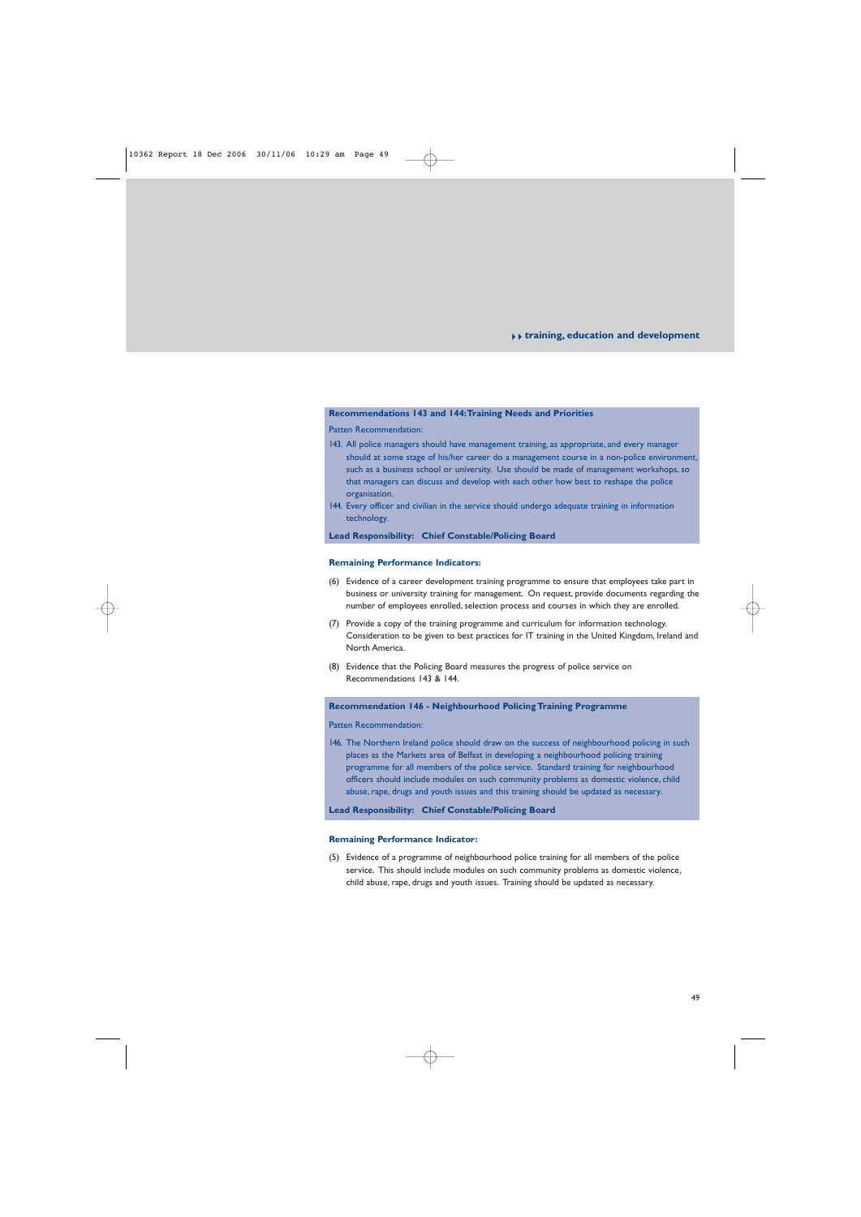## training, education and development

### Recommendations 143 and 144: Training Needs and Priorities

Patten Recommendation:

143. All police managers should have management training, as appropriate, and every manager should at some stage of his/her career do a management course in a non-police environment, such as a business school or university. Use should be made of management workshops, so that managers can discuss and develop with each other how best to reshape the police organisation.

144. Every officer and civilian in the service should undergo adequate training in information technology.

**Lead Responsibility: Chief Constable/Policing Board**

#### Remaining Performance Indicators:

(6) Evidence of a career development training programme to ensure that employees take part in business or university training for management. On request, provide documents regarding the number of employees enrolled, selection process and courses in which they are enrolled.

(7) Provide a copy of the training programme and curriculum for information technology. Consideration to be given to best practices for IT training in the United Kingdom, Ireland and North America.

(8) Evidence that the Policing Board measures the progress of police service on Recommendations 143 & 144.

### Recommendation 146 - Neighbourhood Policing Training Programme

Patten Recommendation:

146. The Northern Ireland police should draw on the success of neighbourhood policing in such places as the Markets area of Belfast in developing a neighbourhood policing training programme for all members of the police service. Standard training for neighbourhood officers should include modules on such community problems as domestic violence, child abuse, rape, drugs and youth issues and this training should be updated as necessary.

**Lead Responsibility: Chief Constable/Policing Board**

#### Remaining Performance Indicator:

(5) Evidence of a programme of neighbourhood police training for all members of the police service. This should include modules on such community problems as domestic violence, child abuse, rape, drugs and youth issues. Training should be updated as necessary.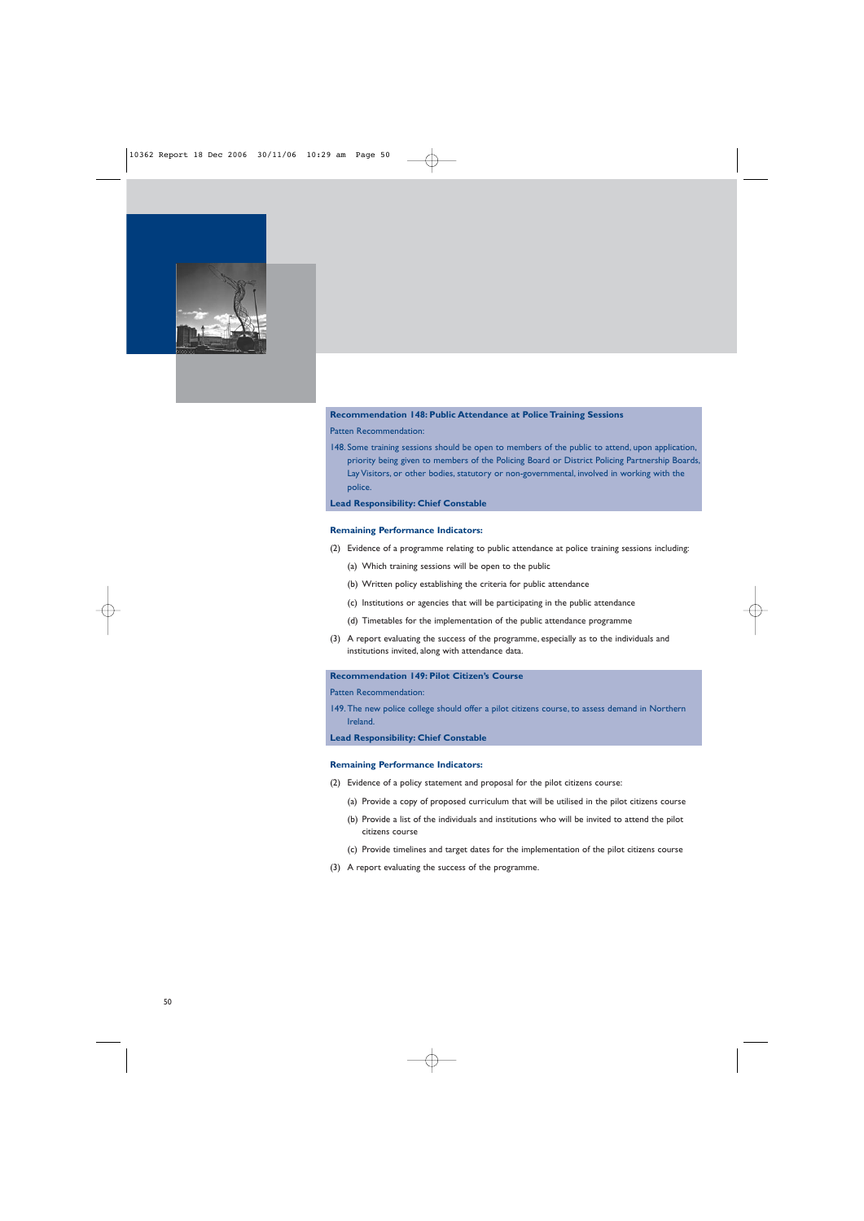**Recommendation 148: Public Attendance at Police Training Sessions**

Patten Recommendation:

148. Some training sessions should be open to members of the public to attend, upon application, priority being given to members of the Policing Board or District Policing Partnership Boards, Lay Visitors, or other bodies, statutory or non-governmental, involved in working with the police.

**Lead Responsibility: Chief Constable**

**Remaining Performance Indicators:**

(2) Evidence of a programme relating to public attendance at police training sessions including:

- (a) Which training sessions will be open to the public
- (b) Written policy establishing the criteria for public attendance
- (c) Institutions or agencies that will be participating in the public attendance
- (d) Timetables for the implementation of the public attendance programme

(3) A report evaluating the success of the programme, especially as to the individuals and institutions invited, along with attendance data.

**Recommendation 149: Pilot Citizen's Course**

Patten Recommendation:

149. The new police college should offer a pilot citizens course, to assess demand in Northern Ireland.

**Lead Responsibility: Chief Constable**

**Remaining Performance Indicators:**

(2) Evidence of a policy statement and proposal for the pilot citizens course:

- (a) Provide a copy of proposed curriculum that will be utilised in the pilot citizens course
- (b) Provide a list of the individuals and institutions who will be invited to attend the pilot citizens course
- (c) Provide timelines and target dates for the implementation of the pilot citizens course

(3) A report evaluating the success of the programme.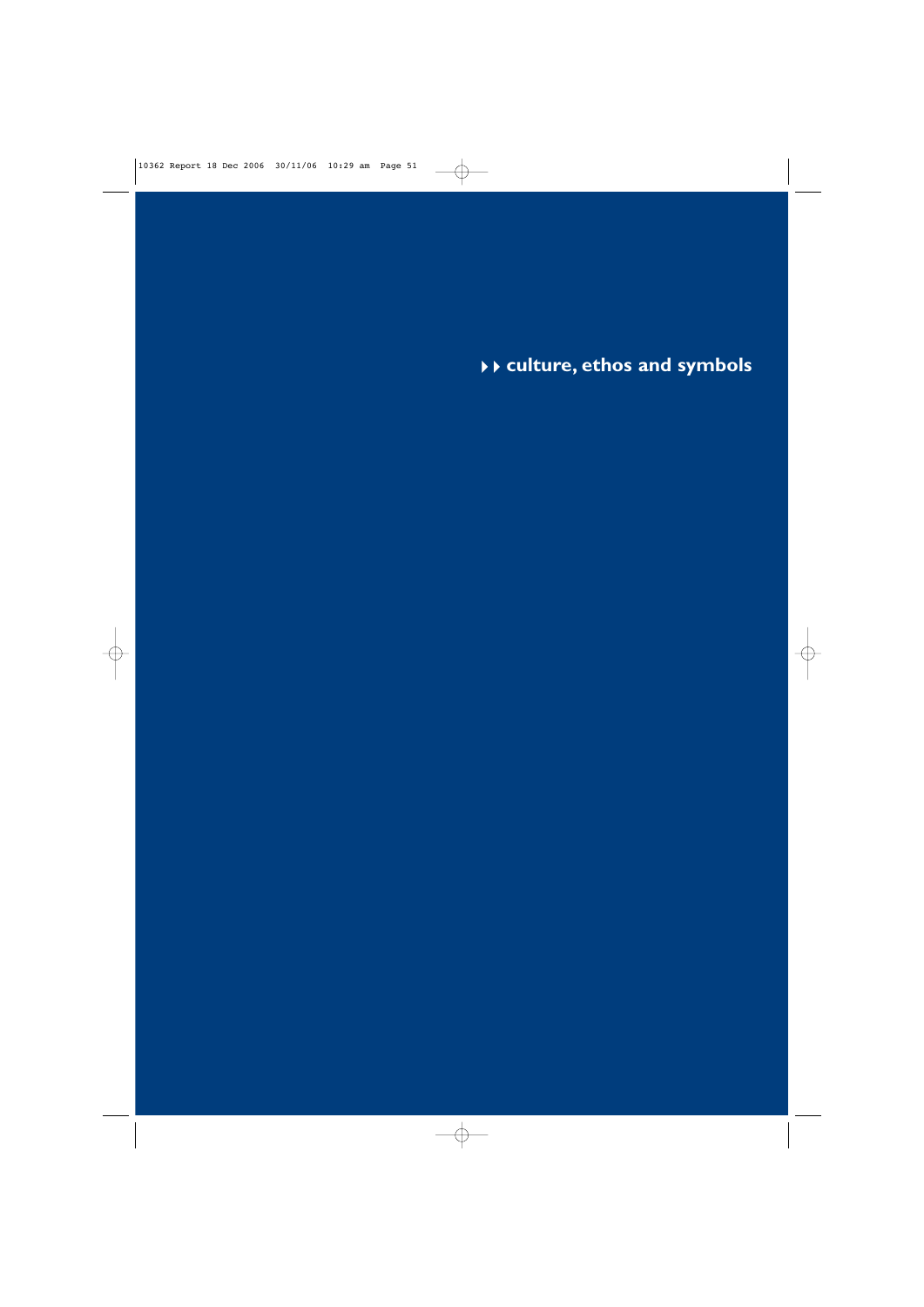# culture, ethos and symbols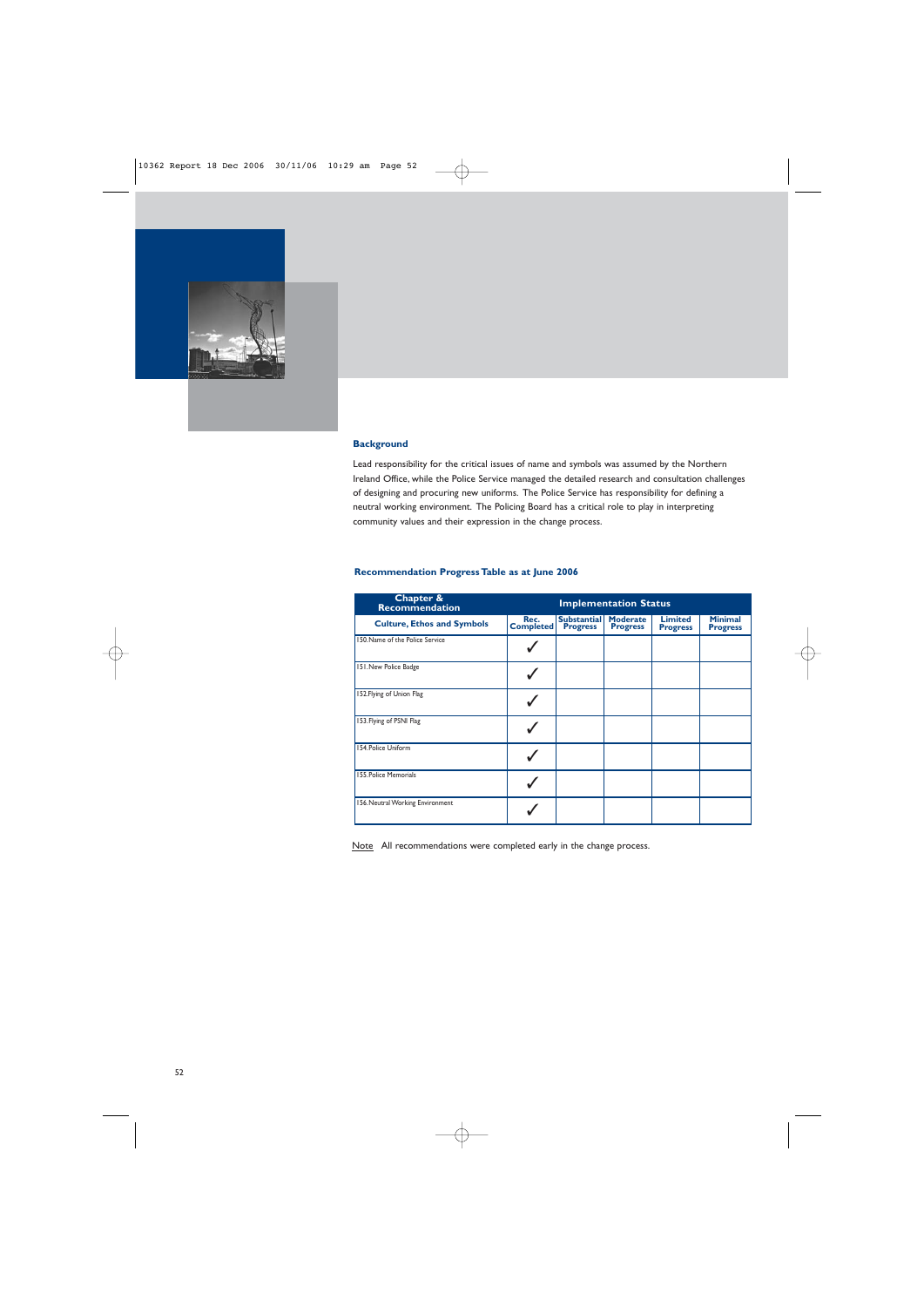### Background

Lead responsibility for the critical issues of name and symbols was assumed by the Northern Ireland Office, while the Police Service managed the detailed research and consultation challenges of designing and procuring new uniforms. The Police Service has responsibility for defining a neutral working environment. The Policing Board has a critical role to play in interpreting community values and their expression in the change process.

### Recommendation Progress Table as at June 2006

| Chapter & Recommendation | Implementation Status | | | | |
|---|---|---|---|---|---|
| **Culture, Ethos and Symbols** | **Rec. Completed** | **Substantial Progress** | **Moderate Progress** | **Limited Progress** | **Minimal Progress** |
| 150.Name of the Police Service | ✓ | | | | |
| 151.New Police Badge | ✓ | | | | |
| 152.Flying of Union Flag | ✓ | | | | |
| 153.Flying of PSNI Flag | ✓ | | | | |
| 154.Police Uniform | ✓ | | | | |
| 155.Police Memorials | ✓ | | | | |
| 156.Neutral Working Environment | ✓ | | | | |

Note All recommendations were completed early in the change process.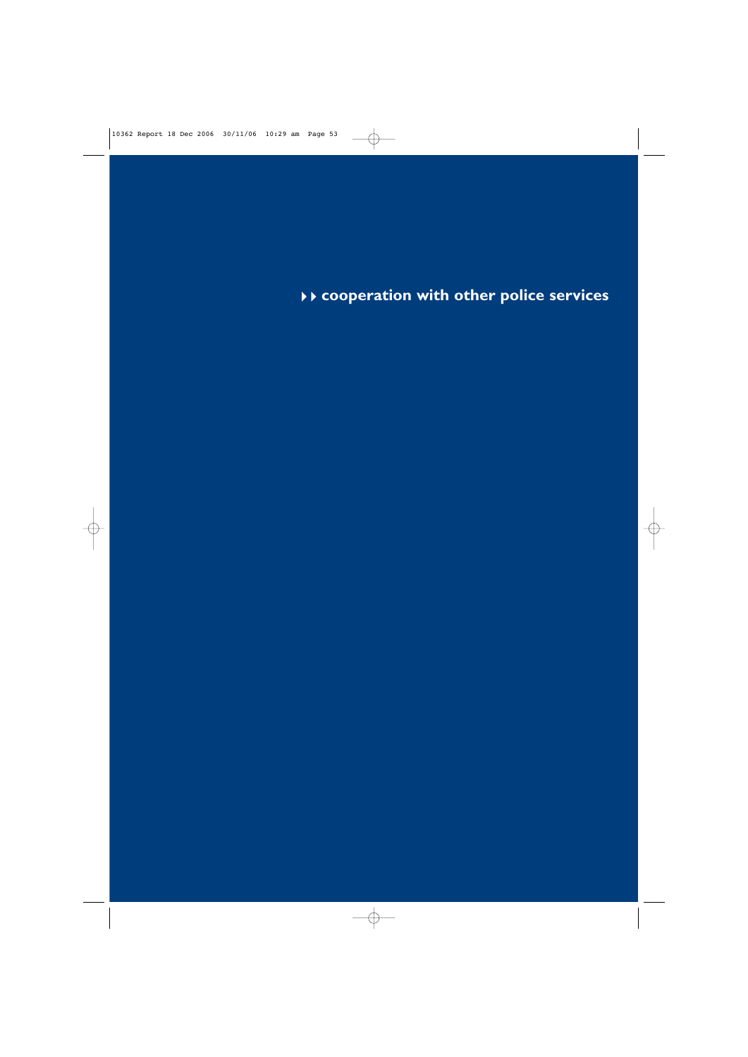# cooperation with other police services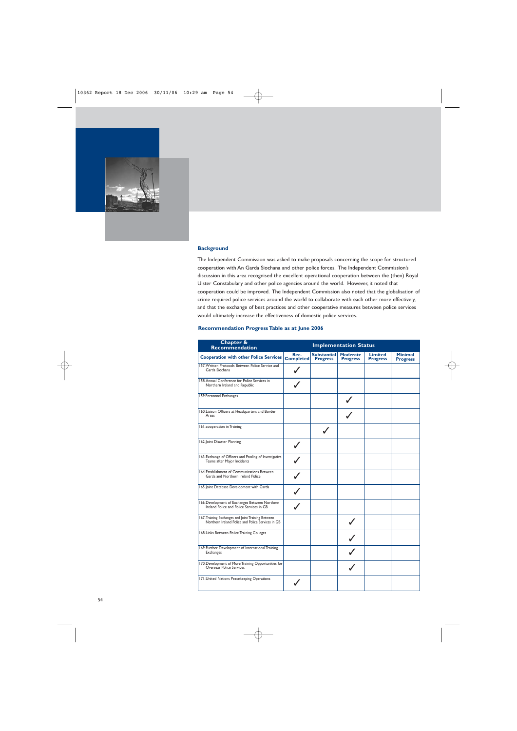### Background

The Independent Commission was asked to make proposals concerning the scope for structured cooperation with An Garda Siochana and other police forces. The Independent Commission's discussion in this area recognised the excellent operational cooperation between the (then) Royal Ulster Constabulary and other police agencies around the world. However, it noted that cooperation could be improved. The Independent Commission also noted that the globalisation of crime required police services around the world to collaborate with each other more effectively, and that the exchange of best practices and other cooperative measures between police services would ultimately increase the effectiveness of domestic police services.

### Recommendation Progress Table as at June 2006

| Chapter & Recommendation | Implementation Status | | | | |
|---|---|---|---|---|---|
| **Cooperation with other Police Services** | **Rec. Completed** | **Substantial Progress** | **Moderate Progress** | **Limited Progress** | **Minimal Progress** |
| 157. Written Protocols Between Police Service and Garda Siochana | ✓ | | | | |
| 158. Annual Conference for Police Services in Northern Ireland and Republic | ✓ | | | | |
| 159. Personnel Exchanges | | | ✓ | | |
| 160. Liaison Officers at Headquarters and Border Areas | | | ✓ | | |
| 161. cooperation in Training | | ✓ | | | |
| 162. Joint Disaster Planning | ✓ | | | | |
| 163. Exchange of Officers and Pooling of Investigative Teams after Major Incidents | ✓ | | | | |
| 164. Establishment of Communications Between Garda and Northern Ireland Police | ✓ | | | | |
| 165. Joint Database Development with Garda | ✓ | | | | |
| 166. Development of Exchanges Between Northern Ireland Police and Police Services in GB | ✓ | | | | |
| 167. Training Exchanges and Joint Training Between Northern Ireland Police and Police Services in GB | | | ✓ | | |
| 168. Links Between Police Training Colleges | | | ✓ | | |
| 169. Further Development of International Training Exchanges | | | ✓ | | |
| 170. Development of More Training Opportunities for Overseas Police Services | | | ✓ | | |
| 171. United Nations Peacekeeping Operations | ✓ | | | | |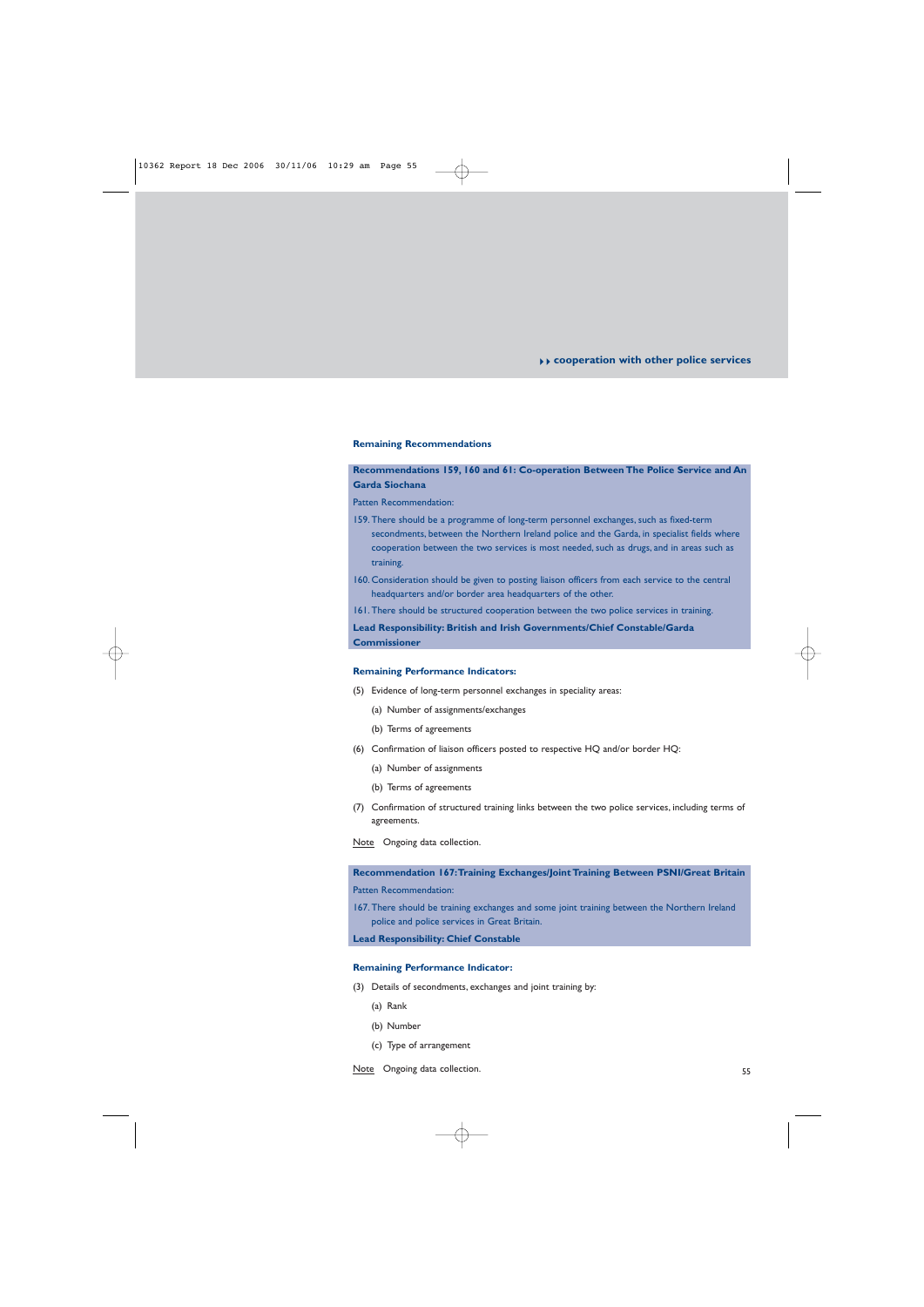## Remaining Recommendations

**Recommendations 159, 160 and 61: Co-operation Between The Police Service and An Garda Siochana**

Patten Recommendation:

159. There should be a programme of long-term personnel exchanges, such as fixed-term secondments, between the Northern Ireland police and the Garda, in specialist fields where cooperation between the two services is most needed, such as drugs, and in areas such as training.

160. Consideration should be given to posting liaison officers from each service to the central headquarters and/or border area headquarters of the other.

161. There should be structured cooperation between the two police services in training.

**Lead Responsibility: British and Irish Governments/Chief Constable/Garda Commissioner**

### Remaining Performance Indicators:

(5) Evidence of long-term personnel exchanges in speciality areas:

(a) Number of assignments/exchanges

(b) Terms of agreements

(6) Confirmation of liaison officers posted to respective HQ and/or border HQ:

(a) Number of assignments

(b) Terms of agreements

(7) Confirmation of structured training links between the two police services, including terms of agreements.

Note Ongoing data collection.

**Recommendation 167: Training Exchanges/Joint Training Between PSNI/Great Britain**

Patten Recommendation:

167. There should be training exchanges and some joint training between the Northern Ireland police and police services in Great Britain.

**Lead Responsibility: Chief Constable**

### Remaining Performance Indicator:

(3) Details of secondments, exchanges and joint training by:

(a) Rank

(b) Number

(c) Type of arrangement

Note Ongoing data collection.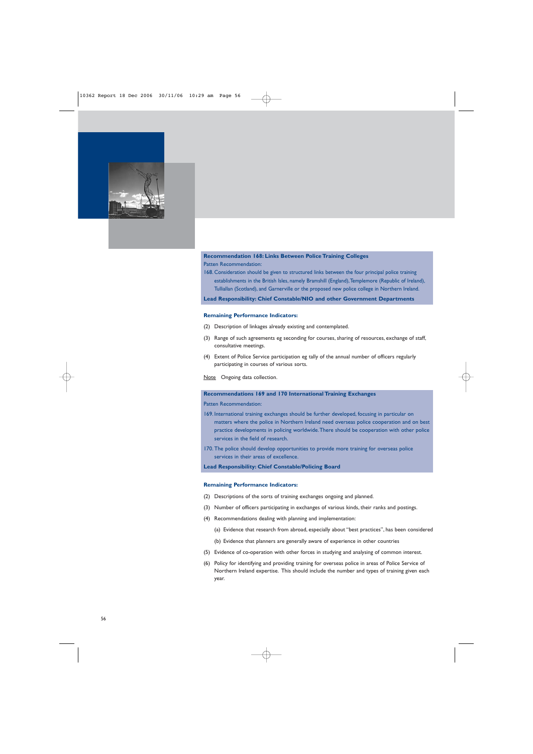**Recommendation 168: Links Between Police Training Colleges**

Patten Recommendation:

168. Consideration should be given to structured links between the four principal police training establishments in the British Isles, namely Bramshill (England), Templemore (Republic of Ireland), Tulliallan (Scotland), and Garnerville or the proposed new police college in Northern Ireland.

**Lead Responsibility: Chief Constable/NIO and other Government Departments**

**Remaining Performance Indicators:**

(2) Description of linkages already existing and contemplated.

(3) Range of such agreements eg seconding for courses, sharing of resources, exchange of staff, consultative meetings.

(4) Extent of Police Service participation eg tally of the annual number of officers regularly participating in courses of various sorts.

Note Ongoing data collection.

**Recommendations 169 and 170 International Training Exchanges**

Patten Recommendation:

169. International training exchanges should be further developed, focusing in particular on matters where the police in Northern Ireland need overseas police cooperation and on best practice developments in policing worldwide. There should be cooperation with other police services in the field of research.

170. The police should develop opportunities to provide more training for overseas police services in their areas of excellence.

**Lead Responsibility: Chief Constable/Policing Board**

**Remaining Performance Indicators:**

(2) Descriptions of the sorts of training exchanges ongoing and planned.

(3) Number of officers participating in exchanges of various kinds, their ranks and postings.

(4) Recommendations dealing with planning and implementation:

(a) Evidence that research from abroad, especially about "best practices", has been considered

(b) Evidence that planners are generally aware of experience in other countries

(5) Evidence of co-operation with other forces in studying and analysing of common interest.

(6) Policy for identifying and providing training for overseas police in areas of Police Service of Northern Ireland expertise. This should include the number and types of training given each year.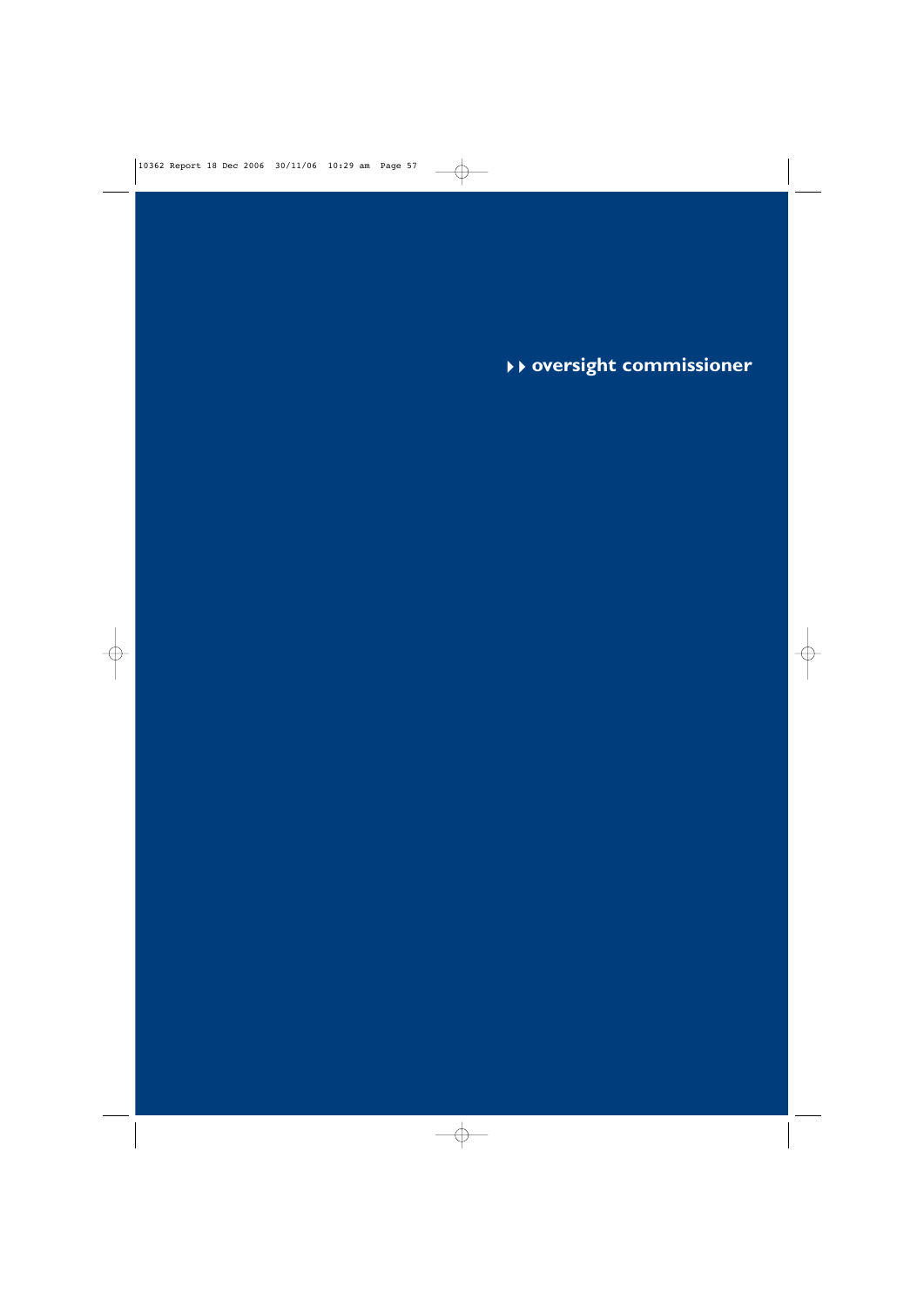# oversight commissioner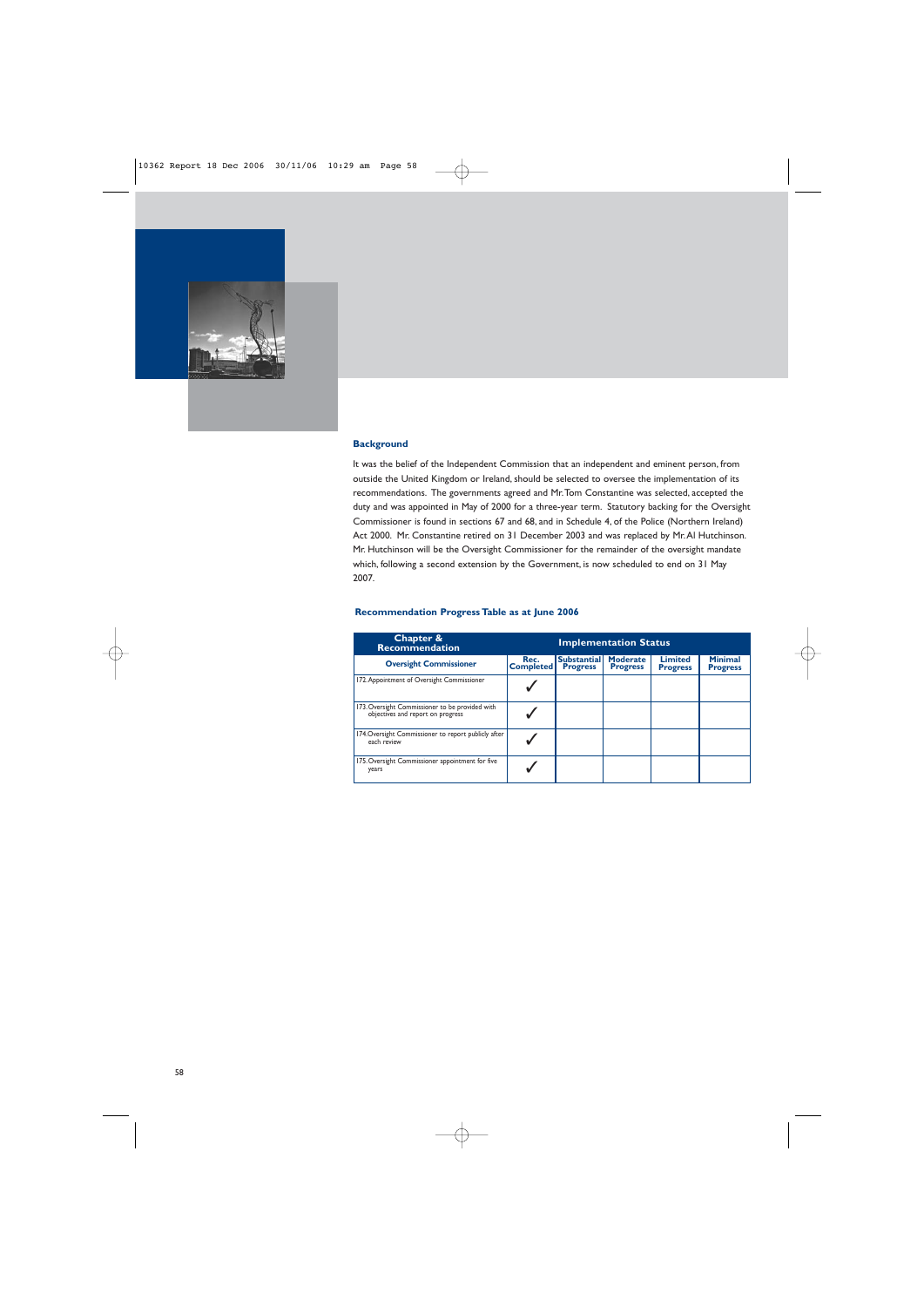### Background

It was the belief of the Independent Commission that an independent and eminent person, from outside the United Kingdom or Ireland, should be selected to oversee the implementation of its recommendations. The governments agreed and Mr. Tom Constantine was selected, accepted the duty and was appointed in May of 2000 for a three-year term. Statutory backing for the Oversight Commissioner is found in sections 67 and 68, and in Schedule 4, of the Police (Northern Ireland) Act 2000. Mr. Constantine retired on 31 December 2003 and was replaced by Mr. Al Hutchinson. Mr. Hutchinson will be the Oversight Commissioner for the remainder of the oversight mandate which, following a second extension by the Government, is now scheduled to end on 31 May 2007.

### Recommendation Progress Table as at June 2006

| Chapter & Recommendation | Implementation Status | | | | |
|---|---|---|---|---|---|
| Oversight Commissioner | Rec. Completed | Substantial Progress | Moderate Progress | Limited Progress | Minimal Progress |
| 172. Appointment of Oversight Commissioner | ✓ | | | | |
| 173. Oversight Commissioner to be provided with objectives and report on progress | ✓ | | | | |
| 174. Oversight Commissioner to report publicly after each review | ✓ | | | | |
| 175. Oversight Commissioner appointment for five years | ✓ | | | | |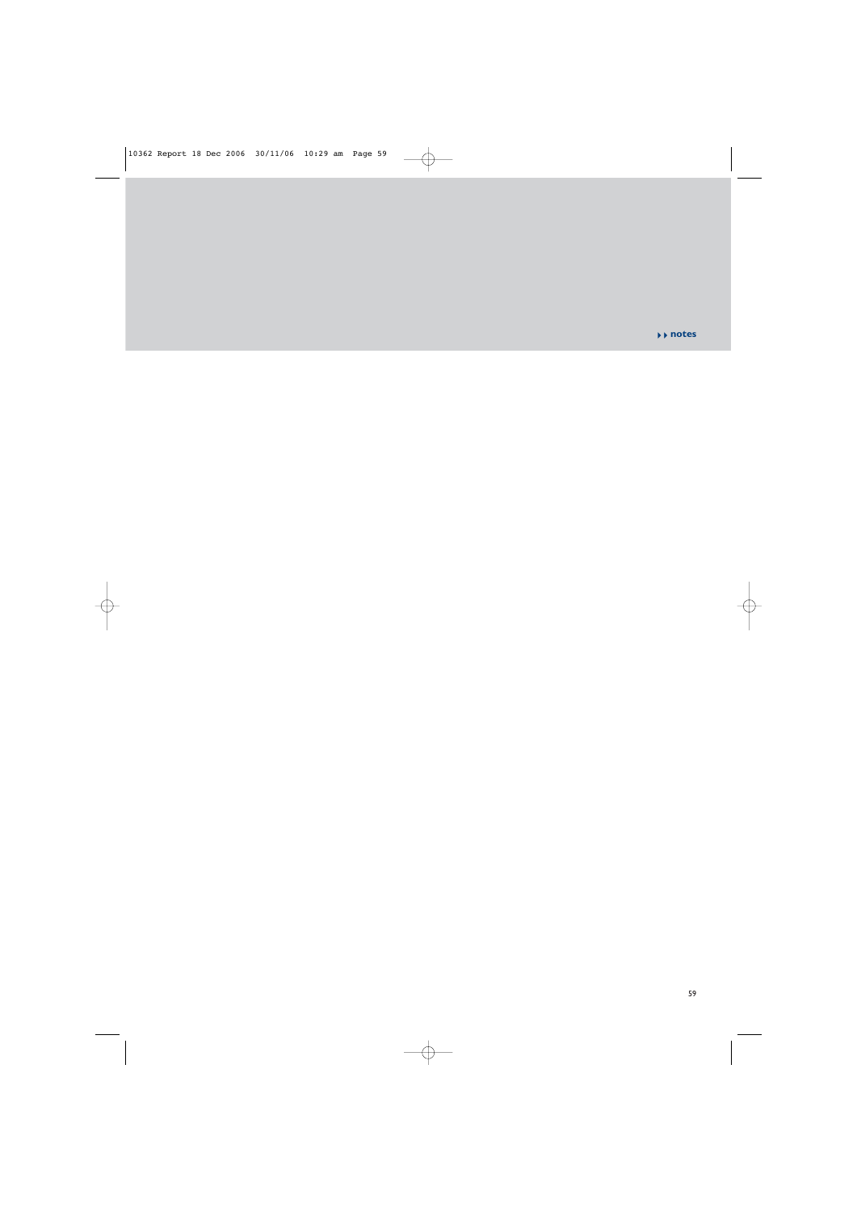## notes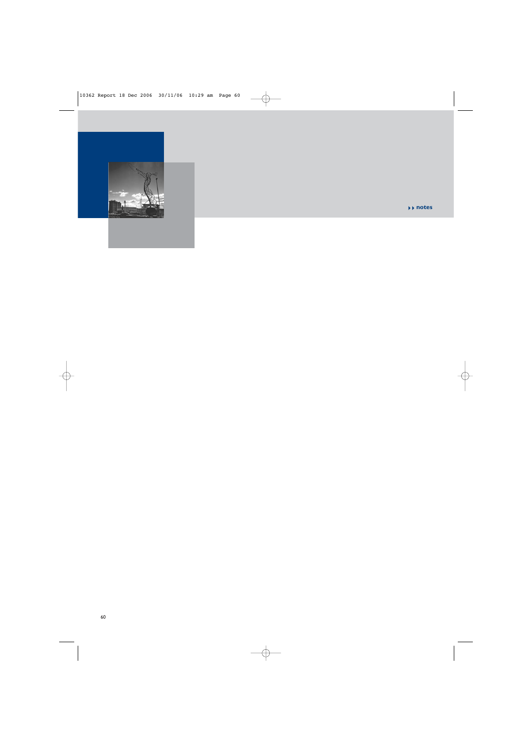▸▸ notes